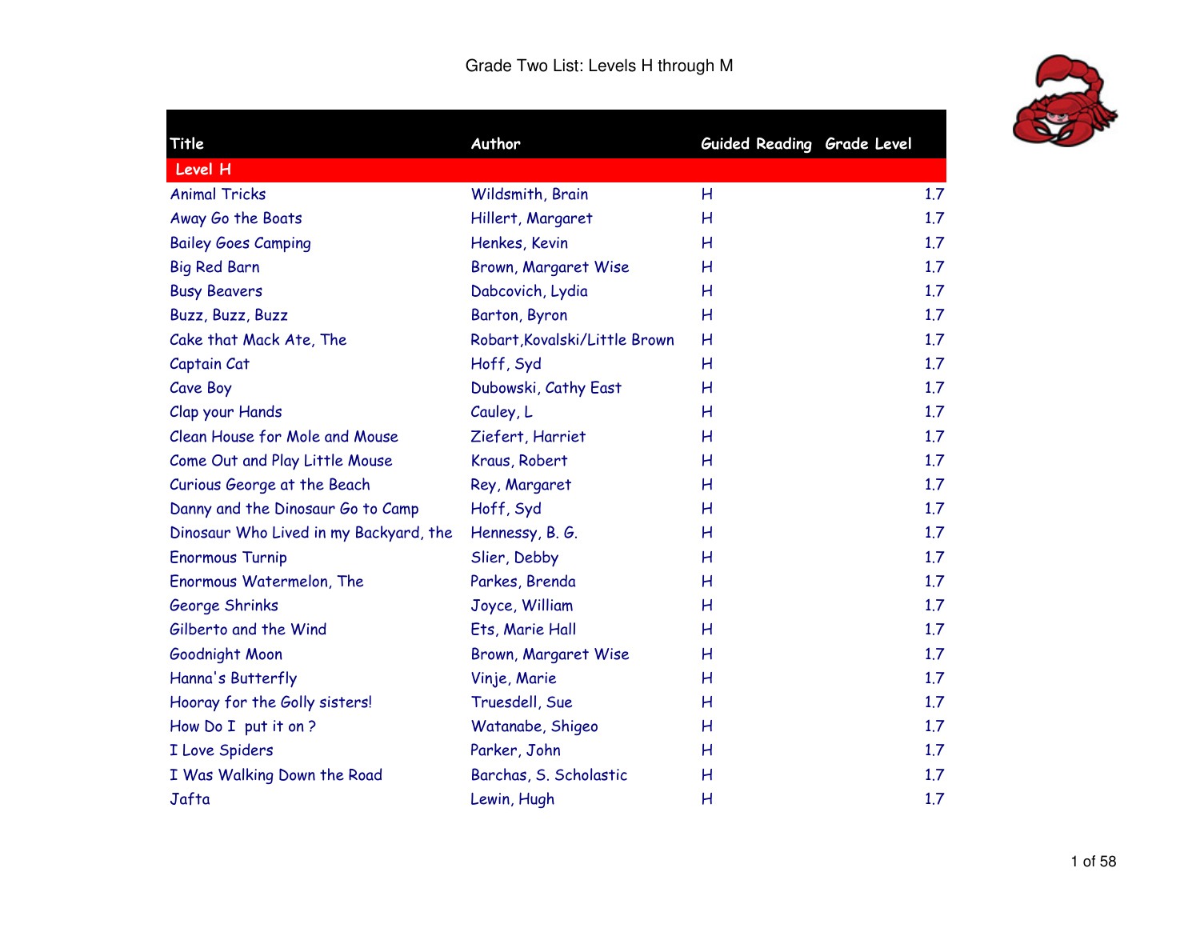# Grade Two List: Levels H through M

| Title | Author | Guided Reading | Grade Level |
|---|---|---|---|
| **Level H** | | | |
| Animal Tricks | Wildsmith, Brain | H | 1.7 |
| Away Go the Boats | Hillert, Margaret | H | 1.7 |
| Bailey Goes Camping | Henkes, Kevin | H | 1.7 |
| Big Red Barn | Brown, Margaret Wise | H | 1.7 |
| Busy Beavers | Dabcovich, Lydia | H | 1.7 |
| Buzz, Buzz, Buzz | Barton, Byron | H | 1.7 |
| Cake that Mack Ate, The | Robart,Kovalski/Little Brown | H | 1.7 |
| Captain Cat | Hoff, Syd | H | 1.7 |
| Cave Boy | Dubowski, Cathy East | H | 1.7 |
| Clap your Hands | Cauley, L | H | 1.7 |
| Clean House for Mole and Mouse | Ziefert, Harriet | H | 1.7 |
| Come Out and Play Little Mouse | Kraus, Robert | H | 1.7 |
| Curious George at the Beach | Rey, Margaret | H | 1.7 |
| Danny and the Dinosaur Go to Camp | Hoff, Syd | H | 1.7 |
| Dinosaur Who Lived in my Backyard, the | Hennessy, B. G. | H | 1.7 |
| Enormous Turnip | Slier, Debby | H | 1.7 |
| Enormous Watermelon, The | Parkes, Brenda | H | 1.7 |
| George Shrinks | Joyce, William | H | 1.7 |
| Gilberto and the Wind | Ets, Marie Hall | H | 1.7 |
| Goodnight Moon | Brown, Margaret Wise | H | 1.7 |
| Hanna's Butterfly | Vinje, Marie | H | 1.7 |
| Hooray for the Golly sisters! | Truesdell, Sue | H | 1.7 |
| How Do I put it on ? | Watanabe, Shigeo | H | 1.7 |
| I Love Spiders | Parker, John | H | 1.7 |
| I Was Walking Down the Road | Barchas, S. Scholastic | H | 1.7 |
| Jafta | Lewin, Hugh | H | 1.7 |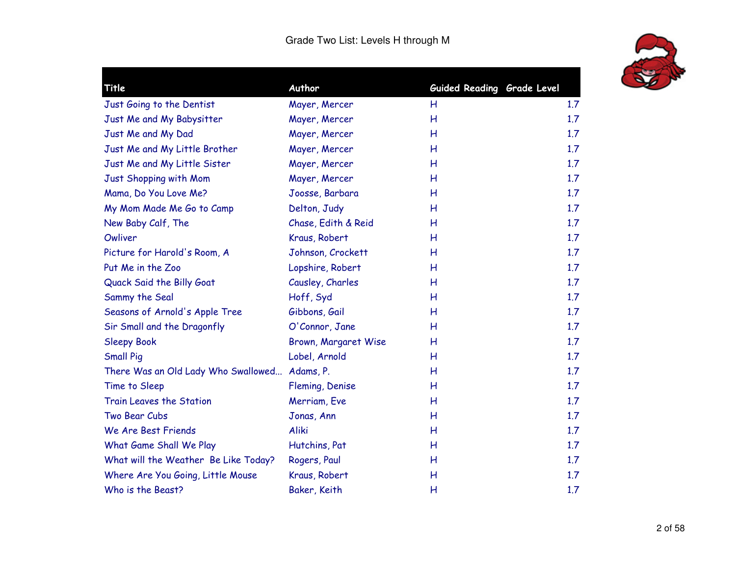Grade Two List: Levels H through M

| Title | Author | Guided Reading | Grade Level |
| --- | --- | --- | --- |
| Just Going to the Dentist | Mayer, Mercer | H | 1.7 |
| Just Me and My Babysitter | Mayer, Mercer | H | 1.7 |
| Just Me and My Dad | Mayer, Mercer | H | 1.7 |
| Just Me and My Little Brother | Mayer, Mercer | H | 1.7 |
| Just Me and My Little Sister | Mayer, Mercer | H | 1.7 |
| Just Shopping with Mom | Mayer, Mercer | H | 1.7 |
| Mama, Do You Love Me? | Joosse, Barbara | H | 1.7 |
| My Mom Made Me Go to Camp | Delton, Judy | H | 1.7 |
| New Baby Calf, The | Chase, Edith & Reid | H | 1.7 |
| Owliver | Kraus, Robert | H | 1.7 |
| Picture for Harold's Room, A | Johnson, Crockett | H | 1.7 |
| Put Me in the Zoo | Lopshire, Robert | H | 1.7 |
| Quack Said the Billy Goat | Causley, Charles | H | 1.7 |
| Sammy the Seal | Hoff, Syd | H | 1.7 |
| Seasons of Arnold's Apple Tree | Gibbons, Gail | H | 1.7 |
| Sir Small and the Dragonfly | O'Connor, Jane | H | 1.7 |
| Sleepy Book | Brown, Margaret Wise | H | 1.7 |
| Small Pig | Lobel, Arnold | H | 1.7 |
| There Was an Old Lady Who Swallowed... | Adams, P. | H | 1.7 |
| Time to Sleep | Fleming, Denise | H | 1.7 |
| Train Leaves the Station | Merriam, Eve | H | 1.7 |
| Two Bear Cubs | Jonas, Ann | H | 1.7 |
| We Are Best Friends | Aliki | H | 1.7 |
| What Game Shall We Play | Hutchins, Pat | H | 1.7 |
| What will the Weather Be Like Today? | Rogers, Paul | H | 1.7 |
| Where Are You Going, Little Mouse | Kraus, Robert | H | 1.7 |
| Who is the Beast? | Baker, Keith | H | 1.7 |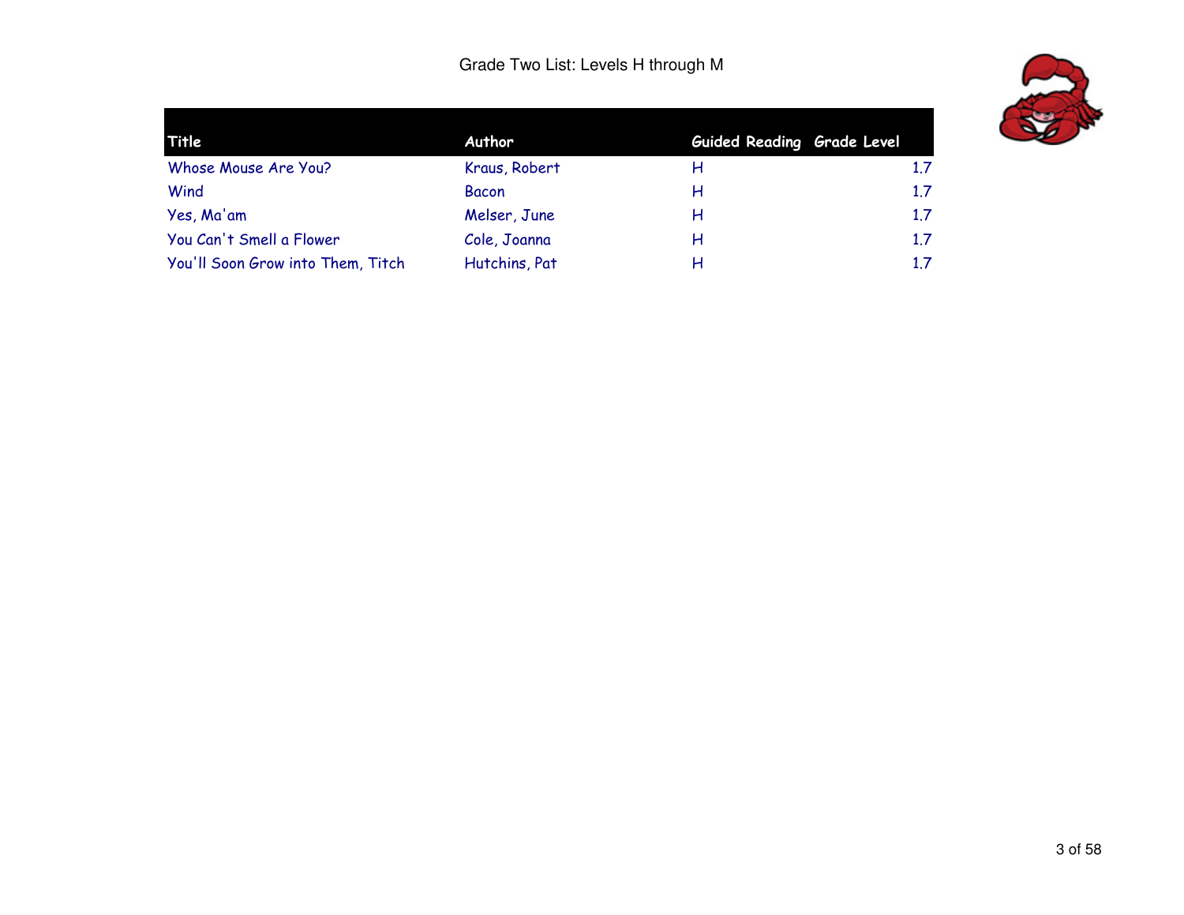Grade Two List: Levels H through M

| Title | Author | Guided Reading | Grade Level |
|---|---|---|---|
| Whose Mouse Are You? | Kraus, Robert | H | 1.7 |
| Wind | Bacon | H | 1.7 |
| Yes, Ma'am | Melser, June | H | 1.7 |
| You Can't Smell a Flower | Cole, Joanna | H | 1.7 |
| You'll Soon Grow into Them, Titch | Hutchins, Pat | H | 1.7 |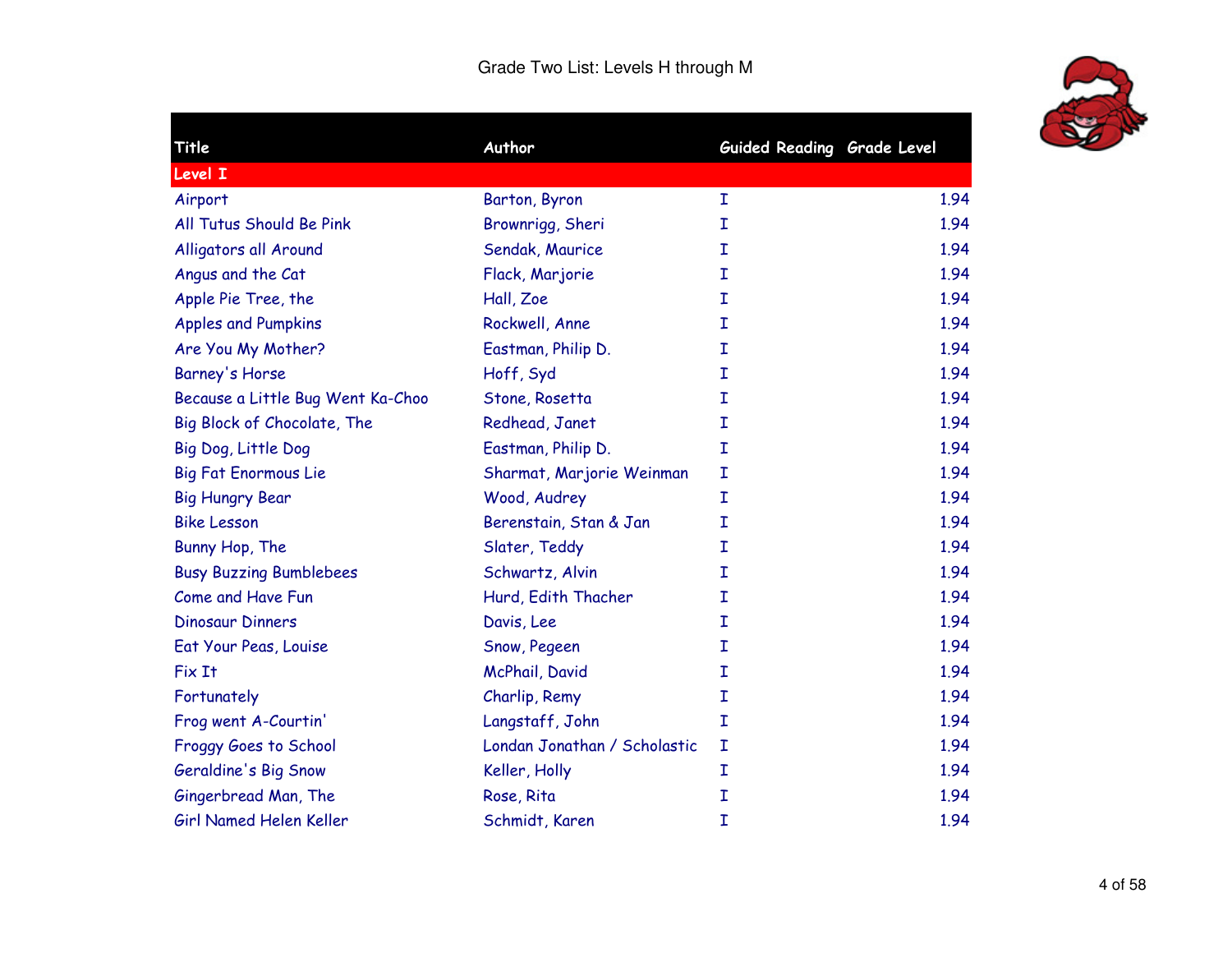# Grade Two List: Levels H through M

| Title | Author | Guided Reading | Grade Level |
|---|---|---|---|
| **Level I** | | | |
| Airport | Barton, Byron | I | 1.94 |
| All Tutus Should Be Pink | Brownrigg, Sheri | I | 1.94 |
| Alligators all Around | Sendak, Maurice | I | 1.94 |
| Angus and the Cat | Flack, Marjorie | I | 1.94 |
| Apple Pie Tree, the | Hall, Zoe | I | 1.94 |
| Apples and Pumpkins | Rockwell, Anne | I | 1.94 |
| Are You My Mother? | Eastman, Philip D. | I | 1.94 |
| Barney's Horse | Hoff, Syd | I | 1.94 |
| Because a Little Bug Went Ka-Choo | Stone, Rosetta | I | 1.94 |
| Big Block of Chocolate, The | Redhead, Janet | I | 1.94 |
| Big Dog, Little Dog | Eastman, Philip D. | I | 1.94 |
| Big Fat Enormous Lie | Sharmat, Marjorie Weinman | I | 1.94 |
| Big Hungry Bear | Wood, Audrey | I | 1.94 |
| Bike Lesson | Berenstain, Stan & Jan | I | 1.94 |
| Bunny Hop, The | Slater, Teddy | I | 1.94 |
| Busy Buzzing Bumblebees | Schwartz, Alvin | I | 1.94 |
| Come and Have Fun | Hurd, Edith Thacher | I | 1.94 |
| Dinosaur Dinners | Davis, Lee | I | 1.94 |
| Eat Your Peas, Louise | Snow, Pegeen | I | 1.94 |
| Fix It | McPhail, David | I | 1.94 |
| Fortunately | Charlip, Remy | I | 1.94 |
| Frog went A-Courtin' | Langstaff, John | I | 1.94 |
| Froggy Goes to School | Londan Jonathan / Scholastic | I | 1.94 |
| Geraldine's Big Snow | Keller, Holly | I | 1.94 |
| Gingerbread Man, The | Rose, Rita | I | 1.94 |
| Girl Named Helen Keller | Schmidt, Karen | I | 1.94 |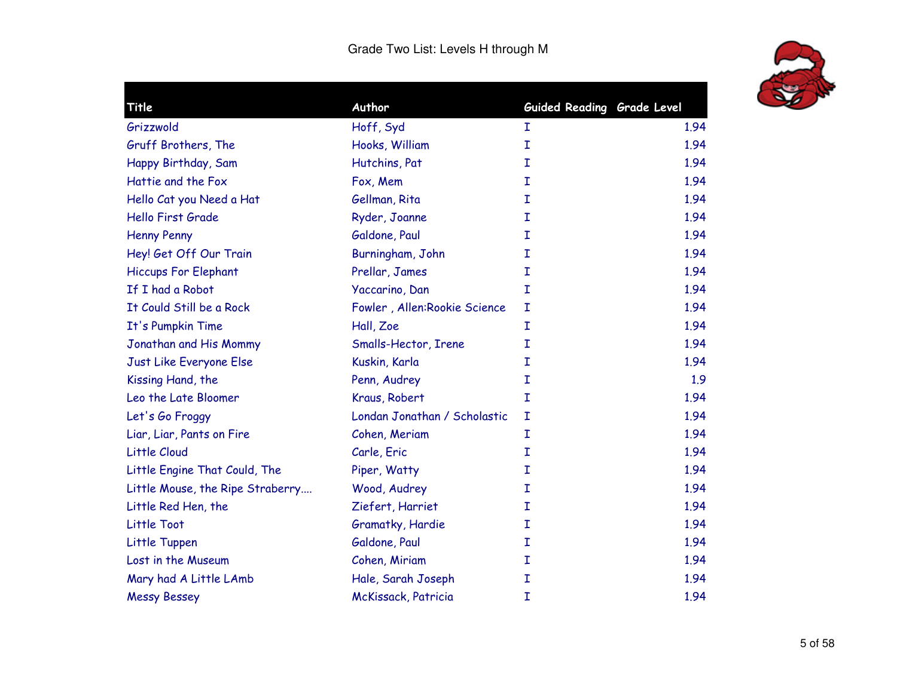Grade Two List: Levels H through M

| Title | Author | Guided Reading | Grade Level |
|---|---|---|---|
| Grizzwold | Hoff, Syd | I | 1.94 |
| Gruff Brothers, The | Hooks, William | I | 1.94 |
| Happy Birthday, Sam | Hutchins, Pat | I | 1.94 |
| Hattie and the Fox | Fox, Mem | I | 1.94 |
| Hello Cat you Need a Hat | Gellman, Rita | I | 1.94 |
| Hello First Grade | Ryder, Joanne | I | 1.94 |
| Henny Penny | Galdone, Paul | I | 1.94 |
| Hey! Get Off Our Train | Burningham, John | I | 1.94 |
| Hiccups For Elephant | Prellar, James | I | 1.94 |
| If I had a Robot | Yaccarino, Dan | I | 1.94 |
| It Could Still be a Rock | Fowler , Allen:Rookie Science | I | 1.94 |
| It's Pumpkin Time | Hall, Zoe | I | 1.94 |
| Jonathan and His Mommy | Smalls-Hector, Irene | I | 1.94 |
| Just Like Everyone Else | Kuskin, Karla | I | 1.94 |
| Kissing Hand, the | Penn, Audrey | I | 1.9 |
| Leo the Late Bloomer | Kraus, Robert | I | 1.94 |
| Let's Go Froggy | Londan Jonathan / Scholastic | I | 1.94 |
| Liar, Liar, Pants on Fire | Cohen, Meriam | I | 1.94 |
| Little Cloud | Carle, Eric | I | 1.94 |
| Little Engine That Could, The | Piper, Watty | I | 1.94 |
| Little Mouse, the Ripe Straberry.... | Wood, Audrey | I | 1.94 |
| Little Red Hen, the | Ziefert, Harriet | I | 1.94 |
| Little Toot | Gramatky, Hardie | I | 1.94 |
| Little Tuppen | Galdone, Paul | I | 1.94 |
| Lost in the Museum | Cohen, Miriam | I | 1.94 |
| Mary had A Little LAmb | Hale, Sarah Joseph | I | 1.94 |
| Messy Bessey | McKissack, Patricia | I | 1.94 |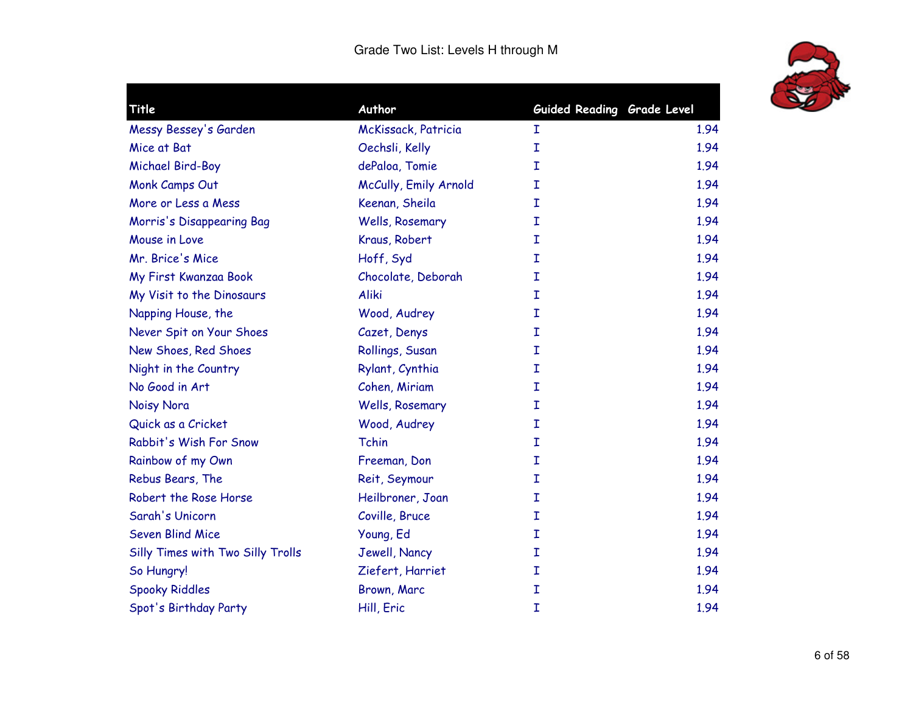Grade Two List: Levels H through M

| Title | Author | Guided Reading | Grade Level |
|---|---|---|---|
| Messy Bessey's Garden | McKissack, Patricia | I | 1.94 |
| Mice at Bat | Oechsli, Kelly | I | 1.94 |
| Michael Bird-Boy | dePaloa, Tomie | I | 1.94 |
| Monk Camps Out | McCully, Emily Arnold | I | 1.94 |
| More or Less a Mess | Keenan, Sheila | I | 1.94 |
| Morris's Disappearing Bag | Wells, Rosemary | I | 1.94 |
| Mouse in Love | Kraus, Robert | I | 1.94 |
| Mr. Brice's Mice | Hoff, Syd | I | 1.94 |
| My First Kwanzaa Book | Chocolate, Deborah | I | 1.94 |
| My Visit to the Dinosaurs | Aliki | I | 1.94 |
| Napping House, the | Wood, Audrey | I | 1.94 |
| Never Spit on Your Shoes | Cazet, Denys | I | 1.94 |
| New Shoes, Red Shoes | Rollings, Susan | I | 1.94 |
| Night in the Country | Rylant, Cynthia | I | 1.94 |
| No Good in Art | Cohen, Miriam | I | 1.94 |
| Noisy Nora | Wells, Rosemary | I | 1.94 |
| Quick as a Cricket | Wood, Audrey | I | 1.94 |
| Rabbit's Wish For Snow | Tchin | I | 1.94 |
| Rainbow of my Own | Freeman, Don | I | 1.94 |
| Rebus Bears, The | Reit, Seymour | I | 1.94 |
| Robert the Rose Horse | Heilbroner, Joan | I | 1.94 |
| Sarah's Unicorn | Coville, Bruce | I | 1.94 |
| Seven Blind Mice | Young, Ed | I | 1.94 |
| Silly Times with Two Silly Trolls | Jewell, Nancy | I | 1.94 |
| So Hungry! | Ziefert, Harriet | I | 1.94 |
| Spooky Riddles | Brown, Marc | I | 1.94 |
| Spot's Birthday Party | Hill, Eric | I | 1.94 |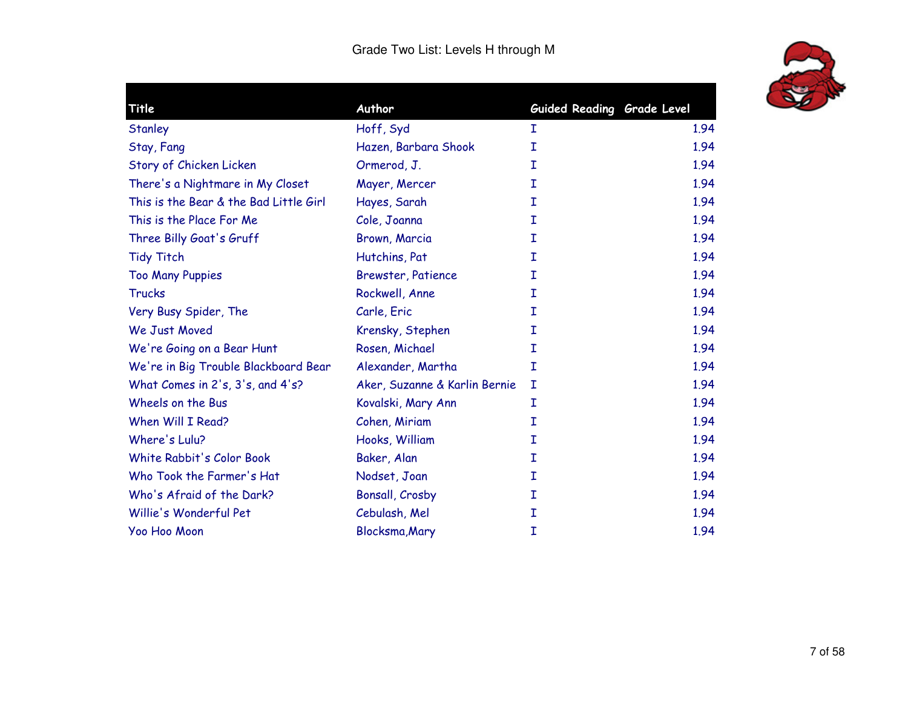Grade Two List: Levels H through M

| Title | Author | Guided Reading | Grade Level |
|---|---|---|---|
| Stanley | Hoff, Syd | I | 1.94 |
| Stay, Fang | Hazen, Barbara Shook | I | 1.94 |
| Story of Chicken Licken | Ormerod, J. | I | 1.94 |
| There's a Nightmare in My Closet | Mayer, Mercer | I | 1.94 |
| This is the Bear & the Bad Little Girl | Hayes, Sarah | I | 1.94 |
| This is the Place For Me | Cole, Joanna | I | 1.94 |
| Three Billy Goat's Gruff | Brown, Marcia | I | 1.94 |
| Tidy Titch | Hutchins, Pat | I | 1.94 |
| Too Many Puppies | Brewster, Patience | I | 1.94 |
| Trucks | Rockwell, Anne | I | 1.94 |
| Very Busy Spider, The | Carle, Eric | I | 1.94 |
| We Just Moved | Krensky, Stephen | I | 1.94 |
| We're Going on a Bear Hunt | Rosen, Michael | I | 1.94 |
| We're in Big Trouble Blackboard Bear | Alexander, Martha | I | 1.94 |
| What Comes in 2's, 3's, and 4's? | Aker, Suzanne & Karlin Bernie | I | 1.94 |
| Wheels on the Bus | Kovalski, Mary Ann | I | 1.94 |
| When Will I Read? | Cohen, Miriam | I | 1.94 |
| Where's Lulu? | Hooks, William | I | 1.94 |
| White Rabbit's Color Book | Baker, Alan | I | 1.94 |
| Who Took the Farmer's Hat | Nodset, Joan | I | 1.94 |
| Who's Afraid of the Dark? | Bonsall, Crosby | I | 1.94 |
| Willie's Wonderful Pet | Cebulash, Mel | I | 1.94 |
| Yoo Hoo Moon | Blocksma,Mary | I | 1.94 |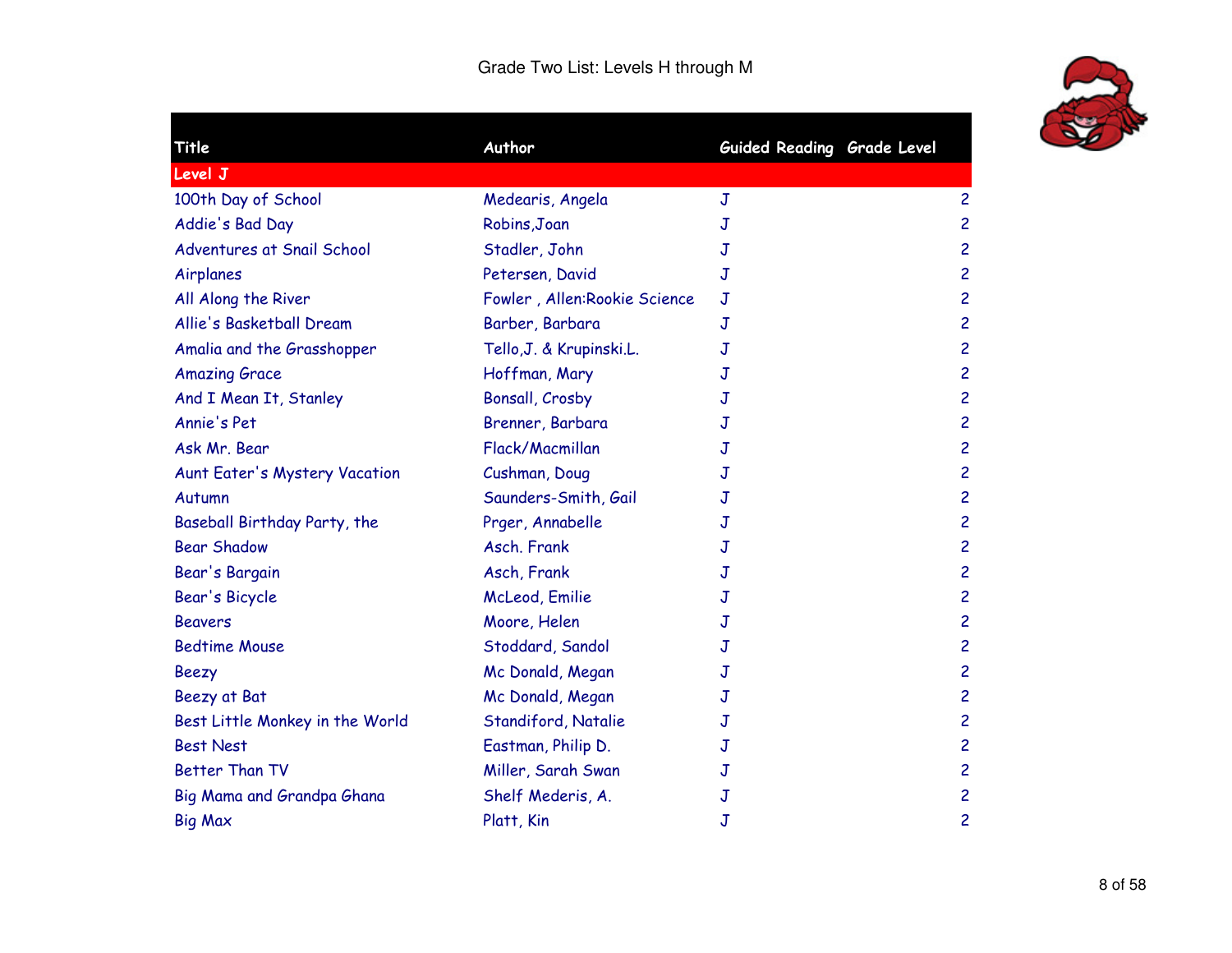Grade Two List: Levels H through M

| Title | Author | Guided Reading | Grade Level |
|---|---|---|---|
| **Level J** | | | |
| 100th Day of School | Medearis, Angela | J | 2 |
| Addie's Bad Day | Robins,Joan | J | 2 |
| Adventures at Snail School | Stadler, John | J | 2 |
| Airplanes | Petersen, David | J | 2 |
| All Along the River | Fowler , Allen:Rookie Science | J | 2 |
| Allie's Basketball Dream | Barber, Barbara | J | 2 |
| Amalia and the Grasshopper | Tello,J. & Krupinski.L. | J | 2 |
| Amazing Grace | Hoffman, Mary | J | 2 |
| And I Mean It, Stanley | Bonsall, Crosby | J | 2 |
| Annie's Pet | Brenner, Barbara | J | 2 |
| Ask Mr. Bear | Flack/Macmillan | J | 2 |
| Aunt Eater's Mystery Vacation | Cushman, Doug | J | 2 |
| Autumn | Saunders-Smith, Gail | J | 2 |
| Baseball Birthday Party, the | Prger, Annabelle | J | 2 |
| Bear Shadow | Asch. Frank | J | 2 |
| Bear's Bargain | Asch, Frank | J | 2 |
| Bear's Bicycle | McLeod, Emilie | J | 2 |
| Beavers | Moore, Helen | J | 2 |
| Bedtime Mouse | Stoddard, Sandol | J | 2 |
| Beezy | Mc Donald, Megan | J | 2 |
| Beezy at Bat | Mc Donald, Megan | J | 2 |
| Best Little Monkey in the World | Standiford, Natalie | J | 2 |
| Best Nest | Eastman, Philip D. | J | 2 |
| Better Than TV | Miller, Sarah Swan | J | 2 |
| Big Mama and Grandpa Ghana | Shelf Mederis, A. | J | 2 |
| Big Max | Platt, Kin | J | 2 |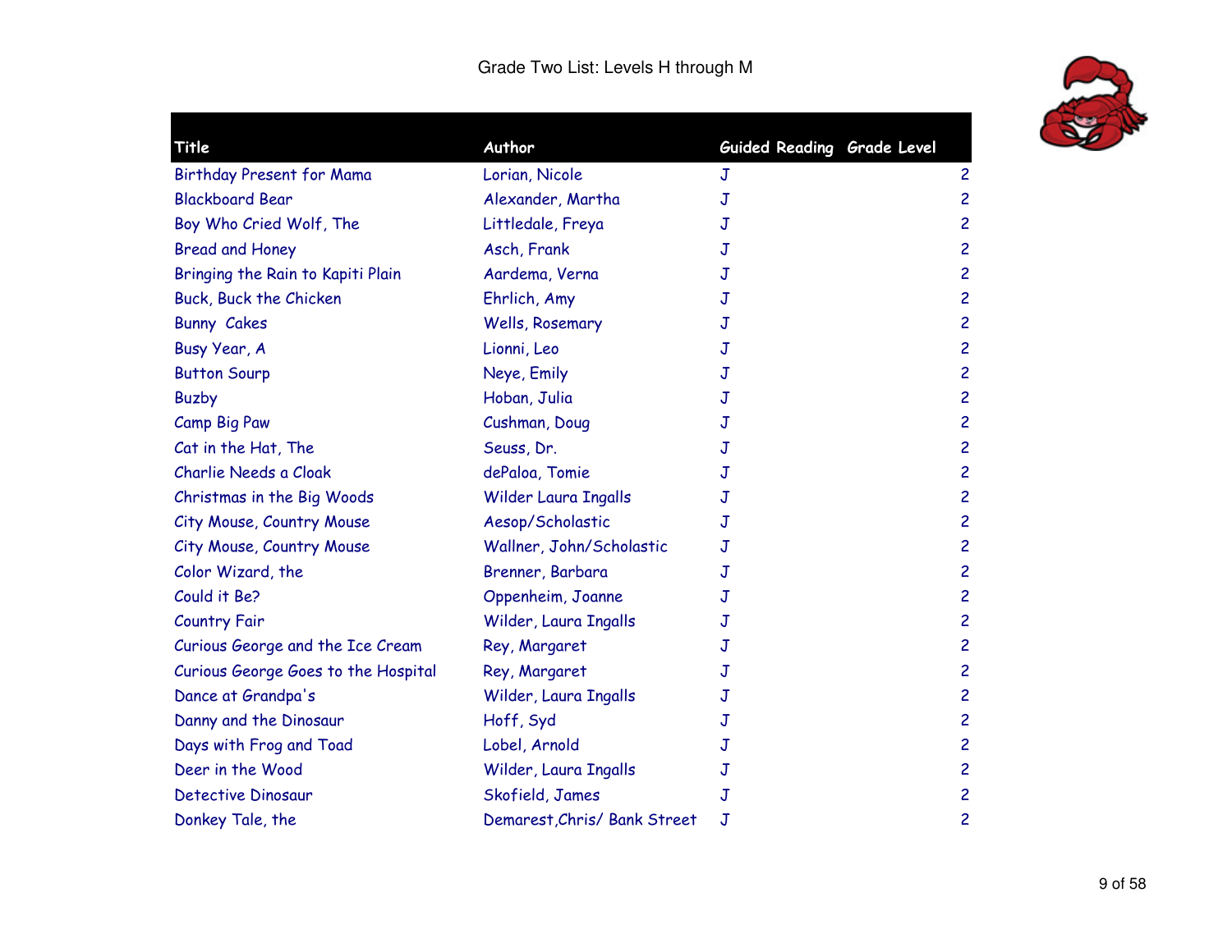Grade Two List: Levels H through M

| Title | Author | Guided Reading | Grade Level |
|---|---|---|---|
| Birthday Present for Mama | Lorian, Nicole | J | 2 |
| Blackboard Bear | Alexander, Martha | J | 2 |
| Boy Who Cried Wolf, The | Littledale, Freya | J | 2 |
| Bread and Honey | Asch, Frank | J | 2 |
| Bringing the Rain to Kapiti Plain | Aardema, Verna | J | 2 |
| Buck, Buck the Chicken | Ehrlich, Amy | J | 2 |
| Bunny  Cakes | Wells, Rosemary | J | 2 |
| Busy Year, A | Lionni, Leo | J | 2 |
| Button Sourp | Neye, Emily | J | 2 |
| Buzby | Hoban, Julia | J | 2 |
| Camp Big Paw | Cushman, Doug | J | 2 |
| Cat in the Hat, The | Seuss, Dr. | J | 2 |
| Charlie Needs a Cloak | dePaloa, Tomie | J | 2 |
| Christmas in the Big Woods | Wilder Laura Ingalls | J | 2 |
| City Mouse, Country Mouse | Aesop/Scholastic | J | 2 |
| City Mouse, Country Mouse | Wallner, John/Scholastic | J | 2 |
| Color Wizard, the | Brenner, Barbara | J | 2 |
| Could it Be? | Oppenheim, Joanne | J | 2 |
| Country Fair | Wilder, Laura Ingalls | J | 2 |
| Curious George and the Ice Cream | Rey, Margaret | J | 2 |
| Curious George Goes to the Hospital | Rey, Margaret | J | 2 |
| Dance at Grandpa's | Wilder, Laura Ingalls | J | 2 |
| Danny and the Dinosaur | Hoff, Syd | J | 2 |
| Days with Frog and Toad | Lobel, Arnold | J | 2 |
| Deer in the Wood | Wilder, Laura Ingalls | J | 2 |
| Detective Dinosaur | Skofield, James | J | 2 |
| Donkey Tale, the | Demarest,Chris/ Bank Street | J | 2 |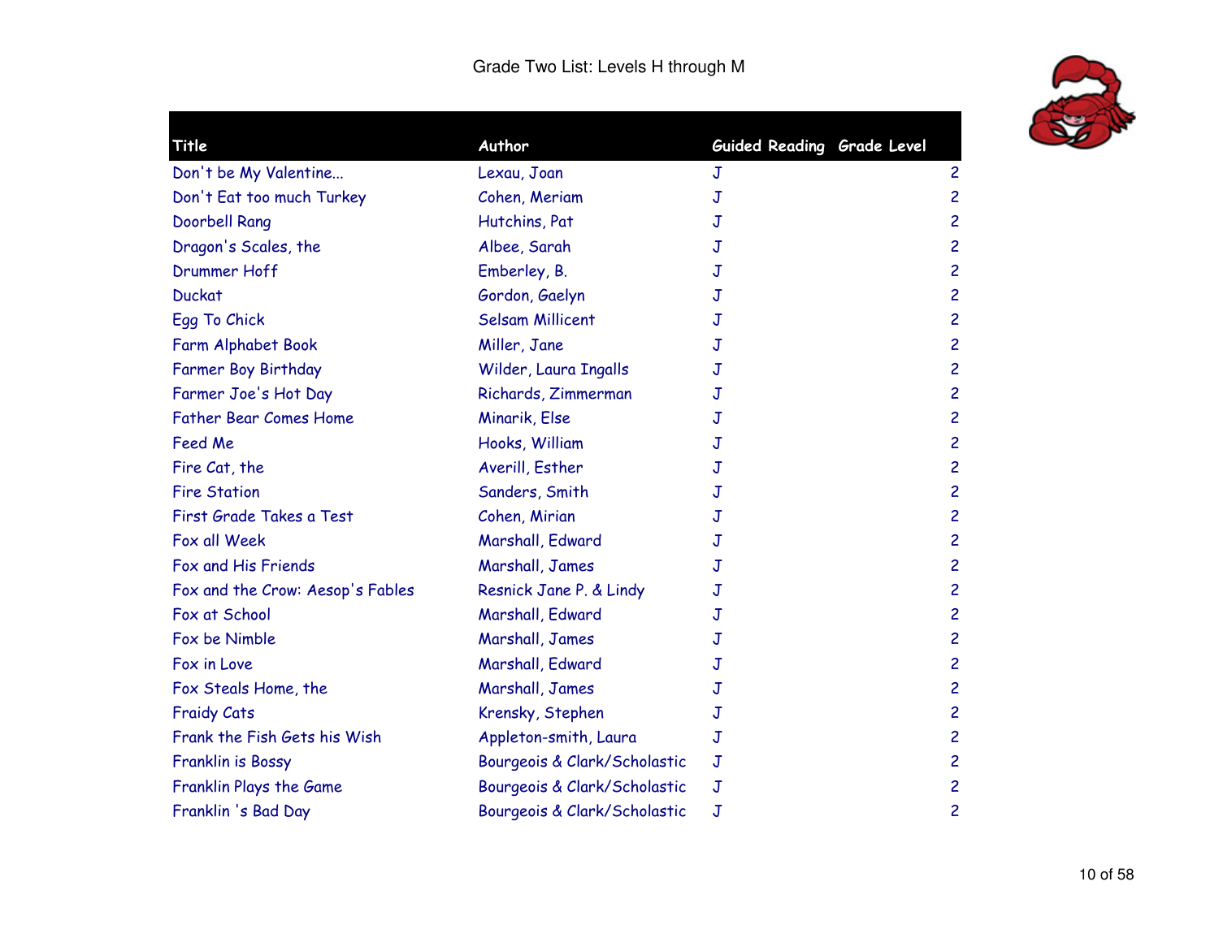Grade Two List: Levels H through M

| Title | Author | Guided Reading | Grade Level |
|---|---|---|---|
| Don't be My Valentine... | Lexau, Joan | J | 2 |
| Don't Eat too much Turkey | Cohen, Meriam | J | 2 |
| Doorbell Rang | Hutchins, Pat | J | 2 |
| Dragon's Scales, the | Albee, Sarah | J | 2 |
| Drummer Hoff | Emberley, B. | J | 2 |
| Duckat | Gordon, Gaelyn | J | 2 |
| Egg To Chick | Selsam Millicent | J | 2 |
| Farm Alphabet Book | Miller, Jane | J | 2 |
| Farmer Boy Birthday | Wilder, Laura Ingalls | J | 2 |
| Farmer Joe's Hot Day | Richards, Zimmerman | J | 2 |
| Father Bear Comes Home | Minarik, Else | J | 2 |
| Feed Me | Hooks, William | J | 2 |
| Fire Cat, the | Averill, Esther | J | 2 |
| Fire Station | Sanders, Smith | J | 2 |
| First Grade Takes a Test | Cohen, Mirian | J | 2 |
| Fox all Week | Marshall, Edward | J | 2 |
| Fox and His Friends | Marshall, James | J | 2 |
| Fox and the Crow: Aesop's Fables | Resnick Jane P. & Lindy | J | 2 |
| Fox at School | Marshall, Edward | J | 2 |
| Fox be Nimble | Marshall, James | J | 2 |
| Fox in Love | Marshall, Edward | J | 2 |
| Fox Steals Home, the | Marshall, James | J | 2 |
| Fraidy Cats | Krensky, Stephen | J | 2 |
| Frank the Fish Gets his Wish | Appleton-smith, Laura | J | 2 |
| Franklin is Bossy | Bourgeois & Clark/Scholastic | J | 2 |
| Franklin Plays the Game | Bourgeois & Clark/Scholastic | J | 2 |
| Franklin 's Bad Day | Bourgeois & Clark/Scholastic | J | 2 |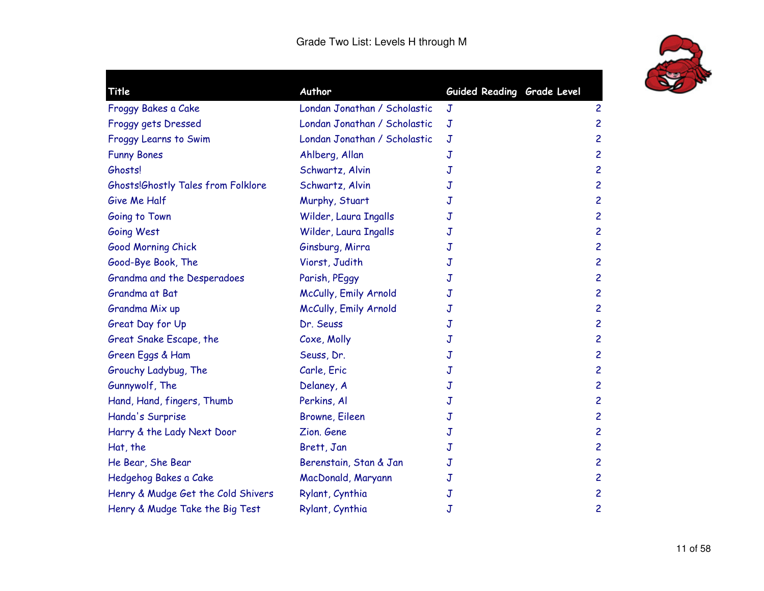Grade Two List: Levels H through M

| Title | Author | Guided Reading | Grade Level |
|---|---|---|---|
| Froggy Bakes a Cake | Londan Jonathan / Scholastic | J | 2 |
| Froggy gets Dressed | Londan Jonathan / Scholastic | J | 2 |
| Froggy Learns to Swim | Londan Jonathan / Scholastic | J | 2 |
| Funny Bones | Ahlberg, Allan | J | 2 |
| Ghosts! | Schwartz, Alvin | J | 2 |
| Ghosts!Ghostly Tales from Folklore | Schwartz, Alvin | J | 2 |
| Give Me Half | Murphy, Stuart | J | 2 |
| Going to Town | Wilder, Laura Ingalls | J | 2 |
| Going West | Wilder, Laura Ingalls | J | 2 |
| Good Morning Chick | Ginsburg, Mirra | J | 2 |
| Good-Bye Book, The | Viorst, Judith | J | 2 |
| Grandma and the Desperadoes | Parish, PEggy | J | 2 |
| Grandma at Bat | McCully, Emily Arnold | J | 2 |
| Grandma Mix up | McCully, Emily Arnold | J | 2 |
| Great Day for Up | Dr. Seuss | J | 2 |
| Great Snake Escape, the | Coxe, Molly | J | 2 |
| Green Eggs & Ham | Seuss, Dr. | J | 2 |
| Grouchy Ladybug, The | Carle, Eric | J | 2 |
| Gunnywolf, The | Delaney, A | J | 2 |
| Hand, Hand, fingers, Thumb | Perkins, Al | J | 2 |
| Handa's Surprise | Browne, Eileen | J | 2 |
| Harry & the Lady Next Door | Zion. Gene | J | 2 |
| Hat, the | Brett, Jan | J | 2 |
| He Bear, She Bear | Berenstain, Stan & Jan | J | 2 |
| Hedgehog Bakes a Cake | MacDonald, Maryann | J | 2 |
| Henry & Mudge Get the Cold Shivers | Rylant, Cynthia | J | 2 |
| Henry & Mudge Take the Big Test | Rylant, Cynthia | J | 2 |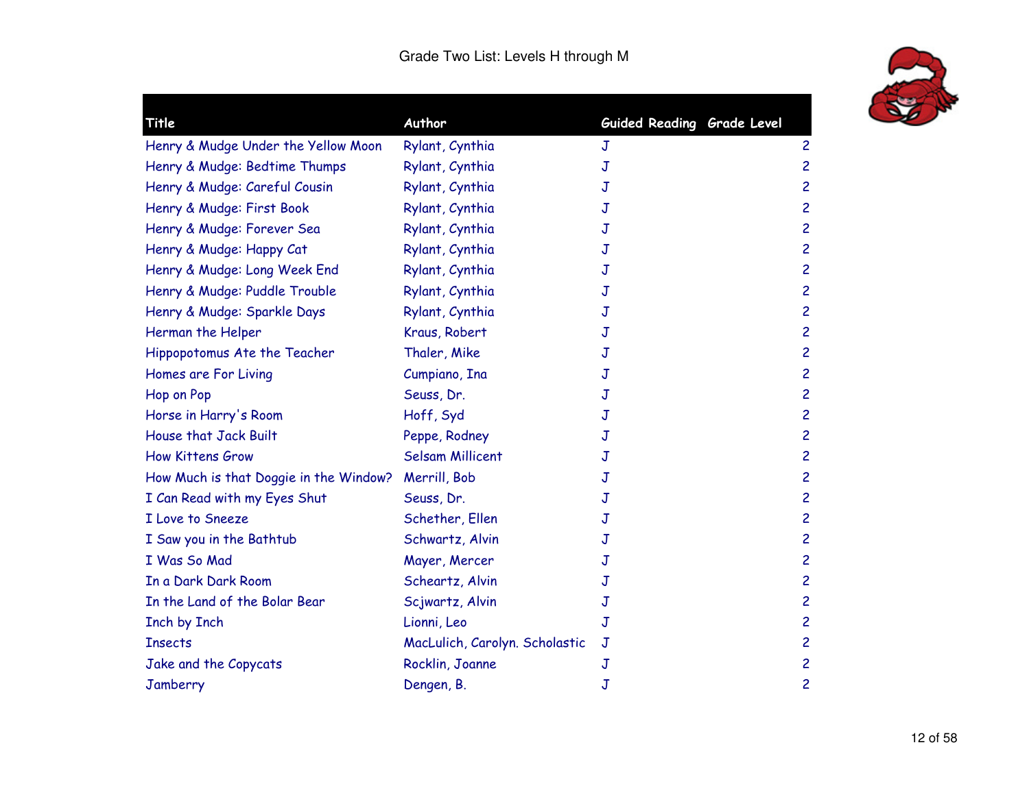Grade Two List: Levels H through M

| Title | Author | Guided Reading | Grade Level |
|---|---|---|---|
| Henry & Mudge Under the Yellow Moon | Rylant, Cynthia | J | 2 |
| Henry & Mudge: Bedtime Thumps | Rylant, Cynthia | J | 2 |
| Henry & Mudge: Careful Cousin | Rylant, Cynthia | J | 2 |
| Henry & Mudge: First Book | Rylant, Cynthia | J | 2 |
| Henry & Mudge: Forever Sea | Rylant, Cynthia | J | 2 |
| Henry & Mudge: Happy Cat | Rylant, Cynthia | J | 2 |
| Henry & Mudge: Long Week End | Rylant, Cynthia | J | 2 |
| Henry & Mudge: Puddle Trouble | Rylant, Cynthia | J | 2 |
| Henry & Mudge: Sparkle Days | Rylant, Cynthia | J | 2 |
| Herman the Helper | Kraus, Robert | J | 2 |
| Hippopotomus Ate the Teacher | Thaler, Mike | J | 2 |
| Homes are For Living | Cumpiano, Ina | J | 2 |
| Hop on Pop | Seuss, Dr. | J | 2 |
| Horse in Harry's Room | Hoff, Syd | J | 2 |
| House that Jack Built | Peppe, Rodney | J | 2 |
| How Kittens Grow | Selsam Millicent | J | 2 |
| How Much is that Doggie in the Window? | Merrill, Bob | J | 2 |
| I Can Read with my Eyes Shut | Seuss, Dr. | J | 2 |
| I Love to Sneeze | Schether, Ellen | J | 2 |
| I Saw you in the Bathtub | Schwartz, Alvin | J | 2 |
| I Was So Mad | Mayer, Mercer | J | 2 |
| In a Dark Dark Room | Scheartz, Alvin | J | 2 |
| In the Land of the Bolar Bear | Scjwartz, Alvin | J | 2 |
| Inch by Inch | Lionni, Leo | J | 2 |
| Insects | MacLulich, Carolyn. Scholastic | J | 2 |
| Jake and the Copycats | Rocklin, Joanne | J | 2 |
| Jamberry | Dengen, B. | J | 2 |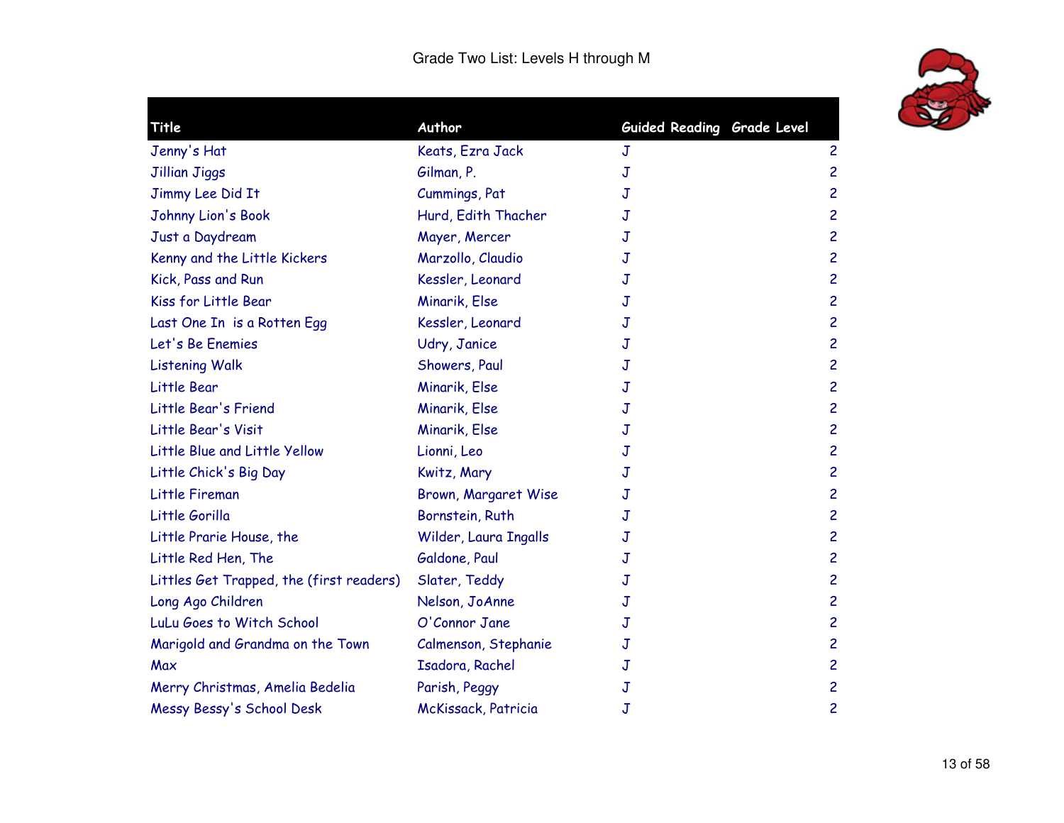# Grade Two List: Levels H through M

| Title | Author | Guided Reading | Grade Level |
|---|---|---|---|
| Jenny's Hat | Keats, Ezra Jack | J | 2 |
| Jillian Jiggs | Gilman, P. | J | 2 |
| Jimmy Lee Did It | Cummings, Pat | J | 2 |
| Johnny Lion's Book | Hurd, Edith Thacher | J | 2 |
| Just a Daydream | Mayer, Mercer | J | 2 |
| Kenny and the Little Kickers | Marzollo, Claudio | J | 2 |
| Kick, Pass and Run | Kessler, Leonard | J | 2 |
| Kiss for Little Bear | Minarik, Else | J | 2 |
| Last One In is a Rotten Egg | Kessler, Leonard | J | 2 |
| Let's Be Enemies | Udry, Janice | J | 2 |
| Listening Walk | Showers, Paul | J | 2 |
| Little Bear | Minarik, Else | J | 2 |
| Little Bear's Friend | Minarik, Else | J | 2 |
| Little Bear's Visit | Minarik, Else | J | 2 |
| Little Blue and Little Yellow | Lionni, Leo | J | 2 |
| Little Chick's Big Day | Kwitz, Mary | J | 2 |
| Little Fireman | Brown, Margaret Wise | J | 2 |
| Little Gorilla | Bornstein, Ruth | J | 2 |
| Little Prarie House, the | Wilder, Laura Ingalls | J | 2 |
| Little Red Hen, The | Galdone, Paul | J | 2 |
| Littles Get Trapped, the (first readers) | Slater, Teddy | J | 2 |
| Long Ago Children | Nelson, JoAnne | J | 2 |
| LuLu Goes to Witch School | O'Connor Jane | J | 2 |
| Marigold and Grandma on the Town | Calmenson, Stephanie | J | 2 |
| Max | Isadora, Rachel | J | 2 |
| Merry Christmas, Amelia Bedelia | Parish, Peggy | J | 2 |
| Messy Bessy's School Desk | McKissack, Patricia | J | 2 |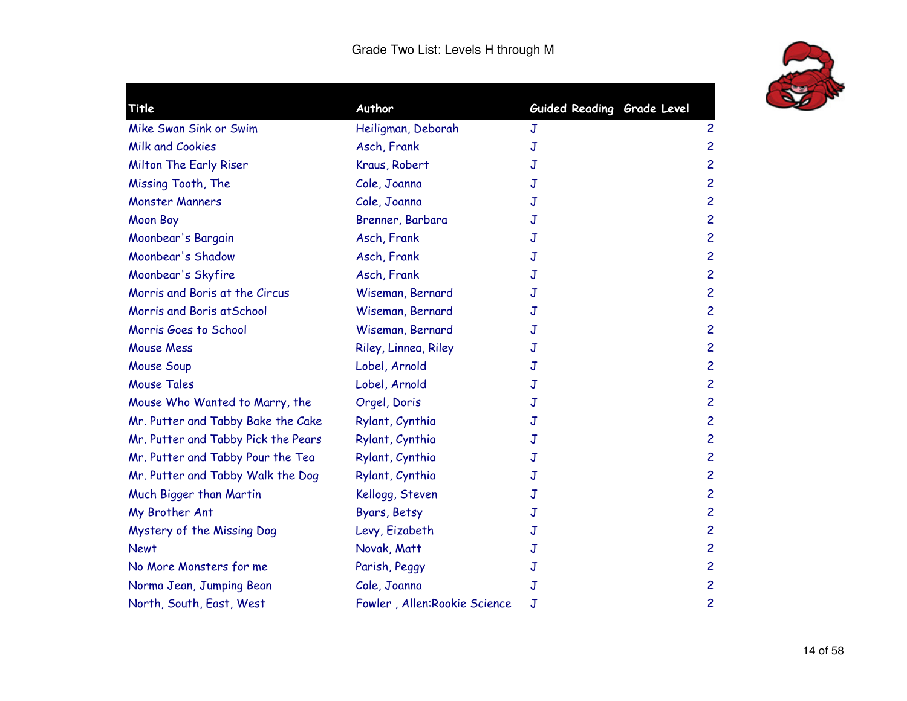Grade Two List: Levels H through M

| Title | Author | Guided Reading | Grade Level |
| --- | --- | --- | --- |
| Mike Swan Sink or Swim | Heiligman, Deborah | J | 2 |
| Milk and Cookies | Asch, Frank | J | 2 |
| Milton The Early Riser | Kraus, Robert | J | 2 |
| Missing Tooth, The | Cole, Joanna | J | 2 |
| Monster Manners | Cole, Joanna | J | 2 |
| Moon Boy | Brenner, Barbara | J | 2 |
| Moonbear's Bargain | Asch, Frank | J | 2 |
| Moonbear's Shadow | Asch, Frank | J | 2 |
| Moonbear's Skyfire | Asch, Frank | J | 2 |
| Morris and Boris at the Circus | Wiseman, Bernard | J | 2 |
| Morris and Boris atSchool | Wiseman, Bernard | J | 2 |
| Morris Goes to School | Wiseman, Bernard | J | 2 |
| Mouse Mess | Riley, Linnea, Riley | J | 2 |
| Mouse Soup | Lobel, Arnold | J | 2 |
| Mouse Tales | Lobel, Arnold | J | 2 |
| Mouse Who Wanted to Marry, the | Orgel, Doris | J | 2 |
| Mr. Putter and Tabby Bake the Cake | Rylant, Cynthia | J | 2 |
| Mr. Putter and Tabby Pick the Pears | Rylant, Cynthia | J | 2 |
| Mr. Putter and Tabby Pour the Tea | Rylant, Cynthia | J | 2 |
| Mr. Putter and Tabby Walk the Dog | Rylant, Cynthia | J | 2 |
| Much Bigger than Martin | Kellogg, Steven | J | 2 |
| My Brother Ant | Byars, Betsy | J | 2 |
| Mystery of the Missing Dog | Levy, Eizabeth | J | 2 |
| Newt | Novak, Matt | J | 2 |
| No More Monsters for me | Parish, Peggy | J | 2 |
| Norma Jean, Jumping Bean | Cole, Joanna | J | 2 |
| North, South, East, West | Fowler , Allen:Rookie Science | J | 2 |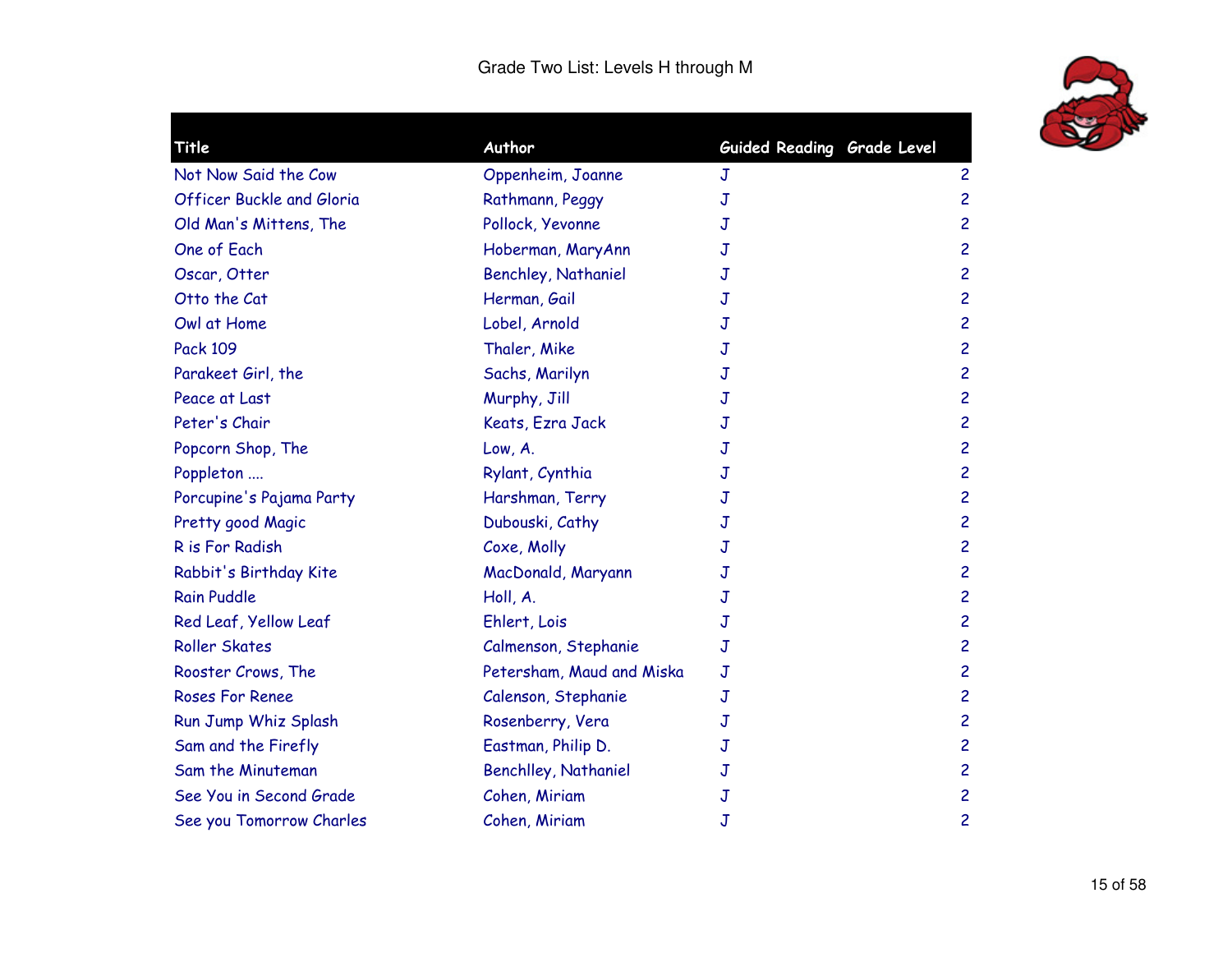# Grade Two List: Levels H through M

| Title | Author | Guided Reading | Grade Level |
|---|---|---|---|
| Not Now Said the Cow | Oppenheim, Joanne | J | 2 |
| Officer Buckle and Gloria | Rathmann, Peggy | J | 2 |
| Old Man's Mittens, The | Pollock, Yevonne | J | 2 |
| One of Each | Hoberman, MaryAnn | J | 2 |
| Oscar, Otter | Benchley, Nathaniel | J | 2 |
| Otto the Cat | Herman, Gail | J | 2 |
| Owl at Home | Lobel, Arnold | J | 2 |
| Pack 109 | Thaler, Mike | J | 2 |
| Parakeet Girl, the | Sachs, Marilyn | J | 2 |
| Peace at Last | Murphy, Jill | J | 2 |
| Peter's Chair | Keats, Ezra Jack | J | 2 |
| Popcorn Shop, The | Low, A. | J | 2 |
| Poppleton .... | Rylant, Cynthia | J | 2 |
| Porcupine's Pajama Party | Harshman, Terry | J | 2 |
| Pretty good Magic | Dubouski, Cathy | J | 2 |
| R is For Radish | Coxe, Molly | J | 2 |
| Rabbit's Birthday Kite | MacDonald, Maryann | J | 2 |
| Rain Puddle | Holl, A. | J | 2 |
| Red Leaf, Yellow Leaf | Ehlert, Lois | J | 2 |
| Roller Skates | Calmenson, Stephanie | J | 2 |
| Rooster Crows, The | Petersham, Maud and Miska | J | 2 |
| Roses For Renee | Calenson, Stephanie | J | 2 |
| Run Jump Whiz Splash | Rosenberry, Vera | J | 2 |
| Sam and the Firefly | Eastman, Philip D. | J | 2 |
| Sam the Minuteman | Benchlley, Nathaniel | J | 2 |
| See You in Second Grade | Cohen, Miriam | J | 2 |
| See you Tomorrow Charles | Cohen, Miriam | J | 2 |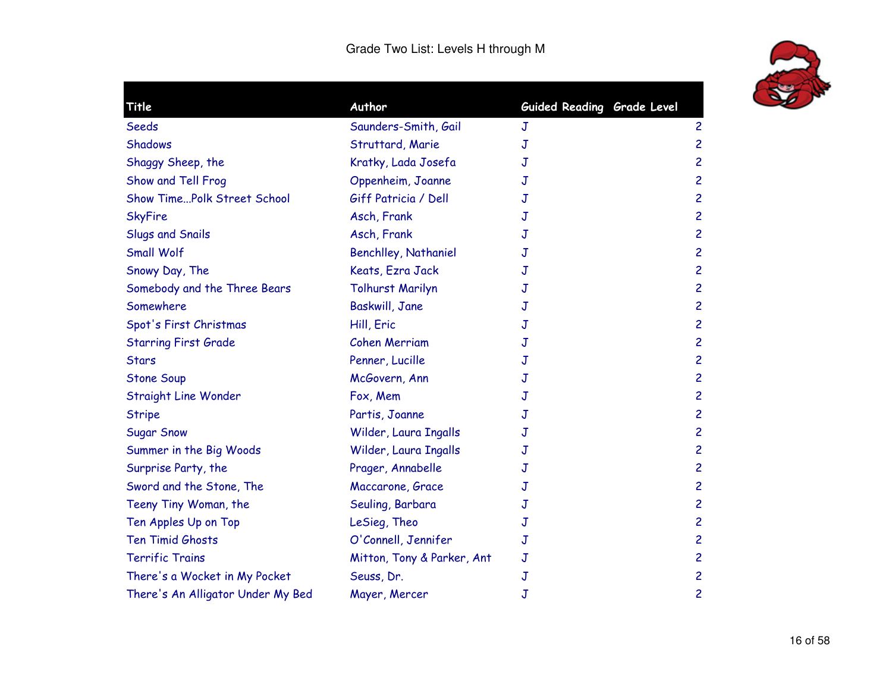# Grade Two List: Levels H through M

| Title | Author | Guided Reading | Grade Level |
|---|---|---|---|
| Seeds | Saunders-Smith, Gail | J | 2 |
| Shadows | Struttard, Marie | J | 2 |
| Shaggy Sheep, the | Kratky, Lada Josefa | J | 2 |
| Show and Tell Frog | Oppenheim, Joanne | J | 2 |
| Show Time...Polk Street School | Giff Patricia / Dell | J | 2 |
| SkyFire | Asch, Frank | J | 2 |
| Slugs and Snails | Asch, Frank | J | 2 |
| Small Wolf | Benchlley, Nathaniel | J | 2 |
| Snowy Day, The | Keats, Ezra Jack | J | 2 |
| Somebody and the Three Bears | Tolhurst Marilyn | J | 2 |
| Somewhere | Baskwill, Jane | J | 2 |
| Spot's First Christmas | Hill, Eric | J | 2 |
| Starring First Grade | Cohen Merriam | J | 2 |
| Stars | Penner, Lucille | J | 2 |
| Stone Soup | McGovern, Ann | J | 2 |
| Straight Line Wonder | Fox, Mem | J | 2 |
| Stripe | Partis, Joanne | J | 2 |
| Sugar Snow | Wilder, Laura Ingalls | J | 2 |
| Summer in the Big Woods | Wilder, Laura Ingalls | J | 2 |
| Surprise Party, the | Prager, Annabelle | J | 2 |
| Sword and the Stone, The | Maccarone, Grace | J | 2 |
| Teeny Tiny Woman, the | Seuling, Barbara | J | 2 |
| Ten Apples Up on Top | LeSieg, Theo | J | 2 |
| Ten Timid Ghosts | O'Connell, Jennifer | J | 2 |
| Terrific Trains | Mitton, Tony & Parker, Ant | J | 2 |
| There's a Wocket in My Pocket | Seuss, Dr. | J | 2 |
| There's An Alligator Under My Bed | Mayer, Mercer | J | 2 |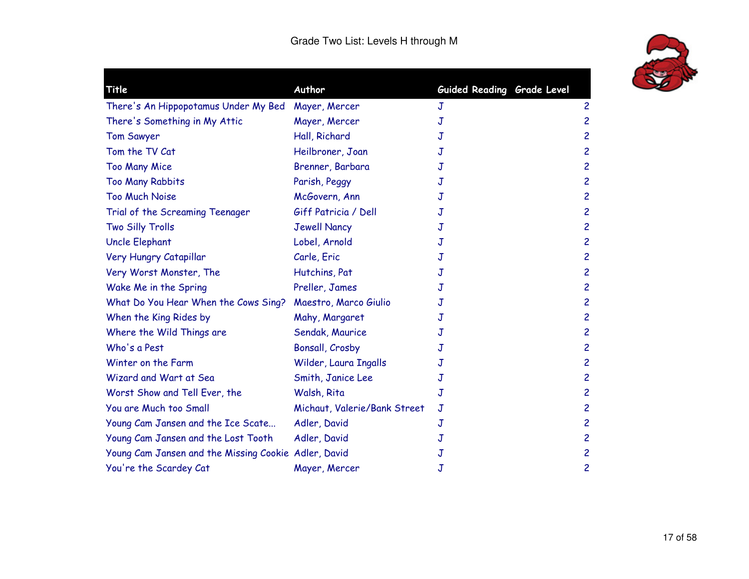Grade Two List: Levels H through M

| Title | Author | Guided Reading | Grade Level |
| --- | --- | --- | --- |
| There's An Hippopotamus Under My Bed | Mayer, Mercer | J | 2 |
| There's Something in My Attic | Mayer, Mercer | J | 2 |
| Tom Sawyer | Hall, Richard | J | 2 |
| Tom the TV Cat | Heilbroner, Joan | J | 2 |
| Too Many Mice | Brenner, Barbara | J | 2 |
| Too Many Rabbits | Parish, Peggy | J | 2 |
| Too Much Noise | McGovern, Ann | J | 2 |
| Trial of the Screaming Teenager | Giff Patricia / Dell | J | 2 |
| Two Silly Trolls | Jewell Nancy | J | 2 |
| Uncle Elephant | Lobel, Arnold | J | 2 |
| Very Hungry Catapillar | Carle, Eric | J | 2 |
| Very Worst Monster, The | Hutchins, Pat | J | 2 |
| Wake Me in the Spring | Preller, James | J | 2 |
| What Do You Hear When the Cows Sing? | Maestro, Marco Giulio | J | 2 |
| When the King Rides by | Mahy, Margaret | J | 2 |
| Where the Wild Things are | Sendak, Maurice | J | 2 |
| Who's a Pest | Bonsall, Crosby | J | 2 |
| Winter on the Farm | Wilder, Laura Ingalls | J | 2 |
| Wizard and Wart at Sea | Smith, Janice Lee | J | 2 |
| Worst Show and Tell Ever, the | Walsh, Rita | J | 2 |
| You are Much too Small | Michaut, Valerie/Bank Street | J | 2 |
| Young Cam Jansen and the Ice Scate... | Adler, David | J | 2 |
| Young Cam Jansen and the Lost Tooth | Adler, David | J | 2 |
| Young Cam Jansen and the Missing Cookie | Adler, David | J | 2 |
| You're the Scardey Cat | Mayer, Mercer | J | 2 |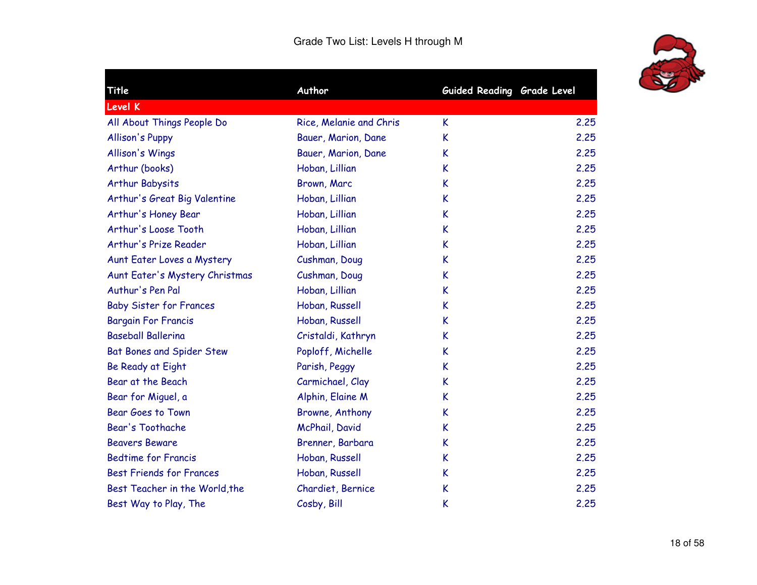# Grade Two List: Levels H through M

| Title | Author | Guided Reading | Grade Level |
|---|---|---|---|
| **Level K** | | | |
| All About Things People Do | Rice, Melanie and Chris | K | 2.25 |
| Allison's Puppy | Bauer, Marion, Dane | K | 2.25 |
| Allison's Wings | Bauer, Marion, Dane | K | 2.25 |
| Arthur (books) | Hoban, Lillian | K | 2.25 |
| Arthur Babysits | Brown, Marc | K | 2.25 |
| Arthur's Great Big Valentine | Hoban, Lillian | K | 2.25 |
| Arthur's Honey Bear | Hoban, Lillian | K | 2.25 |
| Arthur's Loose Tooth | Hoban, Lillian | K | 2.25 |
| Arthur's Prize Reader | Hoban, Lillian | K | 2.25 |
| Aunt Eater Loves a Mystery | Cushman, Doug | K | 2.25 |
| Aunt Eater's Mystery Christmas | Cushman, Doug | K | 2.25 |
| Authur's Pen Pal | Hoban, Lillian | K | 2.25 |
| Baby Sister for Frances | Hoban, Russell | K | 2.25 |
| Bargain For Francis | Hoban, Russell | K | 2.25 |
| Baseball Ballerina | Cristaldi, Kathryn | K | 2.25 |
| Bat Bones and Spider Stew | Poploff, Michelle | K | 2.25 |
| Be Ready at Eight | Parish, Peggy | K | 2.25 |
| Bear at the Beach | Carmichael, Clay | K | 2.25 |
| Bear for Miguel, a | Alphin, Elaine M | K | 2.25 |
| Bear Goes to Town | Browne, Anthony | K | 2.25 |
| Bear's Toothache | McPhail, David | K | 2.25 |
| Beavers Beware | Brenner, Barbara | K | 2.25 |
| Bedtime for Francis | Hoban, Russell | K | 2.25 |
| Best Friends for Frances | Hoban, Russell | K | 2.25 |
| Best Teacher in the World,the | Chardiet, Bernice | K | 2.25 |
| Best Way to Play, The | Cosby, Bill | K | 2.25 |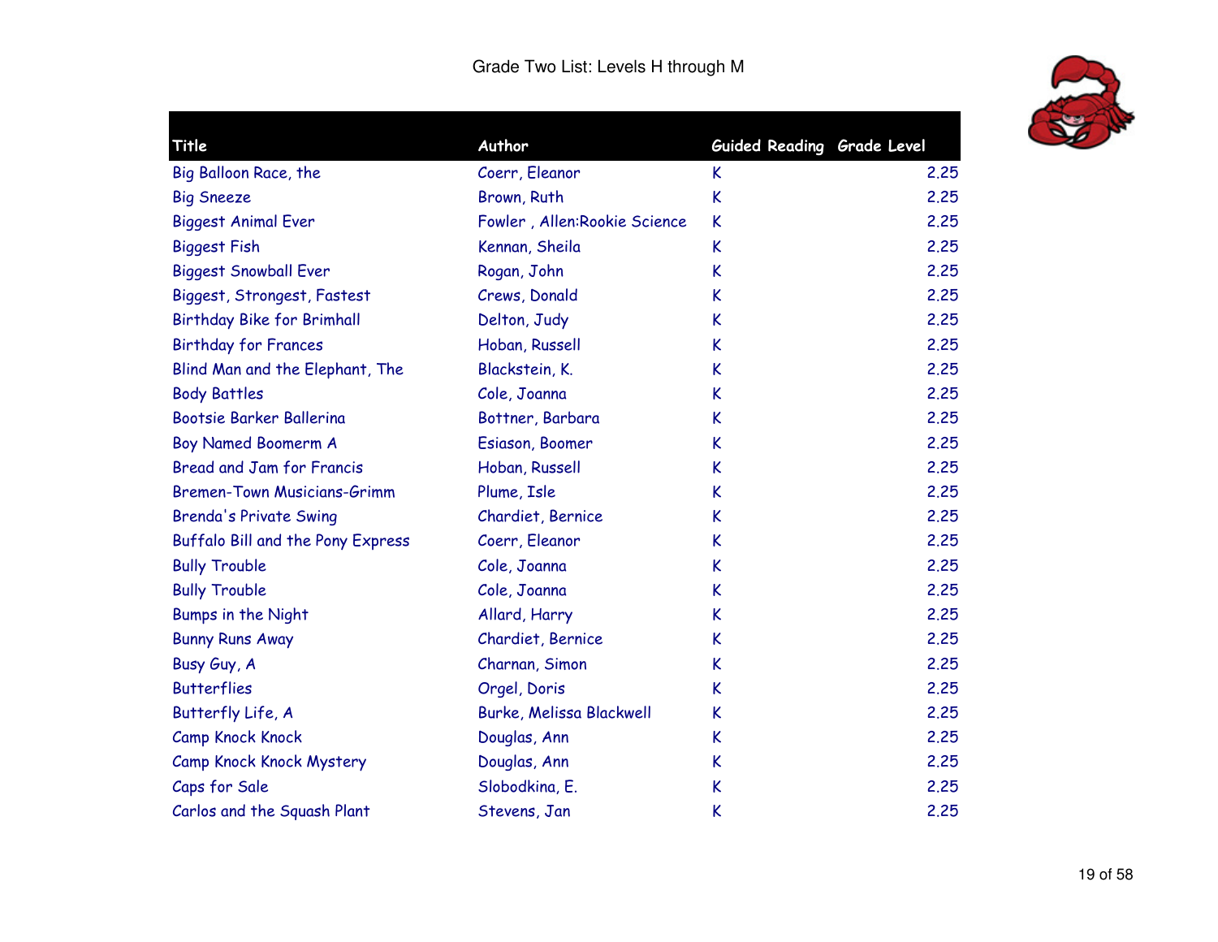# Grade Two List: Levels H through M

| Title | Author | Guided Reading | Grade Level |
|---|---|---|---|
| Big Balloon Race, the | Coerr, Eleanor | K | 2.25 |
| Big Sneeze | Brown, Ruth | K | 2.25 |
| Biggest Animal Ever | Fowler , Allen:Rookie Science | K | 2.25 |
| Biggest Fish | Kennan, Sheila | K | 2.25 |
| Biggest Snowball Ever | Rogan, John | K | 2.25 |
| Biggest, Strongest, Fastest | Crews, Donald | K | 2.25 |
| Birthday Bike for Brimhall | Delton, Judy | K | 2.25 |
| Birthday for Frances | Hoban, Russell | K | 2.25 |
| Blind Man and the Elephant, The | Blackstein, K. | K | 2.25 |
| Body Battles | Cole, Joanna | K | 2.25 |
| Bootsie Barker Ballerina | Bottner, Barbara | K | 2.25 |
| Boy Named Boomerm A | Esiason, Boomer | K | 2.25 |
| Bread and Jam for Francis | Hoban, Russell | K | 2.25 |
| Bremen-Town Musicians-Grimm | Plume, Isle | K | 2.25 |
| Brenda's Private Swing | Chardiet, Bernice | K | 2.25 |
| Buffalo Bill and the Pony Express | Coerr, Eleanor | K | 2.25 |
| Bully Trouble | Cole, Joanna | K | 2.25 |
| Bully Trouble | Cole, Joanna | K | 2.25 |
| Bumps in the Night | Allard, Harry | K | 2.25 |
| Bunny Runs Away | Chardiet, Bernice | K | 2.25 |
| Busy Guy, A | Charnan, Simon | K | 2.25 |
| Butterflies | Orgel, Doris | K | 2.25 |
| Butterfly Life, A | Burke, Melissa Blackwell | K | 2.25 |
| Camp Knock Knock | Douglas, Ann | K | 2.25 |
| Camp Knock Knock Mystery | Douglas, Ann | K | 2.25 |
| Caps for Sale | Slobodkina, E. | K | 2.25 |
| Carlos and the Squash Plant | Stevens, Jan | K | 2.25 |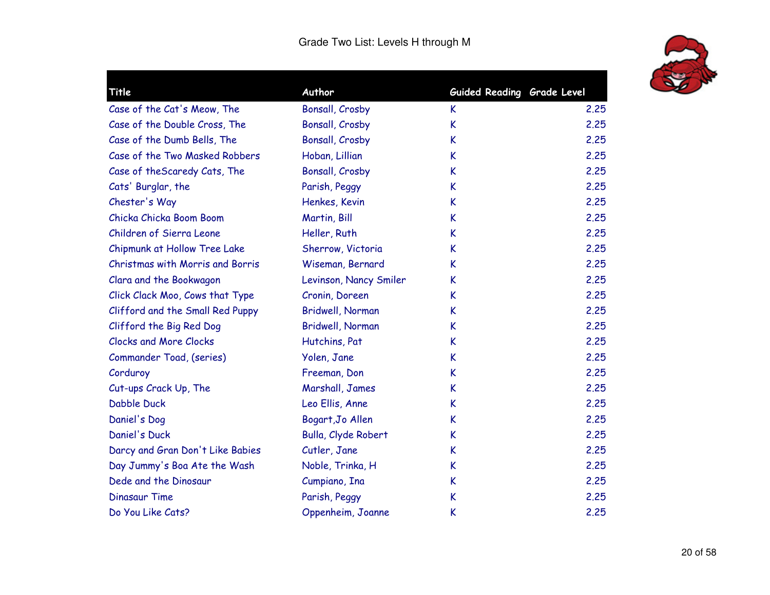Grade Two List: Levels H through M

| Title | Author | Guided Reading | Grade Level |
|---|---|---|---|
| Case of the Cat's Meow, The | Bonsall, Crosby | K | 2.25 |
| Case of the Double Cross, The | Bonsall, Crosby | K | 2.25 |
| Case of the Dumb Bells, The | Bonsall, Crosby | K | 2.25 |
| Case of the Two Masked Robbers | Hoban, Lillian | K | 2.25 |
| Case of theScaredy Cats, The | Bonsall, Crosby | K | 2.25 |
| Cats' Burglar, the | Parish, Peggy | K | 2.25 |
| Chester's Way | Henkes, Kevin | K | 2.25 |
| Chicka Chicka Boom Boom | Martin, Bill | K | 2.25 |
| Children of Sierra Leone | Heller, Ruth | K | 2.25 |
| Chipmunk at Hollow Tree Lake | Sherrow, Victoria | K | 2.25 |
| Christmas with Morris and Borris | Wiseman, Bernard | K | 2.25 |
| Clara and the Bookwagon | Levinson, Nancy Smiler | K | 2.25 |
| Click Clack Moo, Cows that Type | Cronin, Doreen | K | 2.25 |
| Clifford and the Small Red Puppy | Bridwell, Norman | K | 2.25 |
| Clifford the Big Red Dog | Bridwell, Norman | K | 2.25 |
| Clocks and More Clocks | Hutchins, Pat | K | 2.25 |
| Commander Toad, (series) | Yolen, Jane | K | 2.25 |
| Corduroy | Freeman, Don | K | 2.25 |
| Cut-ups Crack Up, The | Marshall, James | K | 2.25 |
| Dabble Duck | Leo Ellis, Anne | K | 2.25 |
| Daniel's Dog | Bogart,Jo Allen | K | 2.25 |
| Daniel's Duck | Bulla, Clyde Robert | K | 2.25 |
| Darcy and Gran Don't Like Babies | Cutler, Jane | K | 2.25 |
| Day Jummy's Boa Ate the Wash | Noble, Trinka, H | K | 2.25 |
| Dede and the Dinosaur | Cumpiano, Ina | K | 2.25 |
| Dinasaur Time | Parish, Peggy | K | 2.25 |
| Do You Like Cats? | Oppenheim, Joanne | K | 2.25 |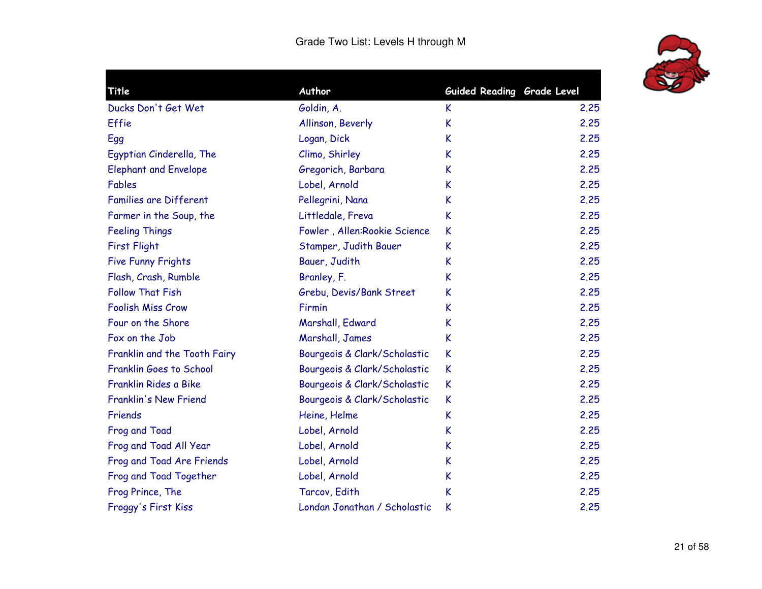Grade Two List: Levels H through M

| Title | Author | Guided Reading | Grade Level |
|---|---|---|---|
| Ducks Don't Get Wet | Goldin, A. | K | 2.25 |
| Effie | Allinson, Beverly | K | 2.25 |
| Egg | Logan, Dick | K | 2.25 |
| Egyptian Cinderella, The | Climo, Shirley | K | 2.25 |
| Elephant and Envelope | Gregorich, Barbara | K | 2.25 |
| Fables | Lobel, Arnold | K | 2.25 |
| Families are Different | Pellegrini, Nana | K | 2.25 |
| Farmer in the Soup, the | Littledale, Freva | K | 2.25 |
| Feeling Things | Fowler , Allen:Rookie Science | K | 2.25 |
| First Flight | Stamper, Judith Bauer | K | 2.25 |
| Five Funny Frights | Bauer, Judith | K | 2.25 |
| Flash, Crash, Rumble | Branley, F. | K | 2.25 |
| Follow That Fish | Grebu, Devis/Bank Street | K | 2.25 |
| Foolish Miss Crow | Firmin | K | 2.25 |
| Four on the Shore | Marshall, Edward | K | 2.25 |
| Fox on the Job | Marshall, James | K | 2.25 |
| Franklin and the Tooth Fairy | Bourgeois & Clark/Scholastic | K | 2.25 |
| Franklin Goes to School | Bourgeois & Clark/Scholastic | K | 2.25 |
| Franklin Rides a Bike | Bourgeois & Clark/Scholastic | K | 2.25 |
| Franklin's New Friend | Bourgeois & Clark/Scholastic | K | 2.25 |
| Friends | Heine, Helme | K | 2.25 |
| Frog and Toad | Lobel, Arnold | K | 2.25 |
| Frog and Toad All Year | Lobel, Arnold | K | 2.25 |
| Frog and Toad Are Friends | Lobel, Arnold | K | 2.25 |
| Frog and Toad Together | Lobel, Arnold | K | 2.25 |
| Frog Prince, The | Tarcov, Edith | K | 2.25 |
| Froggy's First Kiss | Londan Jonathan / Scholastic | K | 2.25 |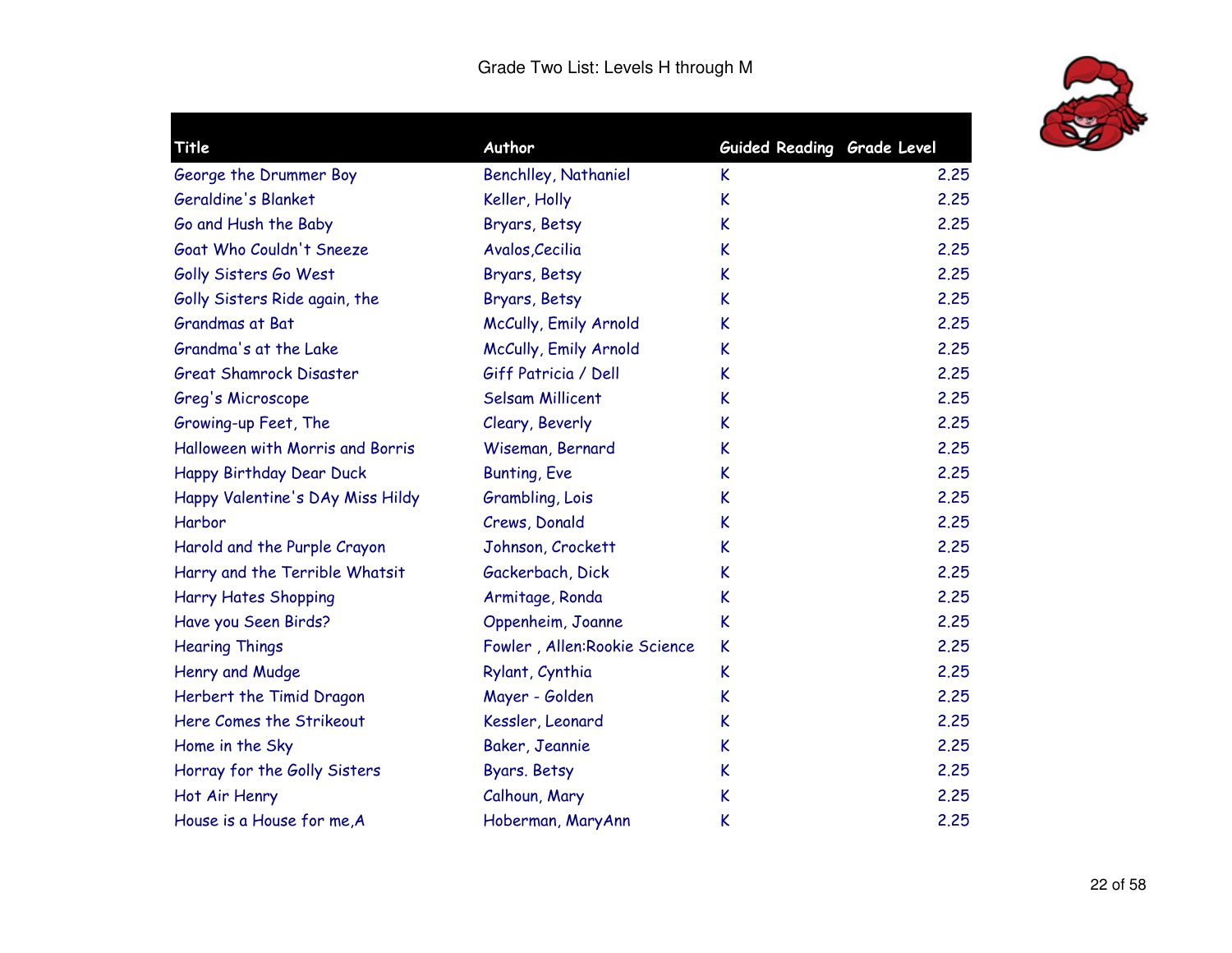# Grade Two List: Levels H through M

| Title | Author | Guided Reading | Grade Level |
|---|---|---|---|
| George the Drummer Boy | Benchlley, Nathaniel | K | 2.25 |
| Geraldine's Blanket | Keller, Holly | K | 2.25 |
| Go and Hush the Baby | Bryars, Betsy | K | 2.25 |
| Goat Who Couldn't Sneeze | Avalos,Cecilia | K | 2.25 |
| Golly Sisters Go West | Bryars, Betsy | K | 2.25 |
| Golly Sisters Ride again, the | Bryars, Betsy | K | 2.25 |
| Grandmas at Bat | McCully, Emily Arnold | K | 2.25 |
| Grandma's at the Lake | McCully, Emily Arnold | K | 2.25 |
| Great Shamrock Disaster | Giff Patricia / Dell | K | 2.25 |
| Greg's Microscope | Selsam Millicent | K | 2.25 |
| Growing-up Feet, The | Cleary, Beverly | K | 2.25 |
| Halloween with Morris and Borris | Wiseman, Bernard | K | 2.25 |
| Happy Birthday Dear Duck | Bunting, Eve | K | 2.25 |
| Happy Valentine's DAy Miss Hildy | Grambling, Lois | K | 2.25 |
| Harbor | Crews, Donald | K | 2.25 |
| Harold and the Purple Crayon | Johnson, Crockett | K | 2.25 |
| Harry and the Terrible Whatsit | Gackerbach, Dick | K | 2.25 |
| Harry Hates Shopping | Armitage, Ronda | K | 2.25 |
| Have you Seen Birds? | Oppenheim, Joanne | K | 2.25 |
| Hearing Things | Fowler , Allen:Rookie Science | K | 2.25 |
| Henry and Mudge | Rylant, Cynthia | K | 2.25 |
| Herbert the Timid Dragon | Mayer - Golden | K | 2.25 |
| Here Comes the Strikeout | Kessler, Leonard | K | 2.25 |
| Home in the Sky | Baker, Jeannie | K | 2.25 |
| Horray for the Golly Sisters | Byars. Betsy | K | 2.25 |
| Hot Air Henry | Calhoun, Mary | K | 2.25 |
| House is a House for me,A | Hoberman, MaryAnn | K | 2.25 |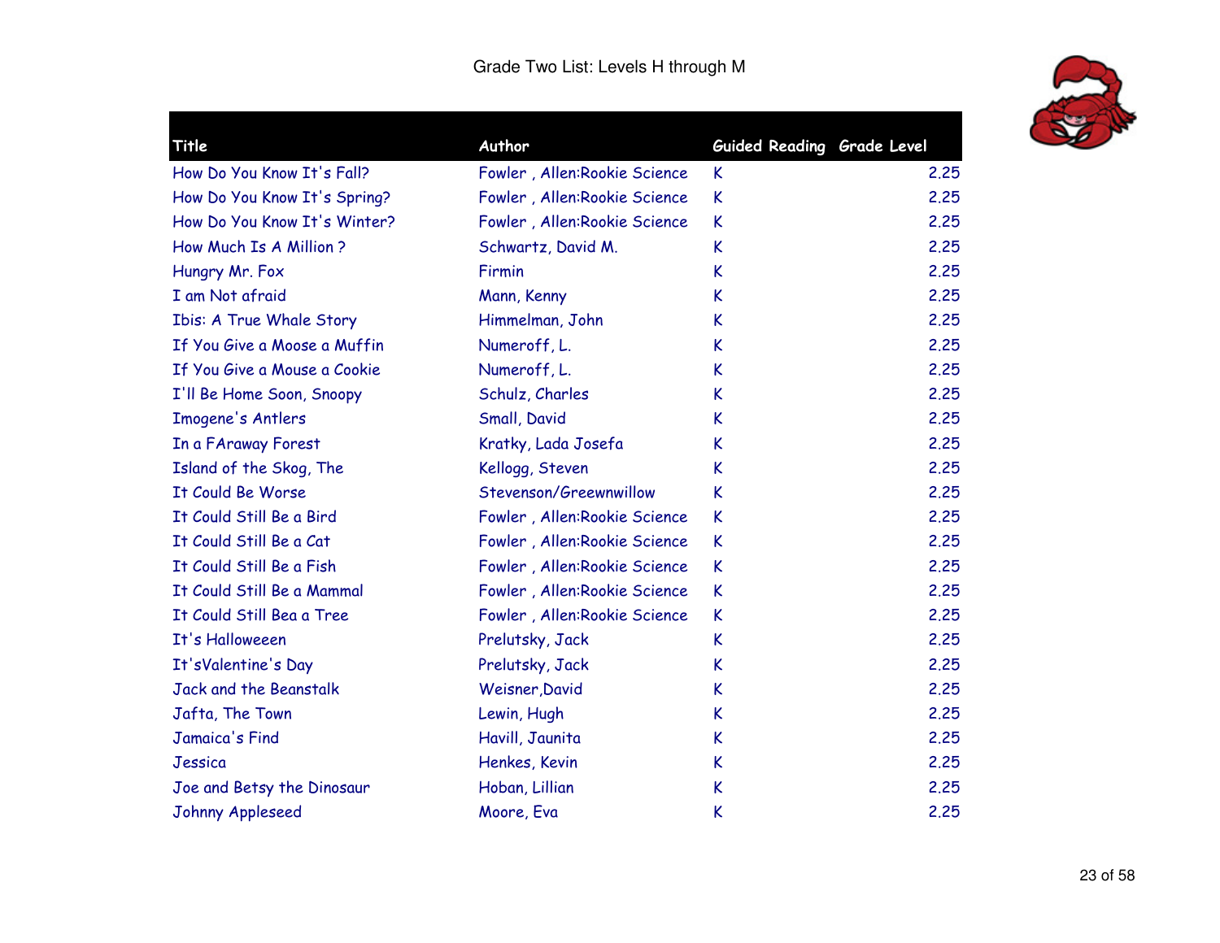Grade Two List: Levels H through M

| Title | Author | Guided Reading | Grade Level |
|---|---|---|---|
| How Do You Know It's Fall? | Fowler , Allen:Rookie Science | K | 2.25 |
| How Do You Know It's Spring? | Fowler , Allen:Rookie Science | K | 2.25 |
| How Do You Know It's Winter? | Fowler , Allen:Rookie Science | K | 2.25 |
| How Much Is A Million ? | Schwartz, David M. | K | 2.25 |
| Hungry Mr. Fox | Firmin | K | 2.25 |
| I am Not afraid | Mann, Kenny | K | 2.25 |
| Ibis: A True Whale Story | Himmelman, John | K | 2.25 |
| If You Give a Moose a Muffin | Numeroff, L. | K | 2.25 |
| If You Give a Mouse a Cookie | Numeroff, L. | K | 2.25 |
| I'll Be Home Soon, Snoopy | Schulz, Charles | K | 2.25 |
| Imogene's Antlers | Small, David | K | 2.25 |
| In a FAraway Forest | Kratky, Lada Josefa | K | 2.25 |
| Island of the Skog, The | Kellogg, Steven | K | 2.25 |
| It Could Be Worse | Stevenson/Greewnwillow | K | 2.25 |
| It Could Still Be a Bird | Fowler , Allen:Rookie Science | K | 2.25 |
| It Could Still Be a Cat | Fowler , Allen:Rookie Science | K | 2.25 |
| It Could Still Be a Fish | Fowler , Allen:Rookie Science | K | 2.25 |
| It Could Still Be a Mammal | Fowler , Allen:Rookie Science | K | 2.25 |
| It Could Still Bea a Tree | Fowler , Allen:Rookie Science | K | 2.25 |
| It's Halloweeen | Prelutsky, Jack | K | 2.25 |
| It'sValentine's Day | Prelutsky, Jack | K | 2.25 |
| Jack and the Beanstalk | Weisner,David | K | 2.25 |
| Jafta, The Town | Lewin, Hugh | K | 2.25 |
| Jamaica's Find | Havill, Jaunita | K | 2.25 |
| Jessica | Henkes, Kevin | K | 2.25 |
| Joe and Betsy the Dinosaur | Hoban, Lillian | K | 2.25 |
| Johnny Appleseed | Moore, Eva | K | 2.25 |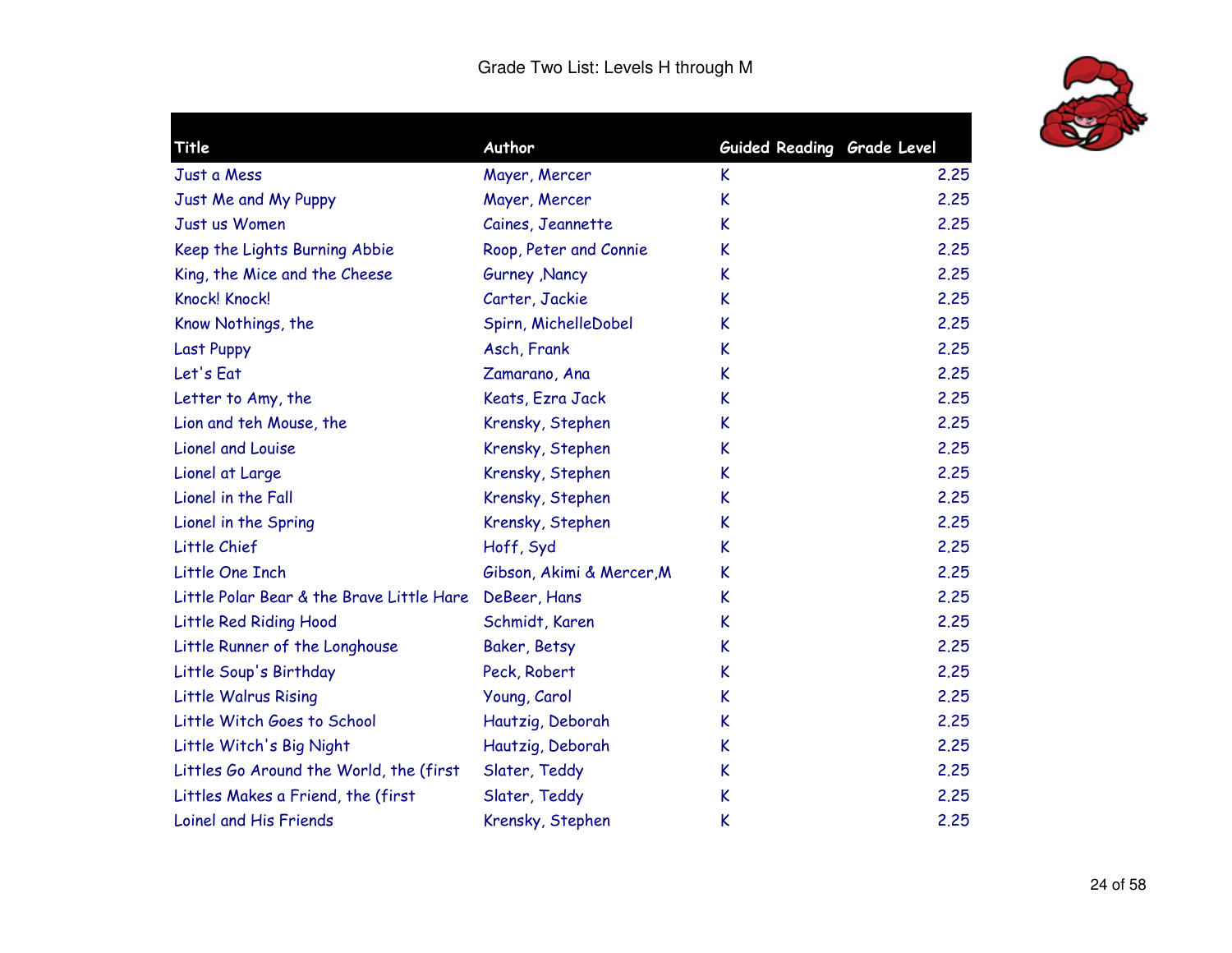# Grade Two List: Levels H through M

| Title | Author | Guided Reading | Grade Level |
|---|---|---|---|
| Just a Mess | Mayer, Mercer | K | 2.25 |
| Just Me and My Puppy | Mayer, Mercer | K | 2.25 |
| Just us Women | Caines, Jeannette | K | 2.25 |
| Keep the Lights Burning Abbie | Roop, Peter and Connie | K | 2.25 |
| King, the Mice and the Cheese | Gurney ,Nancy | K | 2.25 |
| Knock! Knock! | Carter, Jackie | K | 2.25 |
| Know Nothings, the | Spirn, MichelleDobel | K | 2.25 |
| Last Puppy | Asch, Frank | K | 2.25 |
| Let's Eat | Zamarano, Ana | K | 2.25 |
| Letter to Amy, the | Keats, Ezra Jack | K | 2.25 |
| Lion and teh Mouse, the | Krensky, Stephen | K | 2.25 |
| Lionel and Louise | Krensky, Stephen | K | 2.25 |
| Lionel at Large | Krensky, Stephen | K | 2.25 |
| Lionel in the Fall | Krensky, Stephen | K | 2.25 |
| Lionel in the Spring | Krensky, Stephen | K | 2.25 |
| Little Chief | Hoff, Syd | K | 2.25 |
| Little One Inch | Gibson, Akimi & Mercer,M | K | 2.25 |
| Little Polar Bear & the Brave Little Hare | DeBeer, Hans | K | 2.25 |
| Little Red Riding Hood | Schmidt, Karen | K | 2.25 |
| Little Runner of the Longhouse | Baker, Betsy | K | 2.25 |
| Little Soup's Birthday | Peck, Robert | K | 2.25 |
| Little Walrus Rising | Young, Carol | K | 2.25 |
| Little Witch Goes to School | Hautzig, Deborah | K | 2.25 |
| Little Witch's Big Night | Hautzig, Deborah | K | 2.25 |
| Littles Go Around the World, the (first | Slater, Teddy | K | 2.25 |
| Littles Makes a Friend, the (first | Slater, Teddy | K | 2.25 |
| Loinel and His Friends | Krensky, Stephen | K | 2.25 |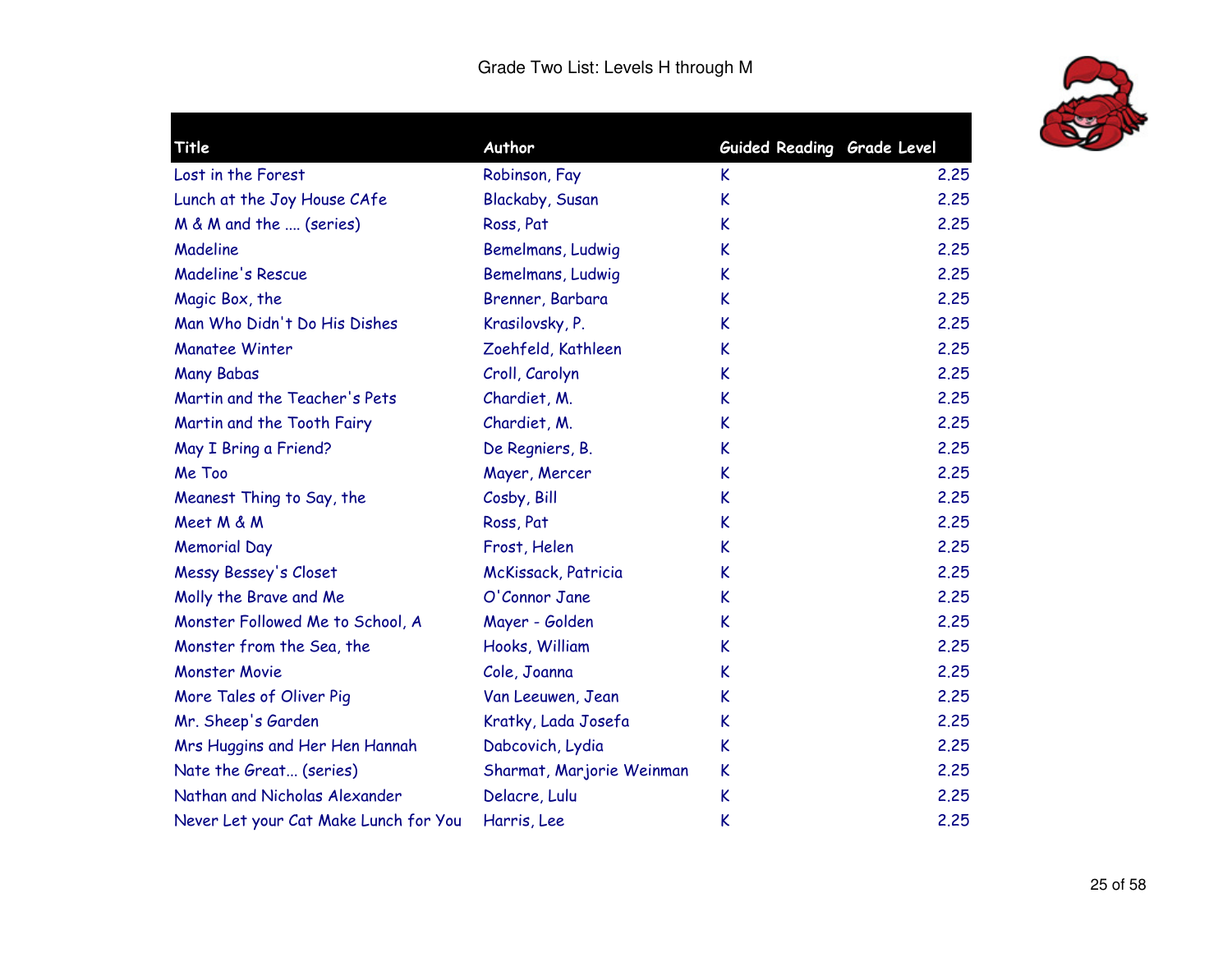# Grade Two List: Levels H through M

| Title | Author | Guided Reading | Grade Level |
|---|---|---|---|
| Lost in the Forest | Robinson, Fay | K | 2.25 |
| Lunch at the Joy House CAfe | Blackaby, Susan | K | 2.25 |
| M & M and the .... (series) | Ross, Pat | K | 2.25 |
| Madeline | Bemelmans, Ludwig | K | 2.25 |
| Madeline's Rescue | Bemelmans, Ludwig | K | 2.25 |
| Magic Box, the | Brenner, Barbara | K | 2.25 |
| Man Who Didn't Do His Dishes | Krasilovsky, P. | K | 2.25 |
| Manatee Winter | Zoehfeld, Kathleen | K | 2.25 |
| Many Babas | Croll, Carolyn | K | 2.25 |
| Martin and the Teacher's Pets | Chardiet, M. | K | 2.25 |
| Martin and the Tooth Fairy | Chardiet, M. | K | 2.25 |
| May I Bring a Friend? | De Regniers, B. | K | 2.25 |
| Me Too | Mayer, Mercer | K | 2.25 |
| Meanest Thing to Say, the | Cosby, Bill | K | 2.25 |
| Meet M & M | Ross, Pat | K | 2.25 |
| Memorial Day | Frost, Helen | K | 2.25 |
| Messy Bessey's Closet | McKissack, Patricia | K | 2.25 |
| Molly the Brave and Me | O'Connor Jane | K | 2.25 |
| Monster Followed Me to School, A | Mayer - Golden | K | 2.25 |
| Monster from the Sea, the | Hooks, William | K | 2.25 |
| Monster Movie | Cole, Joanna | K | 2.25 |
| More Tales of Oliver Pig | Van Leeuwen, Jean | K | 2.25 |
| Mr. Sheep's Garden | Kratky, Lada Josefa | K | 2.25 |
| Mrs Huggins and Her Hen Hannah | Dabcovich, Lydia | K | 2.25 |
| Nate the Great... (series) | Sharmat, Marjorie Weinman | K | 2.25 |
| Nathan and Nicholas Alexander | Delacre, Lulu | K | 2.25 |
| Never Let your Cat Make Lunch for You | Harris, Lee | K | 2.25 |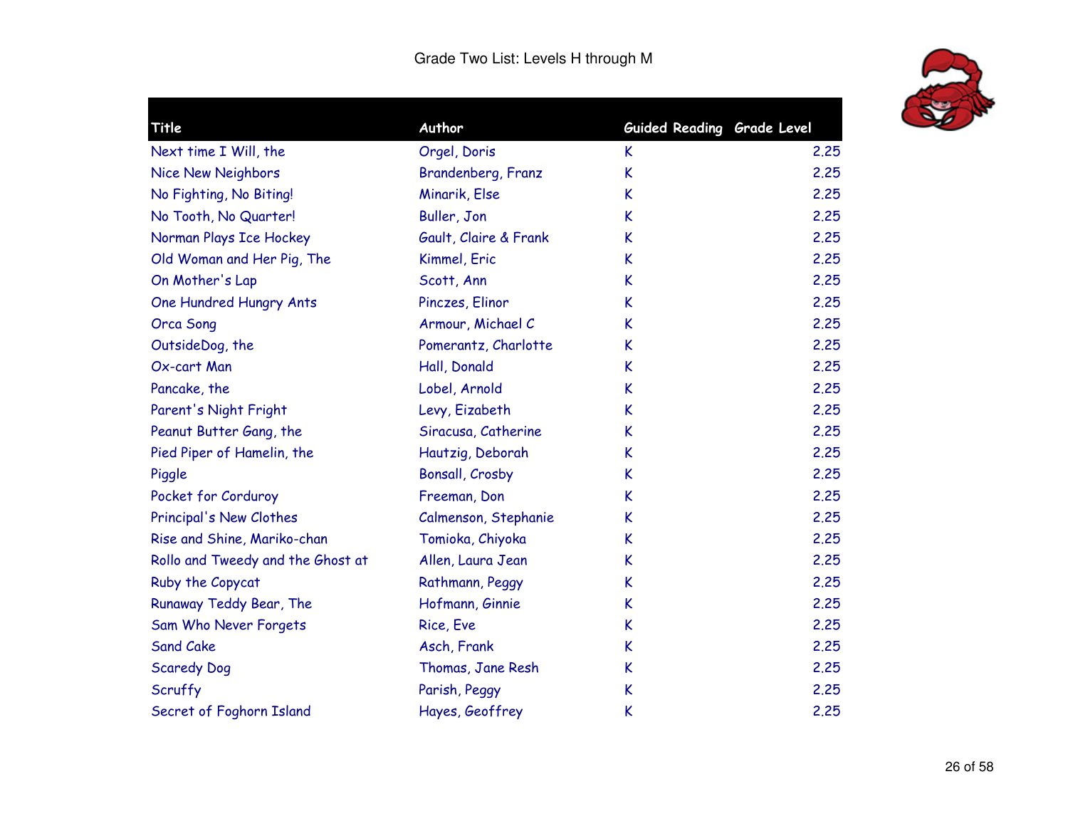# Grade Two List: Levels H through M

| Title | Author | Guided Reading | Grade Level |
|---|---|---|---|
| Next time I Will, the | Orgel, Doris | K | 2.25 |
| Nice New Neighbors | Brandenberg, Franz | K | 2.25 |
| No Fighting, No Biting! | Minarik, Else | K | 2.25 |
| No Tooth, No Quarter! | Buller, Jon | K | 2.25 |
| Norman Plays Ice Hockey | Gault, Claire & Frank | K | 2.25 |
| Old Woman and Her Pig, The | Kimmel, Eric | K | 2.25 |
| On Mother's Lap | Scott, Ann | K | 2.25 |
| One Hundred Hungry Ants | Pinczes, Elinor | K | 2.25 |
| Orca Song | Armour, Michael C | K | 2.25 |
| OutsideDog, the | Pomerantz, Charlotte | K | 2.25 |
| Ox-cart Man | Hall, Donald | K | 2.25 |
| Pancake, the | Lobel, Arnold | K | 2.25 |
| Parent's Night Fright | Levy, Eizabeth | K | 2.25 |
| Peanut Butter Gang, the | Siracusa, Catherine | K | 2.25 |
| Pied Piper of Hamelin, the | Hautzig, Deborah | K | 2.25 |
| Piggle | Bonsall, Crosby | K | 2.25 |
| Pocket for Corduroy | Freeman, Don | K | 2.25 |
| Principal's New Clothes | Calmenson, Stephanie | K | 2.25 |
| Rise and Shine, Mariko-chan | Tomioka, Chiyoka | K | 2.25 |
| Rollo and Tweedy and the Ghost at | Allen, Laura Jean | K | 2.25 |
| Ruby the Copycat | Rathmann, Peggy | K | 2.25 |
| Runaway Teddy Bear, The | Hofmann, Ginnie | K | 2.25 |
| Sam Who Never Forgets | Rice, Eve | K | 2.25 |
| Sand Cake | Asch, Frank | K | 2.25 |
| Scaredy Dog | Thomas, Jane Resh | K | 2.25 |
| Scruffy | Parish, Peggy | K | 2.25 |
| Secret of Foghorn Island | Hayes, Geoffrey | K | 2.25 |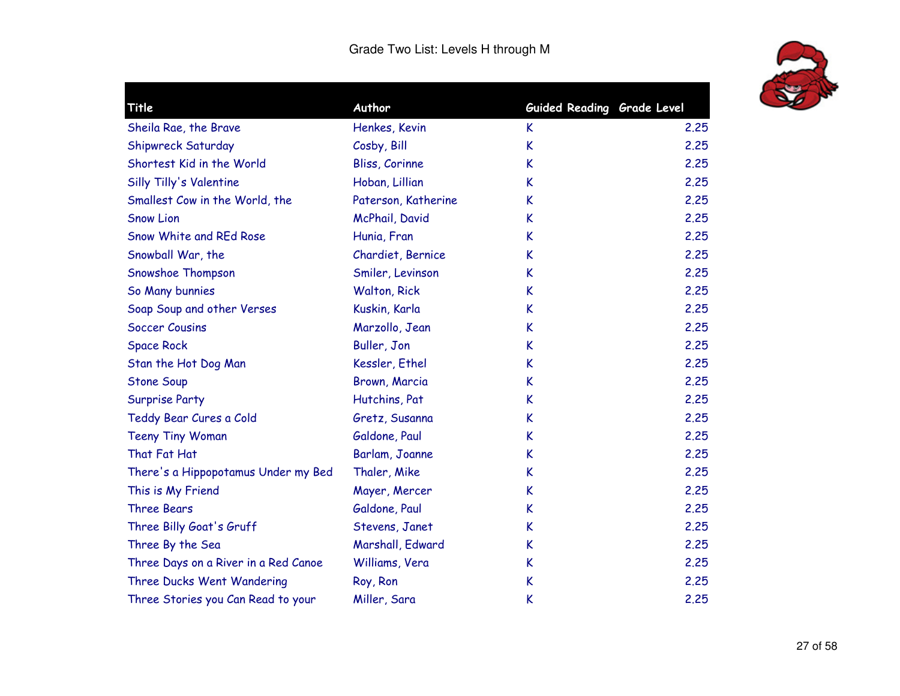Grade Two List: Levels H through M

| Title | Author | Guided Reading | Grade Level |
|---|---|---|---|
| Sheila Rae, the Brave | Henkes, Kevin | K | 2.25 |
| Shipwreck Saturday | Cosby, Bill | K | 2.25 |
| Shortest Kid in the World | Bliss, Corinne | K | 2.25 |
| Silly Tilly's Valentine | Hoban, Lillian | K | 2.25 |
| Smallest Cow in the World, the | Paterson, Katherine | K | 2.25 |
| Snow Lion | McPhail, David | K | 2.25 |
| Snow White and REd Rose | Hunia, Fran | K | 2.25 |
| Snowball War, the | Chardiet, Bernice | K | 2.25 |
| Snowshoe Thompson | Smiler, Levinson | K | 2.25 |
| So Many bunnies | Walton, Rick | K | 2.25 |
| Soap Soup and other Verses | Kuskin, Karla | K | 2.25 |
| Soccer Cousins | Marzollo, Jean | K | 2.25 |
| Space Rock | Buller, Jon | K | 2.25 |
| Stan the Hot Dog Man | Kessler, Ethel | K | 2.25 |
| Stone Soup | Brown, Marcia | K | 2.25 |
| Surprise Party | Hutchins, Pat | K | 2.25 |
| Teddy Bear Cures a Cold | Gretz, Susanna | K | 2.25 |
| Teeny Tiny Woman | Galdone, Paul | K | 2.25 |
| That Fat Hat | Barlam, Joanne | K | 2.25 |
| There's a Hippopotamus Under my Bed | Thaler, Mike | K | 2.25 |
| This is My Friend | Mayer, Mercer | K | 2.25 |
| Three Bears | Galdone, Paul | K | 2.25 |
| Three Billy Goat's Gruff | Stevens, Janet | K | 2.25 |
| Three By the Sea | Marshall, Edward | K | 2.25 |
| Three Days on a River in a Red Canoe | Williams, Vera | K | 2.25 |
| Three Ducks Went Wandering | Roy, Ron | K | 2.25 |
| Three Stories you Can Read to your | Miller, Sara | K | 2.25 |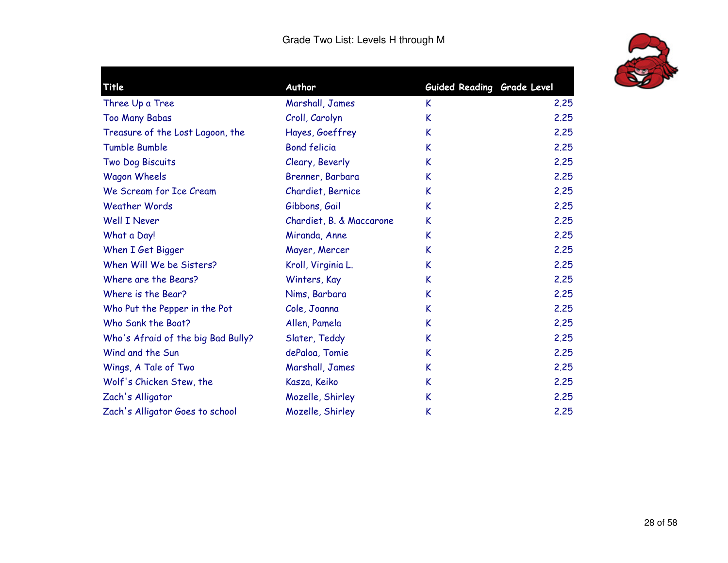# Grade Two List: Levels H through M

| Title | Author | Guided Reading | Grade Level |
|---|---|---|---|
| Three Up a Tree | Marshall, James | K | 2.25 |
| Too Many Babas | Croll, Carolyn | K | 2.25 |
| Treasure of the Lost Lagoon, the | Hayes, Goeffrey | K | 2.25 |
| Tumble Bumble | Bond felicia | K | 2.25 |
| Two Dog Biscuits | Cleary, Beverly | K | 2.25 |
| Wagon Wheels | Brenner, Barbara | K | 2.25 |
| We Scream for Ice Cream | Chardiet, Bernice | K | 2.25 |
| Weather Words | Gibbons, Gail | K | 2.25 |
| Well I Never | Chardiet, B. & Maccarone | K | 2.25 |
| What a Day! | Miranda, Anne | K | 2.25 |
| When I Get Bigger | Mayer, Mercer | K | 2.25 |
| When Will We be Sisters? | Kroll, Virginia L. | K | 2.25 |
| Where are the Bears? | Winters, Kay | K | 2.25 |
| Where is the Bear? | Nims, Barbara | K | 2.25 |
| Who Put the Pepper in the Pot | Cole, Joanna | K | 2.25 |
| Who Sank the Boat? | Allen, Pamela | K | 2.25 |
| Who's Afraid of the big Bad Bully? | Slater, Teddy | K | 2.25 |
| Wind and the Sun | dePaloa, Tomie | K | 2.25 |
| Wings, A Tale of Two | Marshall, James | K | 2.25 |
| Wolf's Chicken Stew, the | Kasza, Keiko | K | 2.25 |
| Zach's Alligator | Mozelle, Shirley | K | 2.25 |
| Zach's Alligator Goes to school | Mozelle, Shirley | K | 2.25 |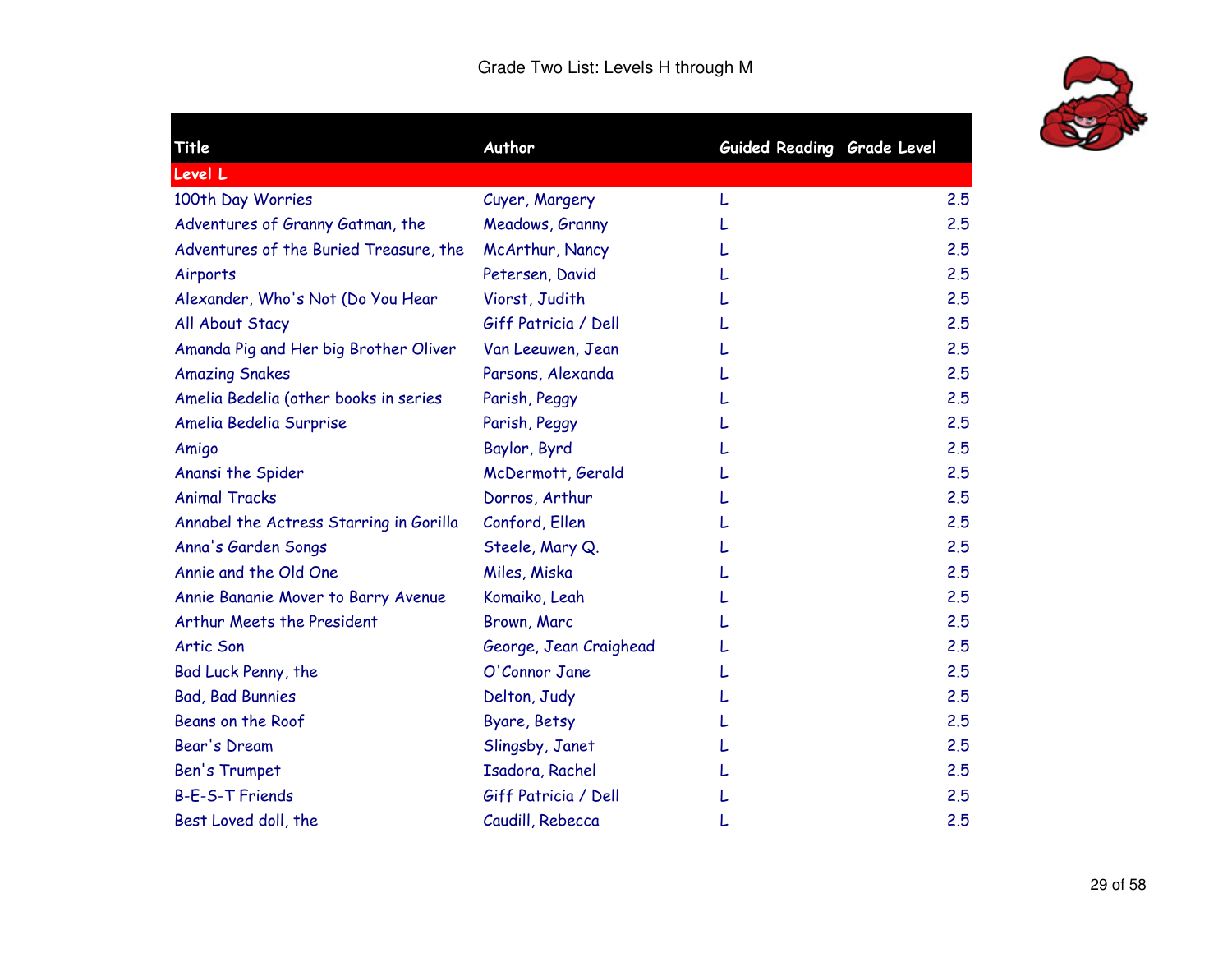# Grade Two List: Levels H through M

| Title | Author | Guided Reading | Grade Level |
|---|---|---|---|
| Level L | | | |
| 100th Day Worries | Cuyer, Margery | L | 2.5 |
| Adventures of Granny Gatman, the | Meadows, Granny | L | 2.5 |
| Adventures of the Buried Treasure, the | McArthur, Nancy | L | 2.5 |
| Airports | Petersen, David | L | 2.5 |
| Alexander, Who's Not (Do You Hear | Viorst, Judith | L | 2.5 |
| All About Stacy | Giff Patricia / Dell | L | 2.5 |
| Amanda Pig and Her big Brother Oliver | Van Leeuwen, Jean | L | 2.5 |
| Amazing Snakes | Parsons, Alexanda | L | 2.5 |
| Amelia Bedelia (other books in series | Parish, Peggy | L | 2.5 |
| Amelia Bedelia Surprise | Parish, Peggy | L | 2.5 |
| Amigo | Baylor, Byrd | L | 2.5 |
| Anansi the Spider | McDermott, Gerald | L | 2.5 |
| Animal Tracks | Dorros, Arthur | L | 2.5 |
| Annabel the Actress Starring in Gorilla | Conford, Ellen | L | 2.5 |
| Anna's Garden Songs | Steele, Mary Q. | L | 2.5 |
| Annie and the Old One | Miles, Miska | L | 2.5 |
| Annie Bananie Mover to Barry Avenue | Komaiko, Leah | L | 2.5 |
| Arthur Meets the President | Brown, Marc | L | 2.5 |
| Artic Son | George, Jean Craighead | L | 2.5 |
| Bad Luck Penny, the | O'Connor Jane | L | 2.5 |
| Bad, Bad Bunnies | Delton, Judy | L | 2.5 |
| Beans on the Roof | Byare, Betsy | L | 2.5 |
| Bear's Dream | Slingsby, Janet | L | 2.5 |
| Ben's Trumpet | Isadora, Rachel | L | 2.5 |
| B-E-S-T Friends | Giff Patricia / Dell | L | 2.5 |
| Best Loved doll, the | Caudill, Rebecca | L | 2.5 |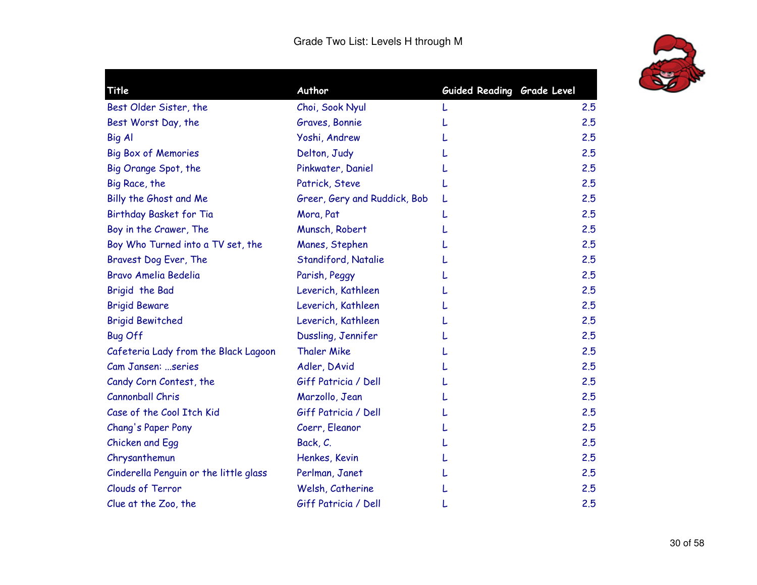Grade Two List: Levels H through M

| Title | Author | Guided Reading | Grade Level |
| --- | --- | --- | --- |
| Best Older Sister, the | Choi, Sook Nyul | L | 2.5 |
| Best Worst Day, the | Graves, Bonnie | L | 2.5 |
| Big Al | Yoshi, Andrew | L | 2.5 |
| Big Box of Memories | Delton, Judy | L | 2.5 |
| Big Orange Spot, the | Pinkwater, Daniel | L | 2.5 |
| Big Race, the | Patrick, Steve | L | 2.5 |
| Billy the Ghost and Me | Greer, Gery and Ruddick, Bob | L | 2.5 |
| Birthday Basket for Tia | Mora, Pat | L | 2.5 |
| Boy in the Crawer, The | Munsch, Robert | L | 2.5 |
| Boy Who Turned into a TV set, the | Manes, Stephen | L | 2.5 |
| Bravest Dog Ever, The | Standiford, Natalie | L | 2.5 |
| Bravo Amelia Bedelia | Parish, Peggy | L | 2.5 |
| Brigid the Bad | Leverich, Kathleen | L | 2.5 |
| Brigid Beware | Leverich, Kathleen | L | 2.5 |
| Brigid Bewitched | Leverich, Kathleen | L | 2.5 |
| Bug Off | Dussling, Jennifer | L | 2.5 |
| Cafeteria Lady from the Black Lagoon | Thaler Mike | L | 2.5 |
| Cam Jansen: ...series | Adler, DAvid | L | 2.5 |
| Candy Corn Contest, the | Giff Patricia / Dell | L | 2.5 |
| Cannonball Chris | Marzollo, Jean | L | 2.5 |
| Case of the Cool Itch Kid | Giff Patricia / Dell | L | 2.5 |
| Chang's Paper Pony | Coerr, Eleanor | L | 2.5 |
| Chicken and Egg | Back, C. | L | 2.5 |
| Chrysanthemun | Henkes, Kevin | L | 2.5 |
| Cinderella Penguin or the little glass | Perlman, Janet | L | 2.5 |
| Clouds of Terror | Welsh, Catherine | L | 2.5 |
| Clue at the Zoo, the | Giff Patricia / Dell | L | 2.5 |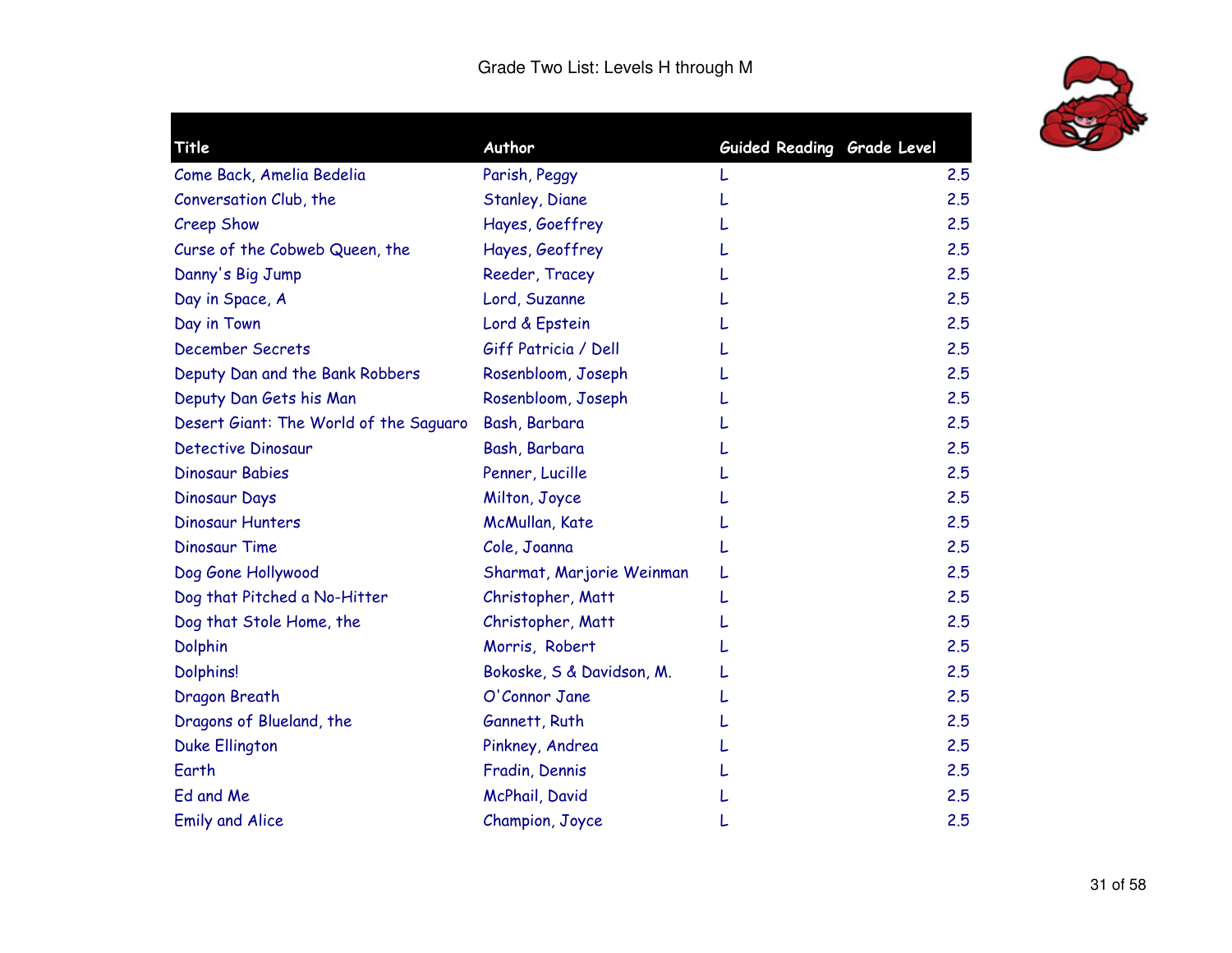Grade Two List: Levels H through M

| Title | Author | Guided Reading | Grade Level |
|---|---|---|---|
| Come Back, Amelia Bedelia | Parish, Peggy | L | 2.5 |
| Conversation Club, the | Stanley, Diane | L | 2.5 |
| Creep Show | Hayes, Goeffrey | L | 2.5 |
| Curse of the Cobweb Queen, the | Hayes, Geoffrey | L | 2.5 |
| Danny's Big Jump | Reeder, Tracey | L | 2.5 |
| Day in Space, A | Lord, Suzanne | L | 2.5 |
| Day in Town | Lord & Epstein | L | 2.5 |
| December Secrets | Giff Patricia / Dell | L | 2.5 |
| Deputy Dan and the Bank Robbers | Rosenbloom, Joseph | L | 2.5 |
| Deputy Dan Gets his Man | Rosenbloom, Joseph | L | 2.5 |
| Desert Giant: The World of the Saguaro | Bash, Barbara | L | 2.5 |
| Detective Dinosaur | Bash, Barbara | L | 2.5 |
| Dinosaur Babies | Penner, Lucille | L | 2.5 |
| Dinosaur Days | Milton, Joyce | L | 2.5 |
| Dinosaur Hunters | McMullan, Kate | L | 2.5 |
| Dinosaur Time | Cole, Joanna | L | 2.5 |
| Dog Gone Hollywood | Sharmat, Marjorie Weinman | L | 2.5 |
| Dog that Pitched a No-Hitter | Christopher, Matt | L | 2.5 |
| Dog that Stole Home, the | Christopher, Matt | L | 2.5 |
| Dolphin | Morris, Robert | L | 2.5 |
| Dolphins! | Bokoske, S & Davidson, M. | L | 2.5 |
| Dragon Breath | O'Connor Jane | L | 2.5 |
| Dragons of Blueland, the | Gannett, Ruth | L | 2.5 |
| Duke Ellington | Pinkney, Andrea | L | 2.5 |
| Earth | Fradin, Dennis | L | 2.5 |
| Ed and Me | McPhail, David | L | 2.5 |
| Emily and Alice | Champion, Joyce | L | 2.5 |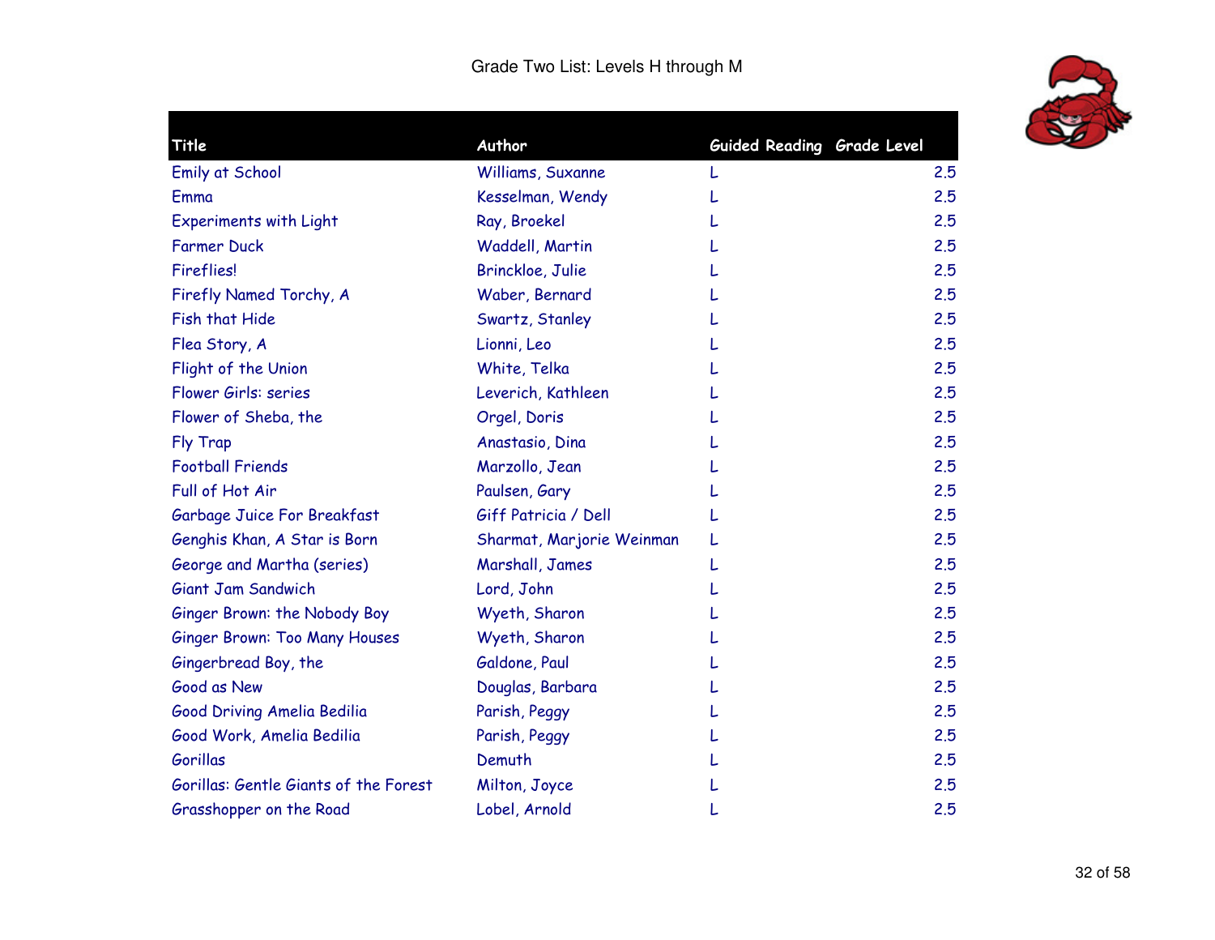# Grade Two List: Levels H through M

| Title | Author | Guided Reading | Grade Level |
| --- | --- | --- | --- |
| Emily at School | Williams, Suxanne | L | 2.5 |
| Emma | Kesselman, Wendy | L | 2.5 |
| Experiments with Light | Ray, Broekel | L | 2.5 |
| Farmer Duck | Waddell, Martin | L | 2.5 |
| Fireflies! | Brinckloe, Julie | L | 2.5 |
| Firefly Named Torchy, A | Waber, Bernard | L | 2.5 |
| Fish that Hide | Swartz, Stanley | L | 2.5 |
| Flea Story, A | Lionni, Leo | L | 2.5 |
| Flight of the Union | White, Telka | L | 2.5 |
| Flower Girls: series | Leverich, Kathleen | L | 2.5 |
| Flower of Sheba, the | Orgel, Doris | L | 2.5 |
| Fly Trap | Anastasio, Dina | L | 2.5 |
| Football Friends | Marzollo, Jean | L | 2.5 |
| Full of Hot Air | Paulsen, Gary | L | 2.5 |
| Garbage Juice For Breakfast | Giff Patricia / Dell | L | 2.5 |
| Genghis Khan, A Star is Born | Sharmat, Marjorie Weinman | L | 2.5 |
| George and Martha (series) | Marshall, James | L | 2.5 |
| Giant Jam Sandwich | Lord, John | L | 2.5 |
| Ginger Brown: the Nobody Boy | Wyeth, Sharon | L | 2.5 |
| Ginger Brown: Too Many Houses | Wyeth, Sharon | L | 2.5 |
| Gingerbread Boy, the | Galdone, Paul | L | 2.5 |
| Good as New | Douglas, Barbara | L | 2.5 |
| Good Driving Amelia Bedilia | Parish, Peggy | L | 2.5 |
| Good Work, Amelia Bedilia | Parish, Peggy | L | 2.5 |
| Gorillas | Demuth | L | 2.5 |
| Gorillas: Gentle Giants of the Forest | Milton, Joyce | L | 2.5 |
| Grasshopper on the Road | Lobel, Arnold | L | 2.5 |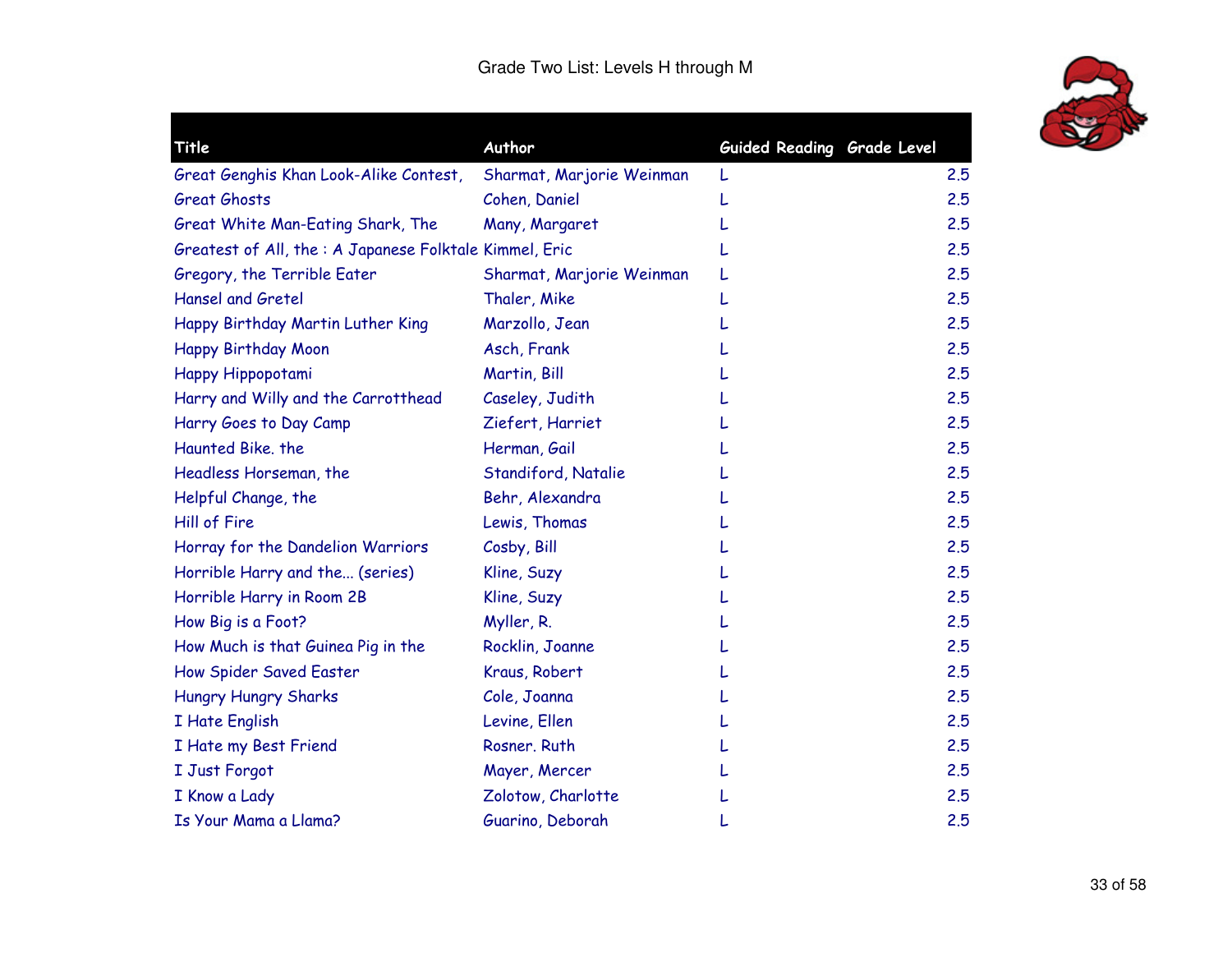Grade Two List: Levels H through M

| Title | Author | Guided Reading | Grade Level |
| --- | --- | --- | --- |
| Great Genghis Khan Look-Alike Contest, | Sharmat, Marjorie Weinman | L | 2.5 |
| Great Ghosts | Cohen, Daniel | L | 2.5 |
| Great White Man-Eating Shark, The | Many, Margaret | L | 2.5 |
| Greatest of All, the : A Japanese Folktale | Kimmel, Eric | L | 2.5 |
| Gregory, the Terrible Eater | Sharmat, Marjorie Weinman | L | 2.5 |
| Hansel and Gretel | Thaler, Mike | L | 2.5 |
| Happy Birthday Martin Luther King | Marzollo, Jean | L | 2.5 |
| Happy Birthday Moon | Asch, Frank | L | 2.5 |
| Happy Hippopotami | Martin, Bill | L | 2.5 |
| Harry and Willy and the Carrotthead | Caseley, Judith | L | 2.5 |
| Harry Goes to Day Camp | Ziefert, Harriet | L | 2.5 |
| Haunted Bike. the | Herman, Gail | L | 2.5 |
| Headless Horseman, the | Standiford, Natalie | L | 2.5 |
| Helpful Change, the | Behr, Alexandra | L | 2.5 |
| Hill of Fire | Lewis, Thomas | L | 2.5 |
| Horray for the Dandelion Warriors | Cosby, Bill | L | 2.5 |
| Horrible Harry and the... (series) | Kline, Suzy | L | 2.5 |
| Horrible Harry in Room 2B | Kline, Suzy | L | 2.5 |
| How Big is a Foot? | Myller, R. | L | 2.5 |
| How Much is that Guinea Pig in the | Rocklin, Joanne | L | 2.5 |
| How Spider Saved Easter | Kraus, Robert | L | 2.5 |
| Hungry Hungry Sharks | Cole, Joanna | L | 2.5 |
| I Hate English | Levine, Ellen | L | 2.5 |
| I Hate my Best Friend | Rosner. Ruth | L | 2.5 |
| I Just Forgot | Mayer, Mercer | L | 2.5 |
| I Know a Lady | Zolotow, Charlotte | L | 2.5 |
| Is Your Mama a Llama? | Guarino, Deborah | L | 2.5 |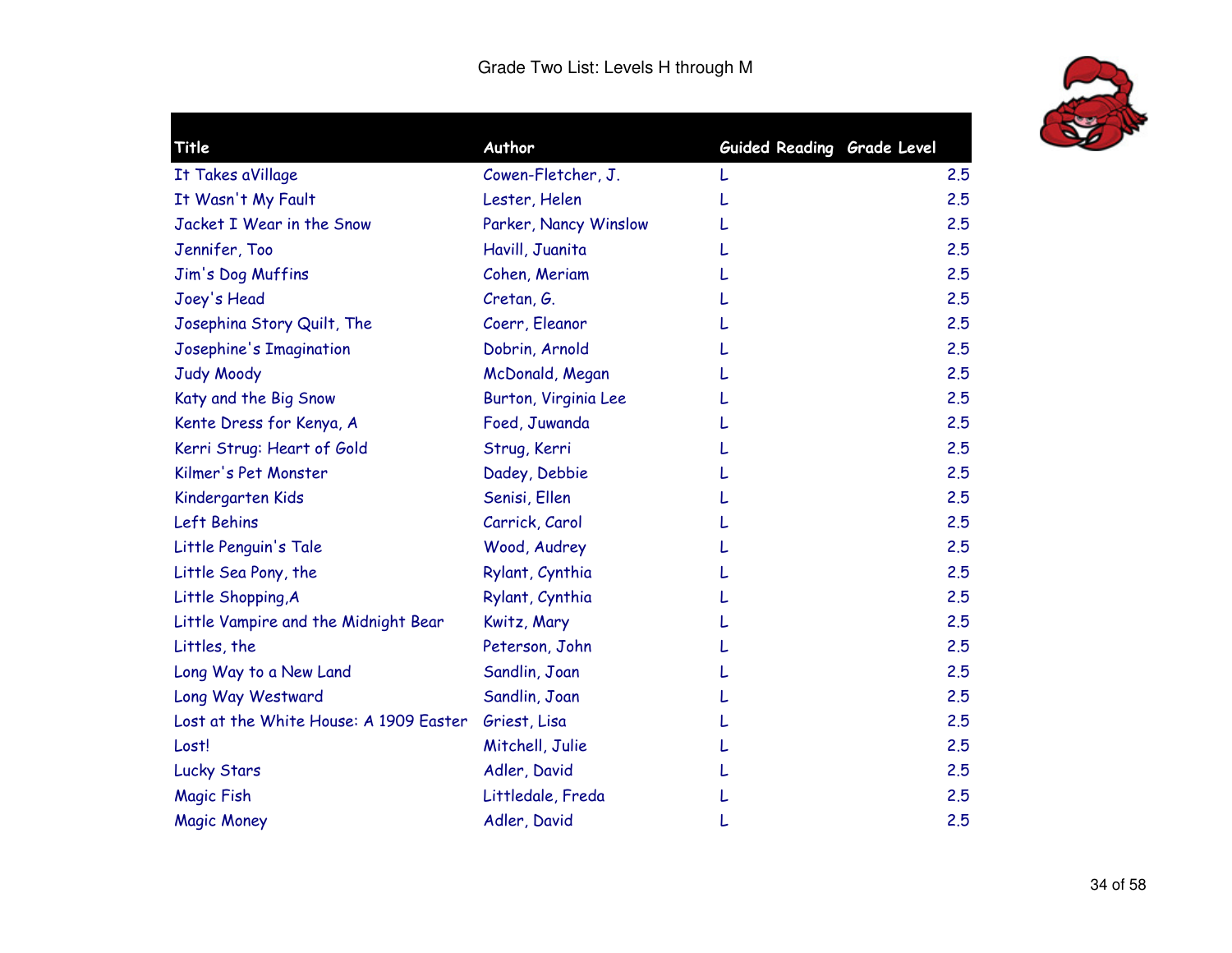# Grade Two List: Levels H through M

| Title | Author | Guided Reading | Grade Level |
|---|---|---|---|
| It Takes aVillage | Cowen-Fletcher, J. | L | 2.5 |
| It Wasn't My Fault | Lester, Helen | L | 2.5 |
| Jacket I Wear in the Snow | Parker, Nancy Winslow | L | 2.5 |
| Jennifer, Too | Havill, Juanita | L | 2.5 |
| Jim's Dog Muffins | Cohen, Meriam | L | 2.5 |
| Joey's Head | Cretan, G. | L | 2.5 |
| Josephina Story Quilt, The | Coerr, Eleanor | L | 2.5 |
| Josephine's Imagination | Dobrin, Arnold | L | 2.5 |
| Judy Moody | McDonald, Megan | L | 2.5 |
| Katy and the Big Snow | Burton, Virginia Lee | L | 2.5 |
| Kente Dress for Kenya, A | Foed, Juwanda | L | 2.5 |
| Kerri Strug: Heart of Gold | Strug, Kerri | L | 2.5 |
| Kilmer's Pet Monster | Dadey, Debbie | L | 2.5 |
| Kindergarten Kids | Senisi, Ellen | L | 2.5 |
| Left Behins | Carrick, Carol | L | 2.5 |
| Little Penguin's Tale | Wood, Audrey | L | 2.5 |
| Little Sea Pony, the | Rylant, Cynthia | L | 2.5 |
| Little Shopping,A | Rylant, Cynthia | L | 2.5 |
| Little Vampire and the Midnight Bear | Kwitz, Mary | L | 2.5 |
| Littles, the | Peterson, John | L | 2.5 |
| Long Way to a New Land | Sandlin, Joan | L | 2.5 |
| Long Way Westward | Sandlin, Joan | L | 2.5 |
| Lost at the White House: A 1909 Easter | Griest, Lisa | L | 2.5 |
| Lost! | Mitchell, Julie | L | 2.5 |
| Lucky Stars | Adler, David | L | 2.5 |
| Magic Fish | Littledale, Freda | L | 2.5 |
| Magic Money | Adler, David | L | 2.5 |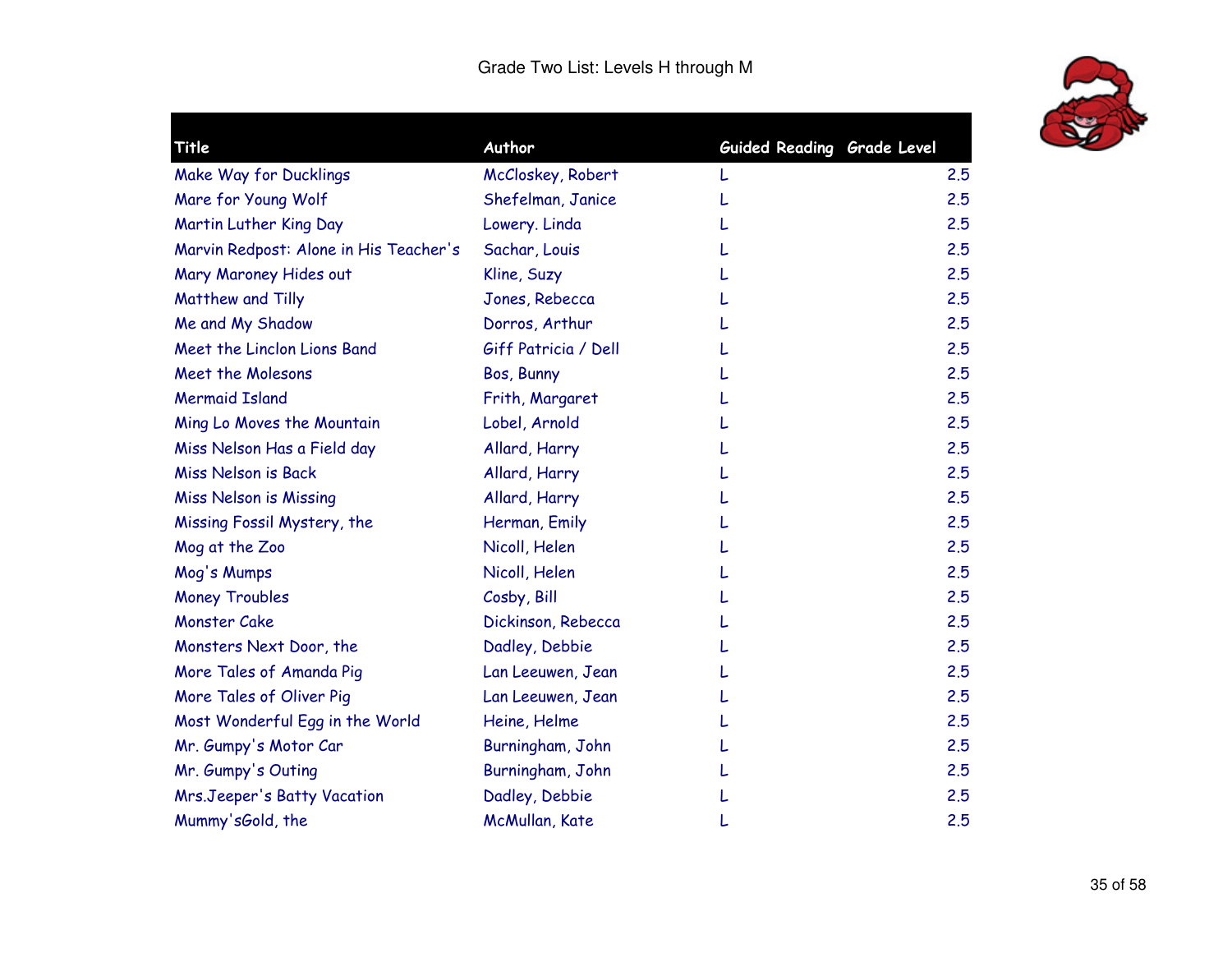Grade Two List: Levels H through M

| Title | Author | Guided Reading | Grade Level |
|---|---|---|---|
| Make Way for Ducklings | McCloskey, Robert | L | 2.5 |
| Mare for Young Wolf | Shefelman, Janice | L | 2.5 |
| Martin Luther King Day | Lowery. Linda | L | 2.5 |
| Marvin Redpost: Alone in His Teacher's | Sachar, Louis | L | 2.5 |
| Mary Maroney Hides out | Kline, Suzy | L | 2.5 |
| Matthew and Tilly | Jones, Rebecca | L | 2.5 |
| Me and My Shadow | Dorros, Arthur | L | 2.5 |
| Meet the Linclon Lions Band | Giff Patricia / Dell | L | 2.5 |
| Meet the Molesons | Bos, Bunny | L | 2.5 |
| Mermaid Island | Frith, Margaret | L | 2.5 |
| Ming Lo Moves the Mountain | Lobel, Arnold | L | 2.5 |
| Miss Nelson Has a Field day | Allard, Harry | L | 2.5 |
| Miss Nelson is Back | Allard, Harry | L | 2.5 |
| Miss Nelson is Missing | Allard, Harry | L | 2.5 |
| Missing Fossil Mystery, the | Herman, Emily | L | 2.5 |
| Mog at the Zoo | Nicoll, Helen | L | 2.5 |
| Mog's Mumps | Nicoll, Helen | L | 2.5 |
| Money Troubles | Cosby, Bill | L | 2.5 |
| Monster Cake | Dickinson, Rebecca | L | 2.5 |
| Monsters Next Door, the | Dadley, Debbie | L | 2.5 |
| More Tales of Amanda Pig | Lan Leeuwen, Jean | L | 2.5 |
| More Tales of Oliver Pig | Lan Leeuwen, Jean | L | 2.5 |
| Most Wonderful Egg in the World | Heine, Helme | L | 2.5 |
| Mr. Gumpy's Motor Car | Burningham, John | L | 2.5 |
| Mr. Gumpy's Outing | Burningham, John | L | 2.5 |
| Mrs.Jeeper's Batty Vacation | Dadley, Debbie | L | 2.5 |
| Mummy'sGold, the | McMullan, Kate | L | 2.5 |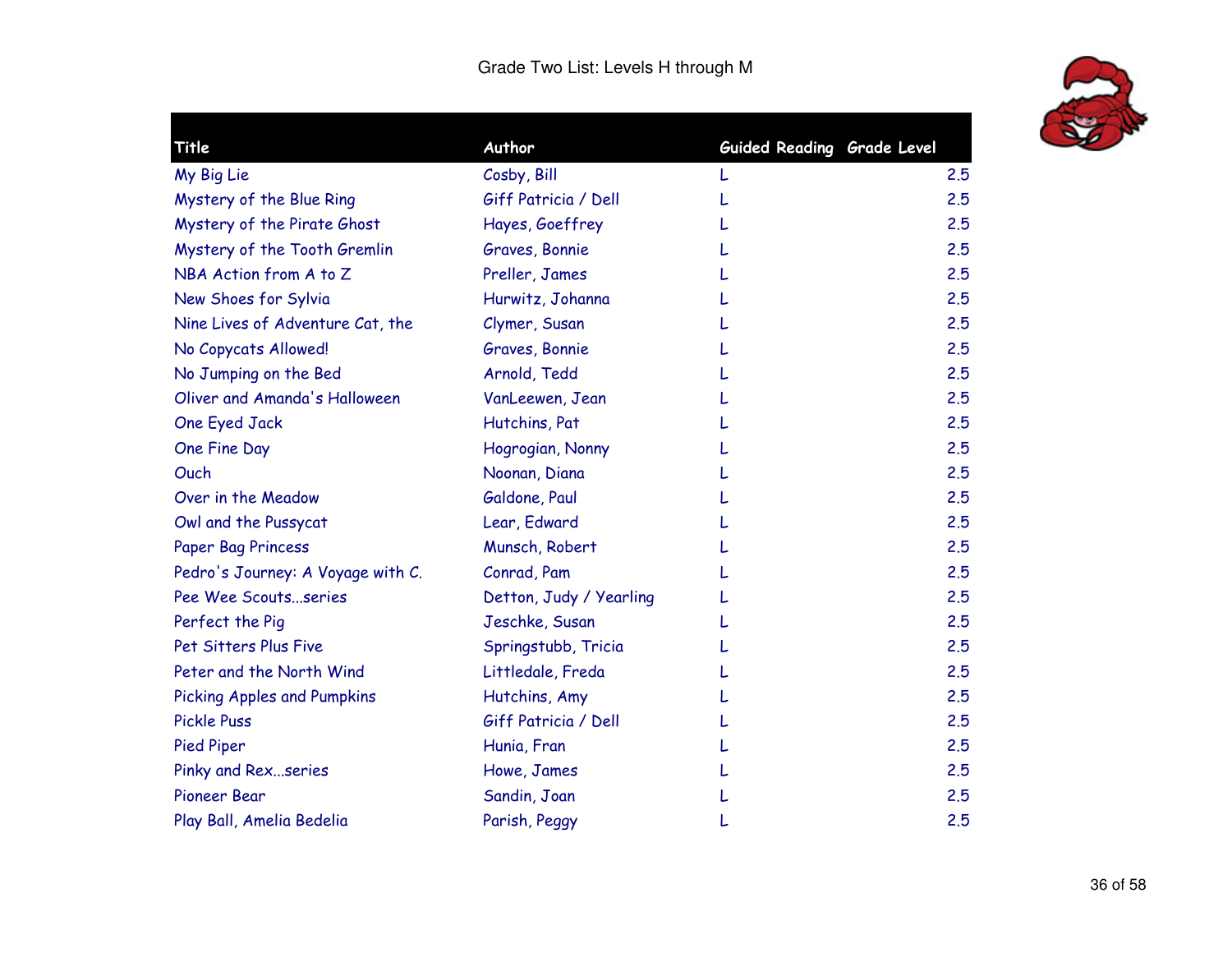Grade Two List: Levels H through M

| Title | Author | Guided Reading | Grade Level |
|---|---|---|---|
| My Big Lie | Cosby, Bill | L | 2.5 |
| Mystery of the Blue Ring | Giff Patricia / Dell | L | 2.5 |
| Mystery of the Pirate Ghost | Hayes, Goeffrey | L | 2.5 |
| Mystery of the Tooth Gremlin | Graves, Bonnie | L | 2.5 |
| NBA Action from A to Z | Preller, James | L | 2.5 |
| New Shoes for Sylvia | Hurwitz, Johanna | L | 2.5 |
| Nine Lives of Adventure Cat, the | Clymer, Susan | L | 2.5 |
| No Copycats Allowed! | Graves, Bonnie | L | 2.5 |
| No Jumping on the Bed | Arnold, Tedd | L | 2.5 |
| Oliver and Amanda's Halloween | VanLeewen, Jean | L | 2.5 |
| One Eyed Jack | Hutchins, Pat | L | 2.5 |
| One Fine Day | Hogrogian, Nonny | L | 2.5 |
| Ouch | Noonan, Diana | L | 2.5 |
| Over in the Meadow | Galdone, Paul | L | 2.5 |
| Owl and the Pussycat | Lear, Edward | L | 2.5 |
| Paper Bag Princess | Munsch, Robert | L | 2.5 |
| Pedro's Journey: A Voyage with C. | Conrad, Pam | L | 2.5 |
| Pee Wee Scouts...series | Detton, Judy / Yearling | L | 2.5 |
| Perfect the Pig | Jeschke, Susan | L | 2.5 |
| Pet Sitters Plus Five | Springstubb, Tricia | L | 2.5 |
| Peter and the North Wind | Littledale, Freda | L | 2.5 |
| Picking Apples and Pumpkins | Hutchins, Amy | L | 2.5 |
| Pickle Puss | Giff Patricia / Dell | L | 2.5 |
| Pied Piper | Hunia, Fran | L | 2.5 |
| Pinky and Rex...series | Howe, James | L | 2.5 |
| Pioneer Bear | Sandin, Joan | L | 2.5 |
| Play Ball, Amelia Bedelia | Parish, Peggy | L | 2.5 |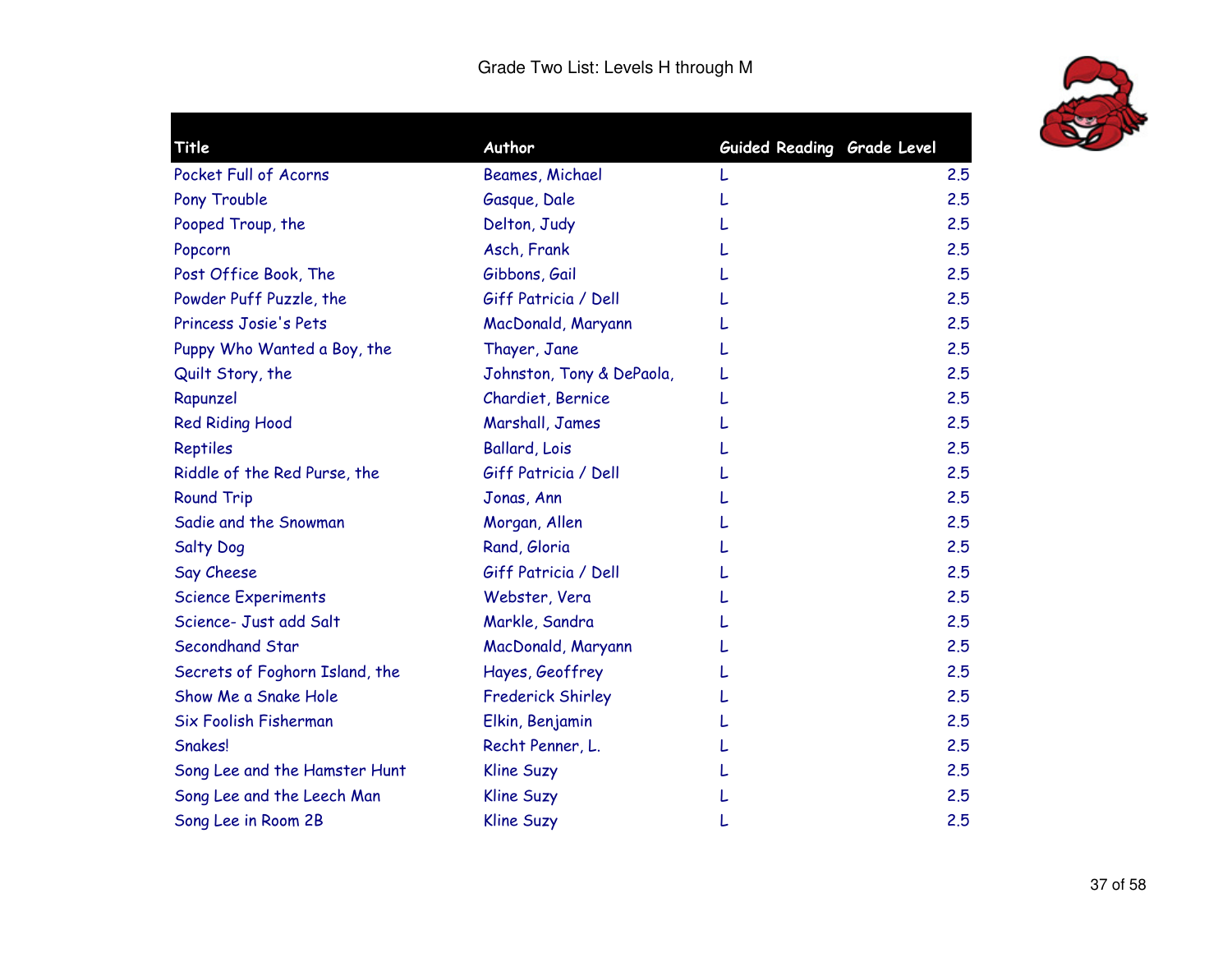Grade Two List: Levels H through M

| Title | Author | Guided Reading | Grade Level |
|---|---|---|---|
| Pocket Full of Acorns | Beames, Michael | L | 2.5 |
| Pony Trouble | Gasque, Dale | L | 2.5 |
| Pooped Troup, the | Delton, Judy | L | 2.5 |
| Popcorn | Asch, Frank | L | 2.5 |
| Post Office Book, The | Gibbons, Gail | L | 2.5 |
| Powder Puff Puzzle, the | Giff Patricia / Dell | L | 2.5 |
| Princess Josie's Pets | MacDonald, Maryann | L | 2.5 |
| Puppy Who Wanted a Boy, the | Thayer, Jane | L | 2.5 |
| Quilt Story, the | Johnston, Tony & DePaola, | L | 2.5 |
| Rapunzel | Chardiet, Bernice | L | 2.5 |
| Red Riding Hood | Marshall, James | L | 2.5 |
| Reptiles | Ballard, Lois | L | 2.5 |
| Riddle of the Red Purse, the | Giff Patricia / Dell | L | 2.5 |
| Round Trip | Jonas, Ann | L | 2.5 |
| Sadie and the Snowman | Morgan, Allen | L | 2.5 |
| Salty Dog | Rand, Gloria | L | 2.5 |
| Say Cheese | Giff Patricia / Dell | L | 2.5 |
| Science Experiments | Webster, Vera | L | 2.5 |
| Science- Just add Salt | Markle, Sandra | L | 2.5 |
| Secondhand Star | MacDonald, Maryann | L | 2.5 |
| Secrets of Foghorn Island, the | Hayes, Geoffrey | L | 2.5 |
| Show Me a Snake Hole | Frederick Shirley | L | 2.5 |
| Six Foolish Fisherman | Elkin, Benjamin | L | 2.5 |
| Snakes! | Recht Penner, L. | L | 2.5 |
| Song Lee and the Hamster Hunt | Kline Suzy | L | 2.5 |
| Song Lee and the Leech Man | Kline Suzy | L | 2.5 |
| Song Lee in Room 2B | Kline Suzy | L | 2.5 |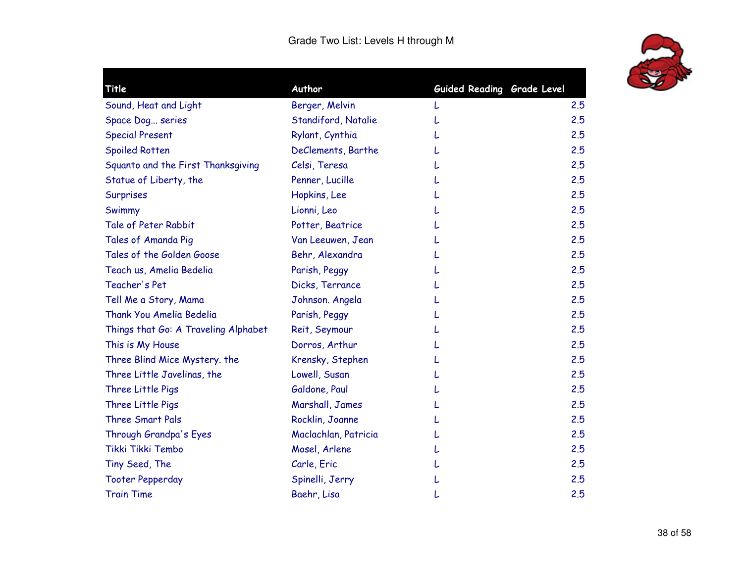# Grade Two List: Levels H through M

| Title | Author | Guided Reading | Grade Level |
|---|---|---|---|
| Sound, Heat and Light | Berger, Melvin | L | 2.5 |
| Space Dog... series | Standiford, Natalie | L | 2.5 |
| Special Present | Rylant, Cynthia | L | 2.5 |
| Spoiled Rotten | DeClements, Barthe | L | 2.5 |
| Squanto and the First Thanksgiving | Celsi, Teresa | L | 2.5 |
| Statue of Liberty, the | Penner, Lucille | L | 2.5 |
| Surprises | Hopkins, Lee | L | 2.5 |
| Swimmy | Lionni, Leo | L | 2.5 |
| Tale of Peter Rabbit | Potter, Beatrice | L | 2.5 |
| Tales of Amanda Pig | Van Leeuwen, Jean | L | 2.5 |
| Tales of the Golden Goose | Behr, Alexandra | L | 2.5 |
| Teach us, Amelia Bedelia | Parish, Peggy | L | 2.5 |
| Teacher's Pet | Dicks, Terrance | L | 2.5 |
| Tell Me a Story, Mama | Johnson. Angela | L | 2.5 |
| Thank You Amelia Bedelia | Parish, Peggy | L | 2.5 |
| Things that Go: A Traveling Alphabet | Reit, Seymour | L | 2.5 |
| This is My House | Dorros, Arthur | L | 2.5 |
| Three Blind Mice Mystery. the | Krensky, Stephen | L | 2.5 |
| Three Little Javelinas, the | Lowell, Susan | L | 2.5 |
| Three Little Pigs | Galdone, Paul | L | 2.5 |
| Three Little Pigs | Marshall, James | L | 2.5 |
| Three Smart Pals | Rocklin, Joanne | L | 2.5 |
| Through Grandpa's Eyes | Maclachlan, Patricia | L | 2.5 |
| Tikki Tikki Tembo | Mosel, Arlene | L | 2.5 |
| Tiny Seed, The | Carle, Eric | L | 2.5 |
| Tooter Pepperday | Spinelli, Jerry | L | 2.5 |
| Train Time | Baehr, Lisa | L | 2.5 |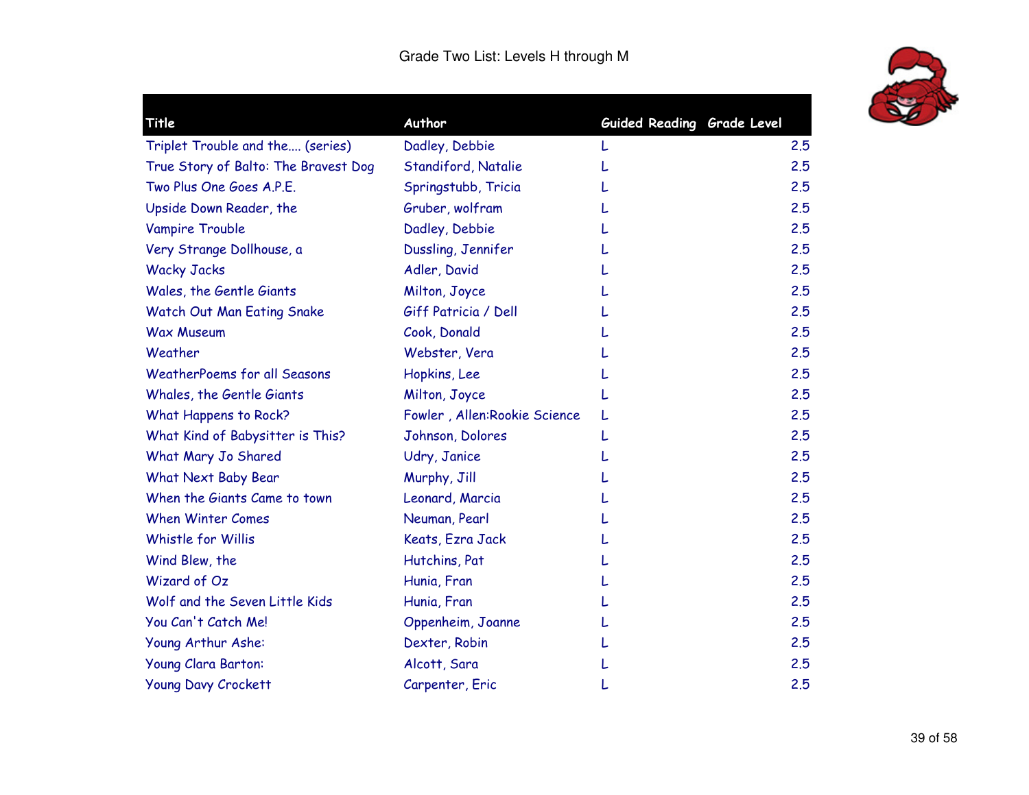Grade Two List: Levels H through M

| Title | Author | Guided Reading | Grade Level |
|---|---|---|---|
| Triplet Trouble and the.... (series) | Dadley, Debbie | L | 2.5 |
| True Story of Balto: The Bravest Dog | Standiford, Natalie | L | 2.5 |
| Two Plus One Goes A.P.E. | Springstubb, Tricia | L | 2.5 |
| Upside Down Reader, the | Gruber, wolfram | L | 2.5 |
| Vampire Trouble | Dadley, Debbie | L | 2.5 |
| Very Strange Dollhouse, a | Dussling, Jennifer | L | 2.5 |
| Wacky Jacks | Adler, David | L | 2.5 |
| Wales, the Gentle Giants | Milton, Joyce | L | 2.5 |
| Watch Out Man Eating Snake | Giff Patricia / Dell | L | 2.5 |
| Wax Museum | Cook, Donald | L | 2.5 |
| Weather | Webster, Vera | L | 2.5 |
| WeatherPoems for all Seasons | Hopkins, Lee | L | 2.5 |
| Whales, the Gentle Giants | Milton, Joyce | L | 2.5 |
| What Happens to Rock? | Fowler , Allen:Rookie Science | L | 2.5 |
| What Kind of Babysitter is This? | Johnson, Dolores | L | 2.5 |
| What Mary Jo Shared | Udry, Janice | L | 2.5 |
| What Next Baby Bear | Murphy, Jill | L | 2.5 |
| When the Giants Came to town | Leonard, Marcia | L | 2.5 |
| When Winter Comes | Neuman, Pearl | L | 2.5 |
| Whistle for Willis | Keats, Ezra Jack | L | 2.5 |
| Wind Blew, the | Hutchins, Pat | L | 2.5 |
| Wizard of Oz | Hunia, Fran | L | 2.5 |
| Wolf and the Seven Little Kids | Hunia, Fran | L | 2.5 |
| You Can't Catch Me! | Oppenheim, Joanne | L | 2.5 |
| Young Arthur Ashe: | Dexter, Robin | L | 2.5 |
| Young Clara Barton: | Alcott, Sara | L | 2.5 |
| Young Davy Crockett | Carpenter, Eric | L | 2.5 |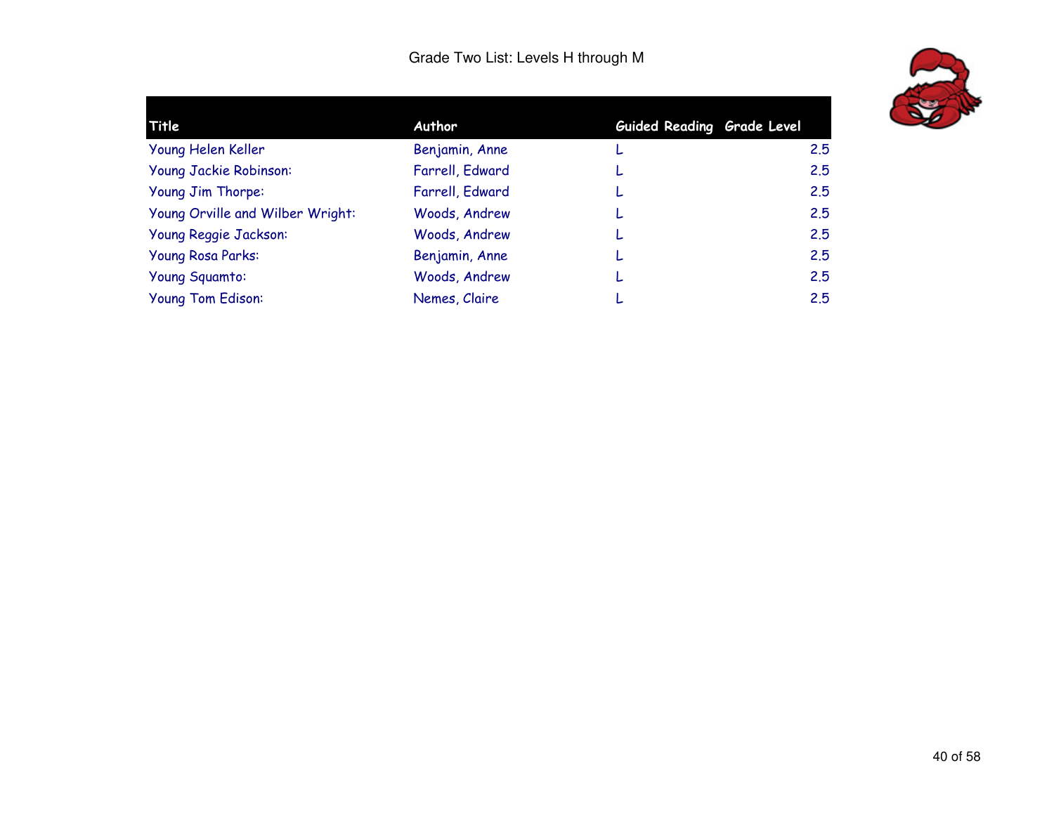Grade Two List: Levels H through M

| Title | Author | Guided Reading | Grade Level |
|---|---|---|---|
| Young Helen Keller | Benjamin, Anne | L | 2.5 |
| Young Jackie Robinson: | Farrell, Edward | L | 2.5 |
| Young Jim Thorpe: | Farrell, Edward | L | 2.5 |
| Young Orville and Wilber Wright: | Woods, Andrew | L | 2.5 |
| Young Reggie Jackson: | Woods, Andrew | L | 2.5 |
| Young Rosa Parks: | Benjamin, Anne | L | 2.5 |
| Young Squamto: | Woods, Andrew | L | 2.5 |
| Young Tom Edison: | Nemes, Claire | L | 2.5 |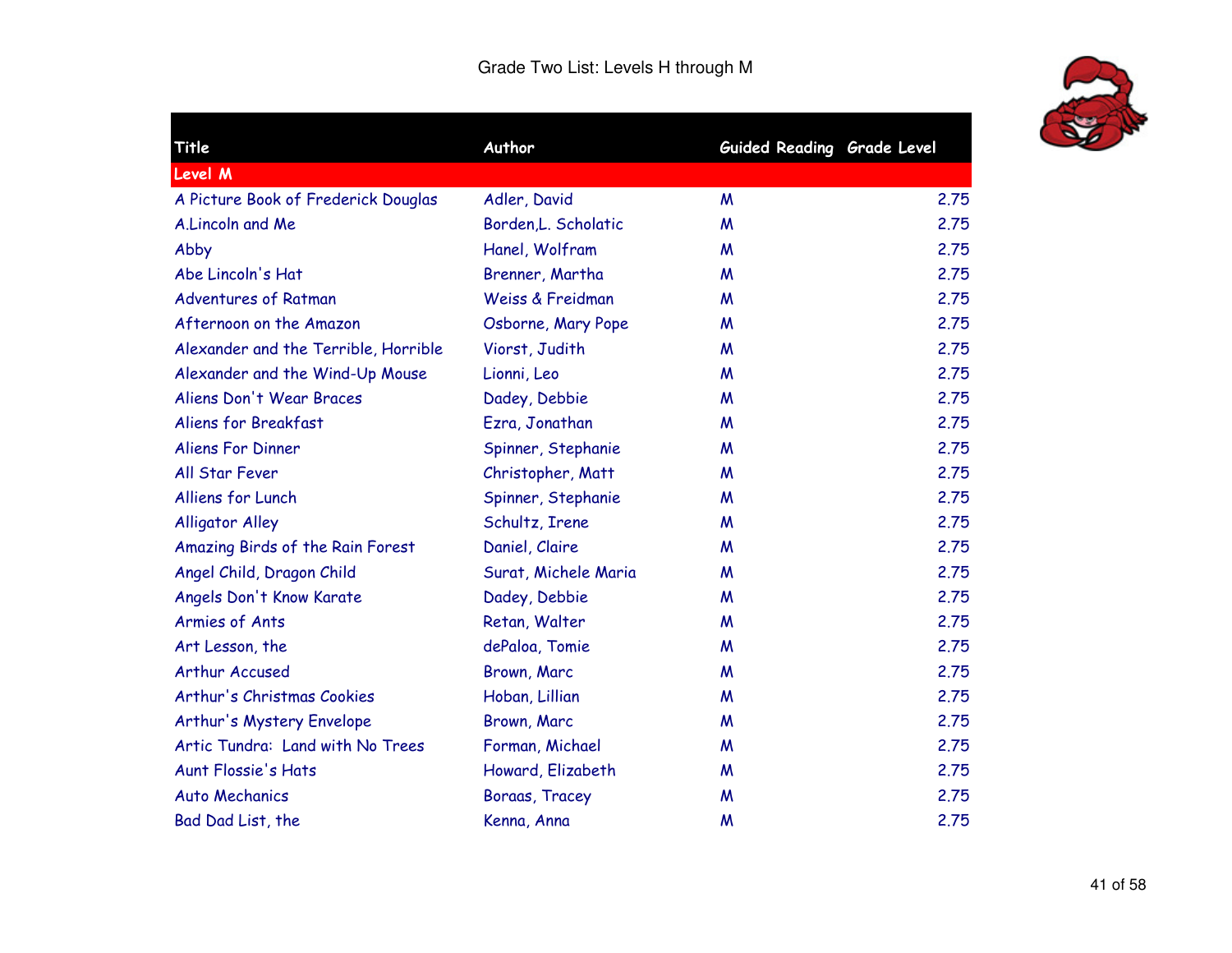# Grade Two List: Levels H through M

| Title | Author | Guided Reading | Grade Level |
|---|---|---|---|
| **Level M** | | | |
| A Picture Book of Frederick Douglas | Adler, David | M | 2.75 |
| A.Lincoln and Me | Borden,L. Scholatic | M | 2.75 |
| Abby | Hanel, Wolfram | M | 2.75 |
| Abe Lincoln's Hat | Brenner, Martha | M | 2.75 |
| Adventures of Ratman | Weiss & Freidman | M | 2.75 |
| Afternoon on the Amazon | Osborne, Mary Pope | M | 2.75 |
| Alexander and the Terrible, Horrible | Viorst, Judith | M | 2.75 |
| Alexander and the Wind-Up Mouse | Lionni, Leo | M | 2.75 |
| Aliens Don't Wear Braces | Dadey, Debbie | M | 2.75 |
| Aliens for Breakfast | Ezra, Jonathan | M | 2.75 |
| Aliens For Dinner | Spinner, Stephanie | M | 2.75 |
| All Star Fever | Christopher, Matt | M | 2.75 |
| Alliens for Lunch | Spinner, Stephanie | M | 2.75 |
| Alligator Alley | Schultz, Irene | M | 2.75 |
| Amazing Birds of the Rain Forest | Daniel, Claire | M | 2.75 |
| Angel Child, Dragon Child | Surat, Michele Maria | M | 2.75 |
| Angels Don't Know Karate | Dadey, Debbie | M | 2.75 |
| Armies of Ants | Retan, Walter | M | 2.75 |
| Art Lesson, the | dePaloa, Tomie | M | 2.75 |
| Arthur Accused | Brown, Marc | M | 2.75 |
| Arthur's Christmas Cookies | Hoban, Lillian | M | 2.75 |
| Arthur's Mystery Envelope | Brown, Marc | M | 2.75 |
| Artic Tundra: Land with No Trees | Forman, Michael | M | 2.75 |
| Aunt Flossie's Hats | Howard, Elizabeth | M | 2.75 |
| Auto Mechanics | Boraas, Tracey | M | 2.75 |
| Bad Dad List, the | Kenna, Anna | M | 2.75 |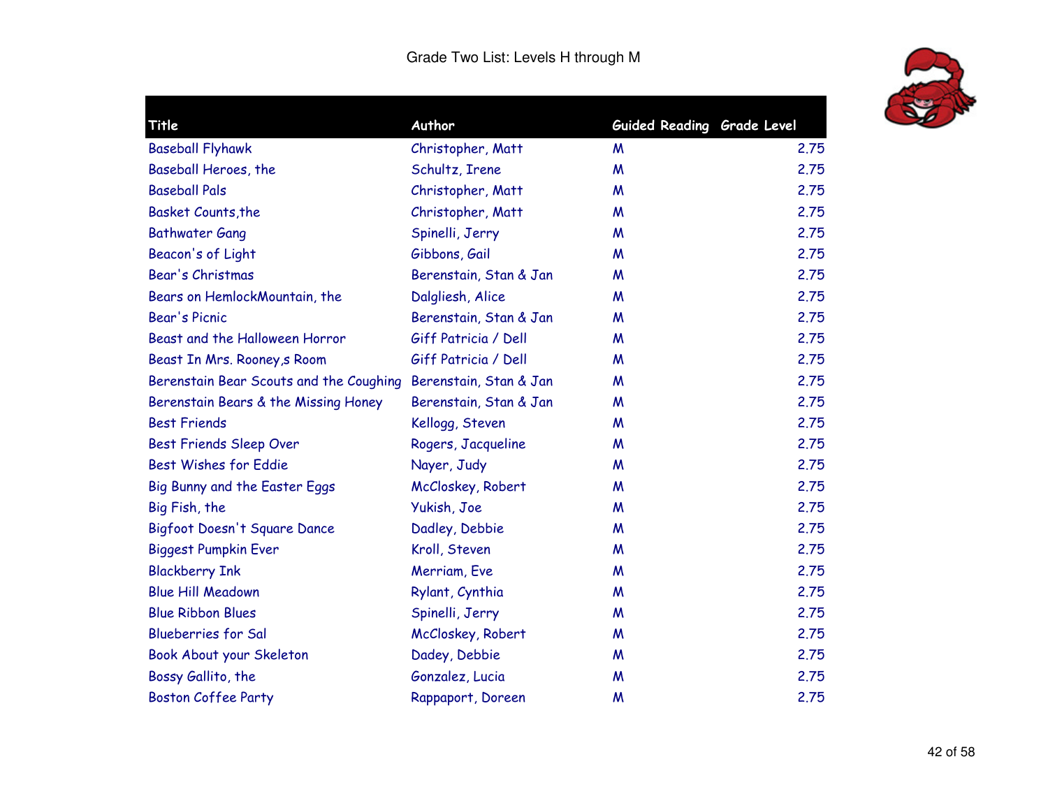Grade Two List: Levels H through M

| Title | Author | Guided Reading | Grade Level |
|---|---|---|---|
| Baseball Flyhawk | Christopher, Matt | M | 2.75 |
| Baseball Heroes, the | Schultz, Irene | M | 2.75 |
| Baseball Pals | Christopher, Matt | M | 2.75 |
| Basket Counts,the | Christopher, Matt | M | 2.75 |
| Bathwater Gang | Spinelli, Jerry | M | 2.75 |
| Beacon's of Light | Gibbons, Gail | M | 2.75 |
| Bear's Christmas | Berenstain, Stan & Jan | M | 2.75 |
| Bears on HemlockMountain, the | Dalgliesh, Alice | M | 2.75 |
| Bear's Picnic | Berenstain, Stan & Jan | M | 2.75 |
| Beast and the Halloween Horror | Giff Patricia / Dell | M | 2.75 |
| Beast In Mrs. Rooney,s Room | Giff Patricia / Dell | M | 2.75 |
| Berenstain Bear Scouts and the Coughing | Berenstain, Stan & Jan | M | 2.75 |
| Berenstain Bears & the Missing Honey | Berenstain, Stan & Jan | M | 2.75 |
| Best Friends | Kellogg, Steven | M | 2.75 |
| Best Friends Sleep Over | Rogers, Jacqueline | M | 2.75 |
| Best Wishes for Eddie | Nayer, Judy | M | 2.75 |
| Big Bunny and the Easter Eggs | McCloskey, Robert | M | 2.75 |
| Big Fish, the | Yukish, Joe | M | 2.75 |
| Bigfoot Doesn't Square Dance | Dadley, Debbie | M | 2.75 |
| Biggest Pumpkin Ever | Kroll, Steven | M | 2.75 |
| Blackberry Ink | Merriam, Eve | M | 2.75 |
| Blue Hill Meadown | Rylant, Cynthia | M | 2.75 |
| Blue Ribbon Blues | Spinelli, Jerry | M | 2.75 |
| Blueberries for Sal | McCloskey, Robert | M | 2.75 |
| Book About your Skeleton | Dadey, Debbie | M | 2.75 |
| Bossy Gallito, the | Gonzalez, Lucia | M | 2.75 |
| Boston Coffee Party | Rappaport, Doreen | M | 2.75 |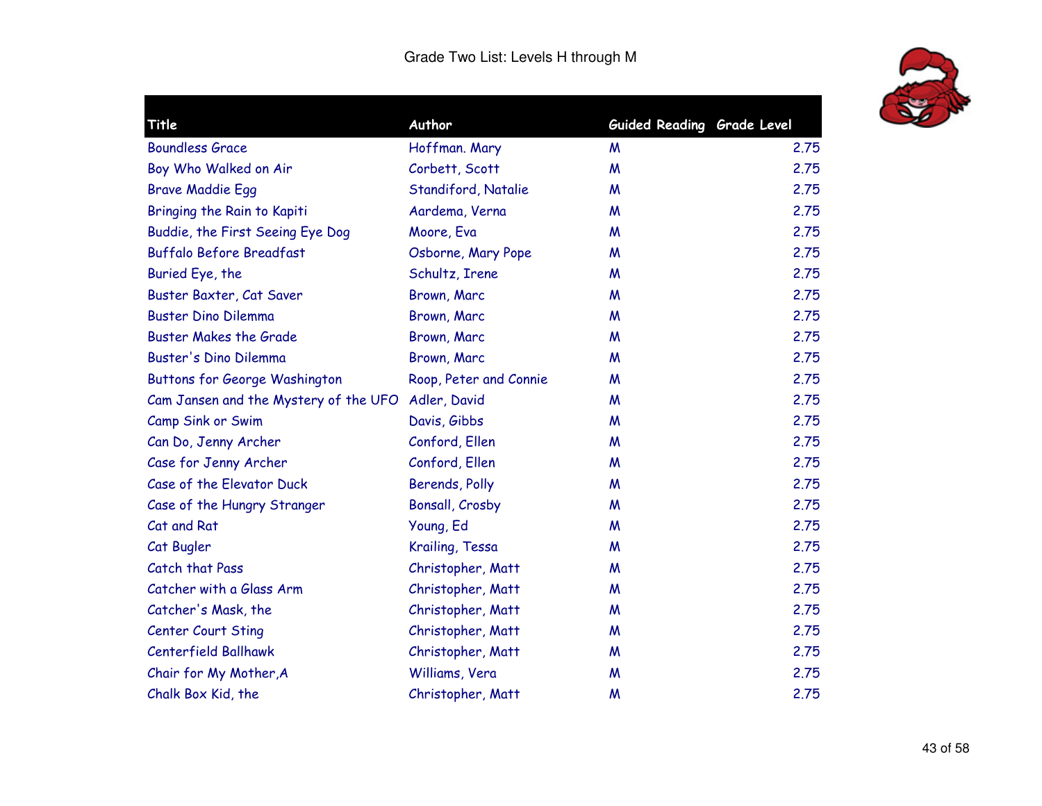# Grade Two List: Levels H through M

| Title | Author | Guided Reading | Grade Level |
|---|---|---|---|
| Boundless Grace | Hoffman. Mary | M | 2.75 |
| Boy Who Walked on Air | Corbett, Scott | M | 2.75 |
| Brave Maddie Egg | Standiford, Natalie | M | 2.75 |
| Bringing the Rain to Kapiti | Aardema, Verna | M | 2.75 |
| Buddie, the First Seeing Eye Dog | Moore, Eva | M | 2.75 |
| Buffalo Before Breadfast | Osborne, Mary Pope | M | 2.75 |
| Buried Eye, the | Schultz, Irene | M | 2.75 |
| Buster Baxter, Cat Saver | Brown, Marc | M | 2.75 |
| Buster Dino Dilemma | Brown, Marc | M | 2.75 |
| Buster Makes the Grade | Brown, Marc | M | 2.75 |
| Buster's Dino Dilemma | Brown, Marc | M | 2.75 |
| Buttons for George Washington | Roop, Peter and Connie | M | 2.75 |
| Cam Jansen and the Mystery of the UFO | Adler, David | M | 2.75 |
| Camp Sink or Swim | Davis, Gibbs | M | 2.75 |
| Can Do, Jenny Archer | Conford, Ellen | M | 2.75 |
| Case for Jenny Archer | Conford, Ellen | M | 2.75 |
| Case of the Elevator Duck | Berends, Polly | M | 2.75 |
| Case of the Hungry Stranger | Bonsall, Crosby | M | 2.75 |
| Cat and Rat | Young, Ed | M | 2.75 |
| Cat Bugler | Krailing, Tessa | M | 2.75 |
| Catch that Pass | Christopher, Matt | M | 2.75 |
| Catcher with a Glass Arm | Christopher, Matt | M | 2.75 |
| Catcher's Mask, the | Christopher, Matt | M | 2.75 |
| Center Court Sting | Christopher, Matt | M | 2.75 |
| Centerfield Ballhawk | Christopher, Matt | M | 2.75 |
| Chair for My Mother,A | Williams, Vera | M | 2.75 |
| Chalk Box Kid, the | Christopher, Matt | M | 2.75 |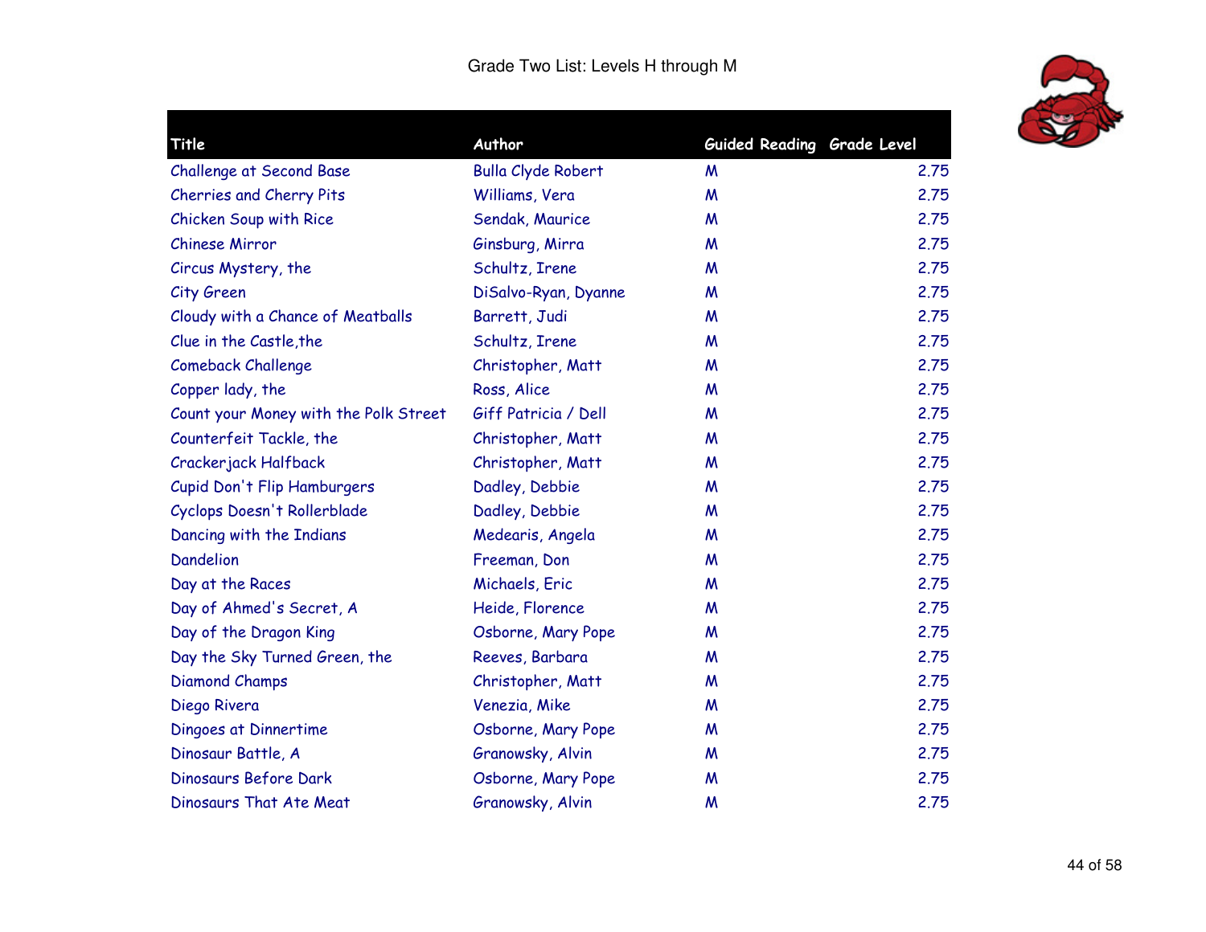Grade Two List: Levels H through M

| Title | Author | Guided Reading | Grade Level |
|---|---|---|---|
| Challenge at Second Base | Bulla Clyde Robert | M | 2.75 |
| Cherries and Cherry Pits | Williams, Vera | M | 2.75 |
| Chicken Soup with Rice | Sendak, Maurice | M | 2.75 |
| Chinese Mirror | Ginsburg, Mirra | M | 2.75 |
| Circus Mystery, the | Schultz, Irene | M | 2.75 |
| City Green | DiSalvo-Ryan, Dyanne | M | 2.75 |
| Cloudy with a Chance of Meatballs | Barrett, Judi | M | 2.75 |
| Clue in the Castle,the | Schultz, Irene | M | 2.75 |
| Comeback Challenge | Christopher, Matt | M | 2.75 |
| Copper lady, the | Ross, Alice | M | 2.75 |
| Count your Money with the Polk Street | Giff Patricia / Dell | M | 2.75 |
| Counterfeit Tackle, the | Christopher, Matt | M | 2.75 |
| Crackerjack Halfback | Christopher, Matt | M | 2.75 |
| Cupid Don't Flip Hamburgers | Dadley, Debbie | M | 2.75 |
| Cyclops Doesn't Rollerblade | Dadley, Debbie | M | 2.75 |
| Dancing with the Indians | Medearis, Angela | M | 2.75 |
| Dandelion | Freeman, Don | M | 2.75 |
| Day at the Races | Michaels, Eric | M | 2.75 |
| Day of Ahmed's Secret, A | Heide, Florence | M | 2.75 |
| Day of the Dragon King | Osborne, Mary Pope | M | 2.75 |
| Day the Sky Turned Green, the | Reeves, Barbara | M | 2.75 |
| Diamond Champs | Christopher, Matt | M | 2.75 |
| Diego Rivera | Venezia, Mike | M | 2.75 |
| Dingoes at Dinnertime | Osborne, Mary Pope | M | 2.75 |
| Dinosaur Battle, A | Granowsky, Alvin | M | 2.75 |
| Dinosaurs Before Dark | Osborne, Mary Pope | M | 2.75 |
| Dinosaurs That Ate Meat | Granowsky, Alvin | M | 2.75 |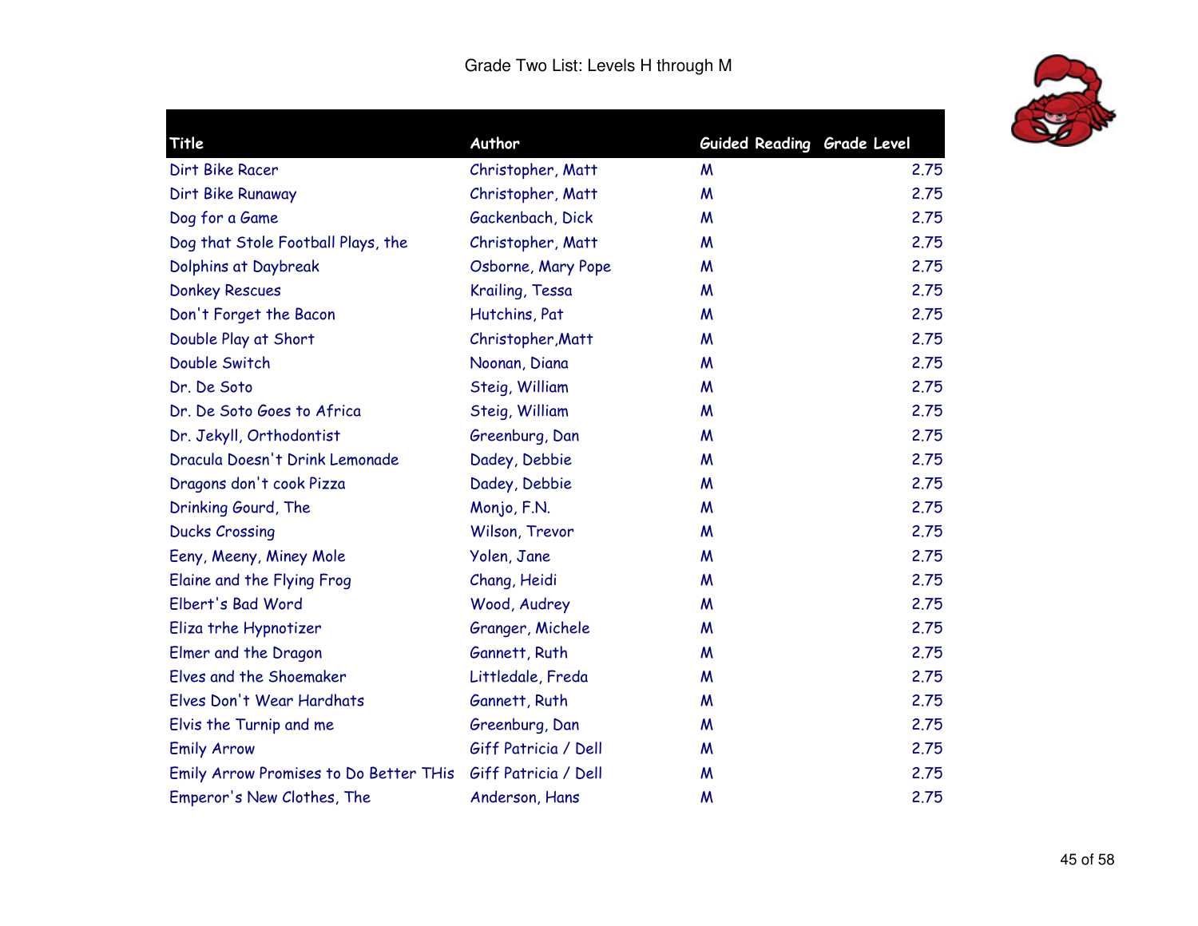# Grade Two List: Levels H through M

| Title | Author | Guided Reading | Grade Level |
|---|---|---|---|
| Dirt Bike Racer | Christopher, Matt | M | 2.75 |
| Dirt Bike Runaway | Christopher, Matt | M | 2.75 |
| Dog for a Game | Gackenbach, Dick | M | 2.75 |
| Dog that Stole Football Plays, the | Christopher, Matt | M | 2.75 |
| Dolphins at Daybreak | Osborne, Mary Pope | M | 2.75 |
| Donkey Rescues | Krailing, Tessa | M | 2.75 |
| Don't Forget the Bacon | Hutchins, Pat | M | 2.75 |
| Double Play at Short | Christopher,Matt | M | 2.75 |
| Double Switch | Noonan, Diana | M | 2.75 |
| Dr. De Soto | Steig, William | M | 2.75 |
| Dr. De Soto Goes to Africa | Steig, William | M | 2.75 |
| Dr. Jekyll, Orthodontist | Greenburg, Dan | M | 2.75 |
| Dracula Doesn't Drink Lemonade | Dadey, Debbie | M | 2.75 |
| Dragons don't cook Pizza | Dadey, Debbie | M | 2.75 |
| Drinking Gourd, The | Monjo, F.N. | M | 2.75 |
| Ducks Crossing | Wilson, Trevor | M | 2.75 |
| Eeny, Meeny, Miney Mole | Yolen, Jane | M | 2.75 |
| Elaine and the Flying Frog | Chang, Heidi | M | 2.75 |
| Elbert's Bad Word | Wood, Audrey | M | 2.75 |
| Eliza trhe Hypnotizer | Granger, Michele | M | 2.75 |
| Elmer and the Dragon | Gannett, Ruth | M | 2.75 |
| Elves and the Shoemaker | Littledale, Freda | M | 2.75 |
| Elves Don't Wear Hardhats | Gannett, Ruth | M | 2.75 |
| Elvis the Turnip and me | Greenburg, Dan | M | 2.75 |
| Emily Arrow | Giff Patricia / Dell | M | 2.75 |
| Emily Arrow Promises to Do Better THis | Giff Patricia / Dell | M | 2.75 |
| Emperor's New Clothes, The | Anderson, Hans | M | 2.75 |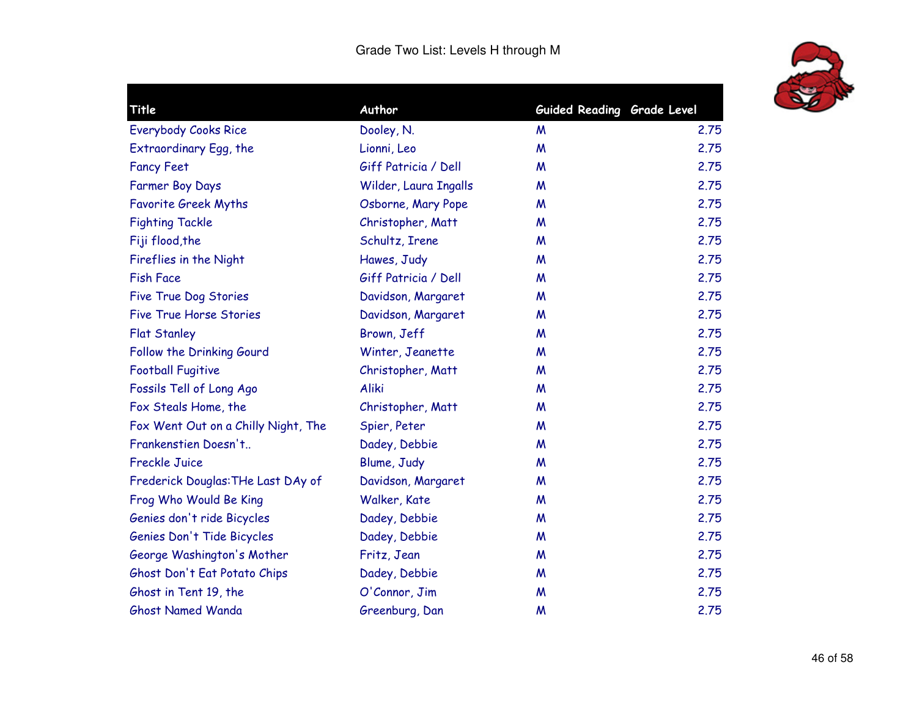Grade Two List: Levels H through M

| Title | Author | Guided Reading | Grade Level |
|---|---|---|---|
| Everybody Cooks Rice | Dooley, N. | M | 2.75 |
| Extraordinary Egg, the | Lionni, Leo | M | 2.75 |
| Fancy Feet | Giff Patricia / Dell | M | 2.75 |
| Farmer Boy Days | Wilder, Laura Ingalls | M | 2.75 |
| Favorite Greek Myths | Osborne, Mary Pope | M | 2.75 |
| Fighting Tackle | Christopher, Matt | M | 2.75 |
| Fiji flood,the | Schultz, Irene | M | 2.75 |
| Fireflies in the Night | Hawes, Judy | M | 2.75 |
| Fish Face | Giff Patricia / Dell | M | 2.75 |
| Five True Dog Stories | Davidson, Margaret | M | 2.75 |
| Five True Horse Stories | Davidson, Margaret | M | 2.75 |
| Flat Stanley | Brown, Jeff | M | 2.75 |
| Follow the Drinking Gourd | Winter, Jeanette | M | 2.75 |
| Football Fugitive | Christopher, Matt | M | 2.75 |
| Fossils Tell of Long Ago | Aliki | M | 2.75 |
| Fox Steals Home, the | Christopher, Matt | M | 2.75 |
| Fox Went Out on a Chilly Night, The | Spier, Peter | M | 2.75 |
| Frankenstien Doesn't.. | Dadey, Debbie | M | 2.75 |
| Freckle Juice | Blume, Judy | M | 2.75 |
| Frederick Douglas:THe Last DAy of | Davidson, Margaret | M | 2.75 |
| Frog Who Would Be King | Walker, Kate | M | 2.75 |
| Genies don't ride Bicycles | Dadey, Debbie | M | 2.75 |
| Genies Don't Tide Bicycles | Dadey, Debbie | M | 2.75 |
| George Washington's Mother | Fritz, Jean | M | 2.75 |
| Ghost Don't Eat Potato Chips | Dadey, Debbie | M | 2.75 |
| Ghost in Tent 19, the | O'Connor, Jim | M | 2.75 |
| Ghost Named Wanda | Greenburg, Dan | M | 2.75 |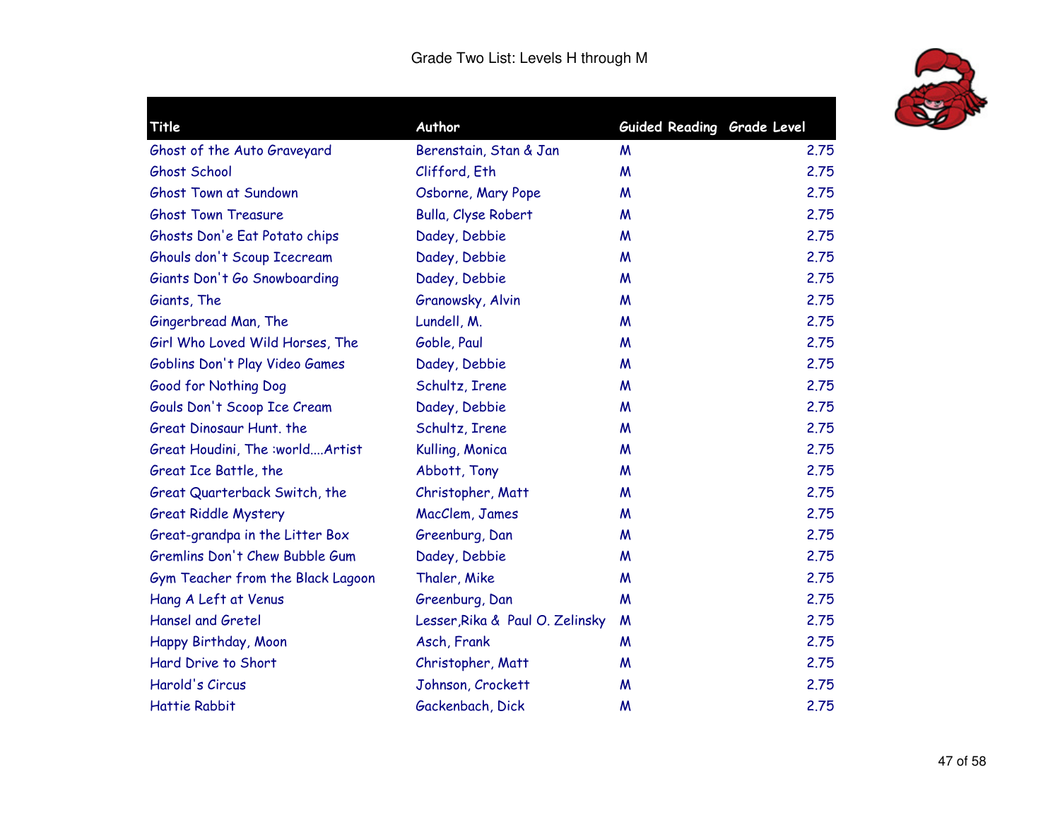Grade Two List: Levels H through M

| Title | Author | Guided Reading | Grade Level |
| --- | --- | --- | --- |
| Ghost of the Auto Graveyard | Berenstain, Stan & Jan | M | 2.75 |
| Ghost School | Clifford, Eth | M | 2.75 |
| Ghost Town at Sundown | Osborne, Mary Pope | M | 2.75 |
| Ghost Town Treasure | Bulla, Clyse Robert | M | 2.75 |
| Ghosts Don'e Eat Potato chips | Dadey, Debbie | M | 2.75 |
| Ghouls don't Scoup Icecream | Dadey, Debbie | M | 2.75 |
| Giants Don't Go Snowboarding | Dadey, Debbie | M | 2.75 |
| Giants, The | Granowsky, Alvin | M | 2.75 |
| Gingerbread Man, The | Lundell, M. | M | 2.75 |
| Girl Who Loved Wild Horses, The | Goble, Paul | M | 2.75 |
| Goblins Don't Play Video Games | Dadey, Debbie | M | 2.75 |
| Good for Nothing Dog | Schultz, Irene | M | 2.75 |
| Gouls Don't Scoop Ice Cream | Dadey, Debbie | M | 2.75 |
| Great Dinosaur Hunt. the | Schultz, Irene | M | 2.75 |
| Great Houdini, The :world....Artist | Kulling, Monica | M | 2.75 |
| Great Ice Battle, the | Abbott, Tony | M | 2.75 |
| Great Quarterback Switch, the | Christopher, Matt | M | 2.75 |
| Great Riddle Mystery | MacClem, James | M | 2.75 |
| Great-grandpa in the Litter Box | Greenburg, Dan | M | 2.75 |
| Gremlins Don't Chew Bubble Gum | Dadey, Debbie | M | 2.75 |
| Gym Teacher from the Black Lagoon | Thaler, Mike | M | 2.75 |
| Hang A Left at Venus | Greenburg, Dan | M | 2.75 |
| Hansel and Gretel | Lesser,Rika & Paul O. Zelinsky | M | 2.75 |
| Happy Birthday, Moon | Asch, Frank | M | 2.75 |
| Hard Drive to Short | Christopher, Matt | M | 2.75 |
| Harold's Circus | Johnson, Crockett | M | 2.75 |
| Hattie Rabbit | Gackenbach, Dick | M | 2.75 |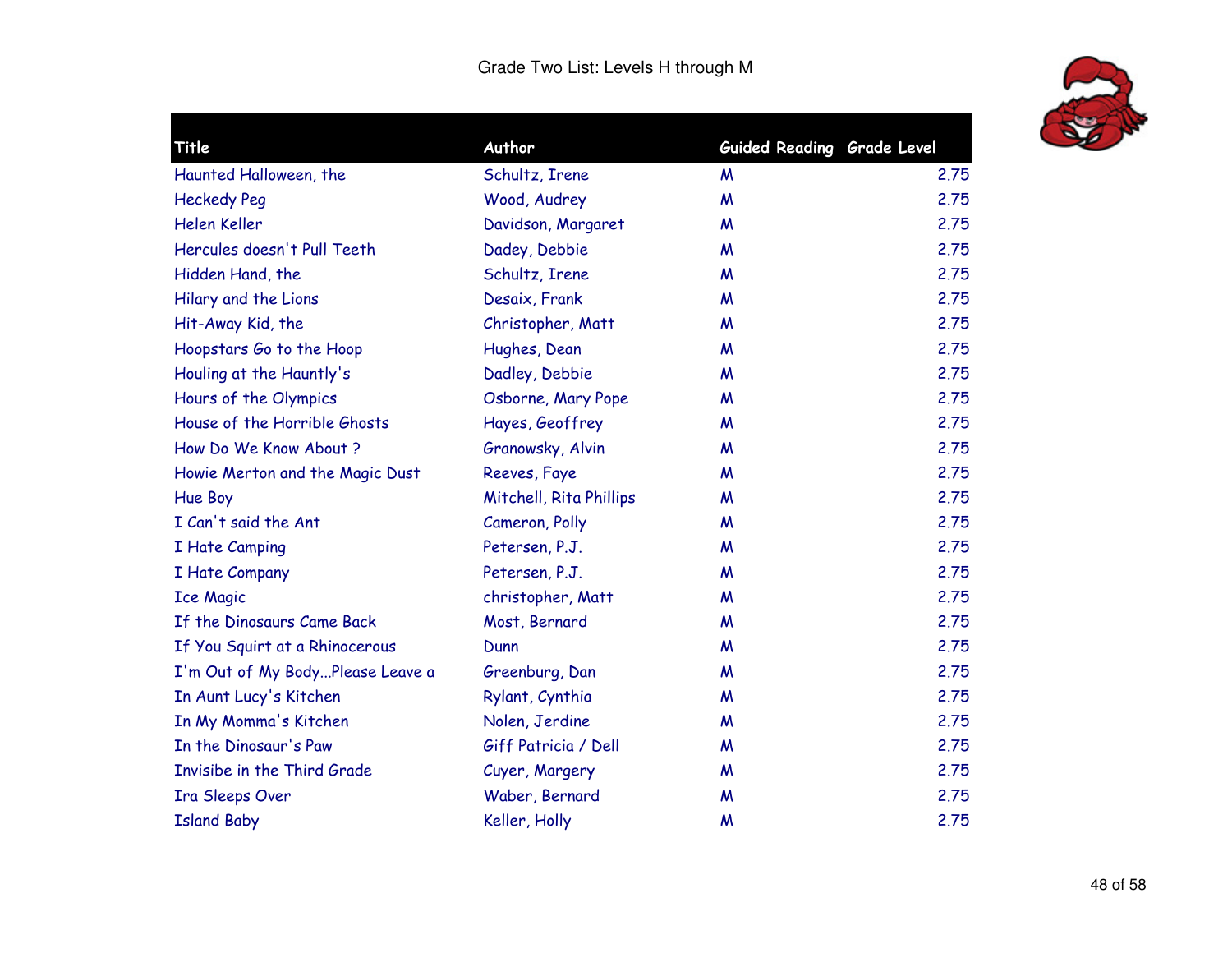Grade Two List: Levels H through M

| Title | Author | Guided Reading | Grade Level |
|---|---|---|---|
| Haunted Halloween, the | Schultz, Irene | M | 2.75 |
| Heckedy Peg | Wood, Audrey | M | 2.75 |
| Helen Keller | Davidson, Margaret | M | 2.75 |
| Hercules doesn't Pull Teeth | Dadey, Debbie | M | 2.75 |
| Hidden Hand, the | Schultz, Irene | M | 2.75 |
| Hilary and the Lions | Desaix, Frank | M | 2.75 |
| Hit-Away Kid, the | Christopher, Matt | M | 2.75 |
| Hoopstars Go to the Hoop | Hughes, Dean | M | 2.75 |
| Houling at the Hauntly's | Dadley, Debbie | M | 2.75 |
| Hours of the Olympics | Osborne, Mary Pope | M | 2.75 |
| House of the Horrible Ghosts | Hayes, Geoffrey | M | 2.75 |
| How Do We Know About ? | Granowsky, Alvin | M | 2.75 |
| Howie Merton and the Magic Dust | Reeves, Faye | M | 2.75 |
| Hue Boy | Mitchell, Rita Phillips | M | 2.75 |
| I Can't said the Ant | Cameron, Polly | M | 2.75 |
| I Hate Camping | Petersen, P.J. | M | 2.75 |
| I Hate Company | Petersen, P.J. | M | 2.75 |
| Ice Magic | christopher, Matt | M | 2.75 |
| If the Dinosaurs Came Back | Most, Bernard | M | 2.75 |
| If You Squirt at a Rhinocerous | Dunn | M | 2.75 |
| I'm Out of My Body...Please Leave a | Greenburg, Dan | M | 2.75 |
| In Aunt Lucy's Kitchen | Rylant, Cynthia | M | 2.75 |
| In My Momma's Kitchen | Nolen, Jerdine | M | 2.75 |
| In the Dinosaur's Paw | Giff Patricia / Dell | M | 2.75 |
| Invisibe in the Third Grade | Cuyer, Margery | M | 2.75 |
| Ira Sleeps Over | Waber, Bernard | M | 2.75 |
| Island Baby | Keller, Holly | M | 2.75 |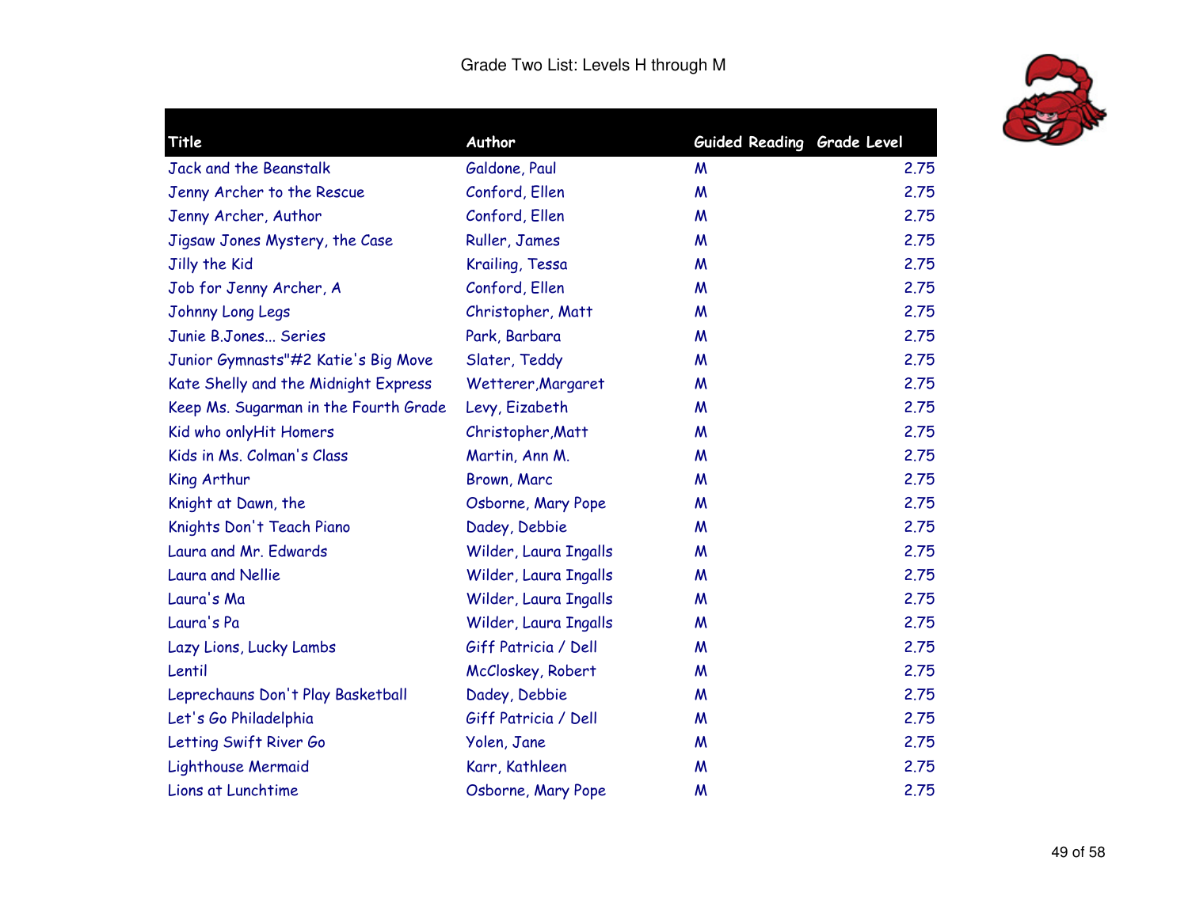# Grade Two List: Levels H through M

| Title | Author | Guided Reading | Grade Level |
|---|---|---|---|
| Jack and the Beanstalk | Galdone, Paul | M | 2.75 |
| Jenny Archer to the Rescue | Conford, Ellen | M | 2.75 |
| Jenny Archer, Author | Conford, Ellen | M | 2.75 |
| Jigsaw Jones Mystery, the Case | Ruller, James | M | 2.75 |
| Jilly the Kid | Krailing, Tessa | M | 2.75 |
| Job for Jenny Archer, A | Conford, Ellen | M | 2.75 |
| Johnny Long Legs | Christopher, Matt | M | 2.75 |
| Junie B.Jones... Series | Park, Barbara | M | 2.75 |
| Junior Gymnasts"#2 Katie's Big Move | Slater, Teddy | M | 2.75 |
| Kate Shelly and the Midnight Express | Wetterer,Margaret | M | 2.75 |
| Keep Ms. Sugarman in the Fourth Grade | Levy, Eizabeth | M | 2.75 |
| Kid who onlyHit Homers | Christopher,Matt | M | 2.75 |
| Kids in Ms. Colman's Class | Martin, Ann M. | M | 2.75 |
| King Arthur | Brown, Marc | M | 2.75 |
| Knight at Dawn, the | Osborne, Mary Pope | M | 2.75 |
| Knights Don't Teach Piano | Dadey, Debbie | M | 2.75 |
| Laura and Mr. Edwards | Wilder, Laura Ingalls | M | 2.75 |
| Laura and Nellie | Wilder, Laura Ingalls | M | 2.75 |
| Laura's Ma | Wilder, Laura Ingalls | M | 2.75 |
| Laura's Pa | Wilder, Laura Ingalls | M | 2.75 |
| Lazy Lions, Lucky Lambs | Giff Patricia / Dell | M | 2.75 |
| Lentil | McCloskey, Robert | M | 2.75 |
| Leprechauns Don't Play Basketball | Dadey, Debbie | M | 2.75 |
| Let's Go Philadelphia | Giff Patricia / Dell | M | 2.75 |
| Letting Swift River Go | Yolen, Jane | M | 2.75 |
| Lighthouse Mermaid | Karr, Kathleen | M | 2.75 |
| Lions at Lunchtime | Osborne, Mary Pope | M | 2.75 |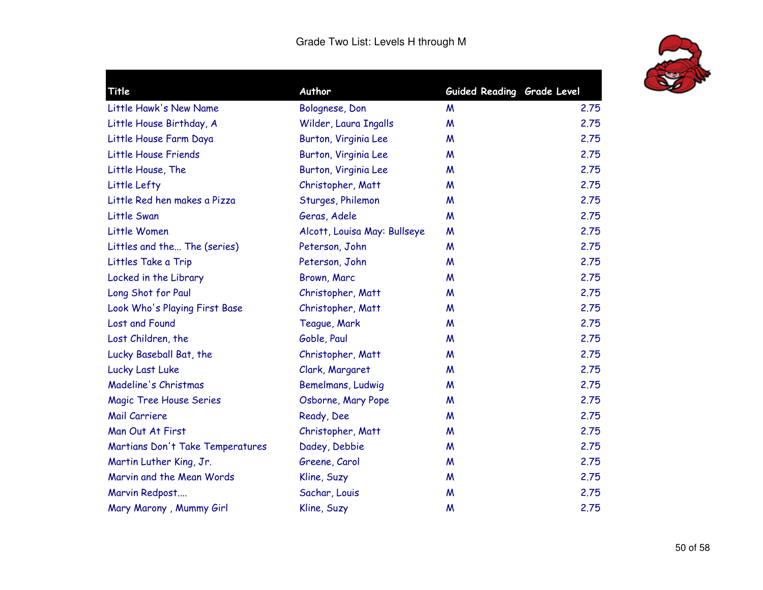Grade Two List: Levels H through M

| Title | Author | Guided Reading | Grade Level |
| --- | --- | --- | --- |
| Little Hawk's New Name | Bolognese, Don | M | 2.75 |
| Little House Birthday, A | Wilder, Laura Ingalls | M | 2.75 |
| Little House Farm Daya | Burton, Virginia Lee | M | 2.75 |
| Little House Friends | Burton, Virginia Lee | M | 2.75 |
| Little House, The | Burton, Virginia Lee | M | 2.75 |
| Little Lefty | Christopher, Matt | M | 2.75 |
| Little Red hen makes a Pizza | Sturges, Philemon | M | 2.75 |
| Little Swan | Geras, Adele | M | 2.75 |
| Little Women | Alcott, Louisa May: Bullseye | M | 2.75 |
| Littles and the... The (series) | Peterson, John | M | 2.75 |
| Littles Take a Trip | Peterson, John | M | 2.75 |
| Locked in the Library | Brown, Marc | M | 2.75 |
| Long Shot for Paul | Christopher, Matt | M | 2.75 |
| Look Who's Playing First Base | Christopher, Matt | M | 2.75 |
| Lost and Found | Teague, Mark | M | 2.75 |
| Lost Children, the | Goble, Paul | M | 2.75 |
| Lucky Baseball Bat, the | Christopher, Matt | M | 2.75 |
| Lucky Last Luke | Clark, Margaret | M | 2.75 |
| Madeline's Christmas | Bemelmans, Ludwig | M | 2.75 |
| Magic Tree House Series | Osborne, Mary Pope | M | 2.75 |
| Mail Carriere | Ready, Dee | M | 2.75 |
| Man Out At First | Christopher, Matt | M | 2.75 |
| Martians Don't Take Temperatures | Dadey, Debbie | M | 2.75 |
| Martin Luther King, Jr. | Greene, Carol | M | 2.75 |
| Marvin and the Mean Words | Kline, Suzy | M | 2.75 |
| Marvin Redpost.... | Sachar, Louis | M | 2.75 |
| Mary Marony , Mummy Girl | Kline, Suzy | M | 2.75 |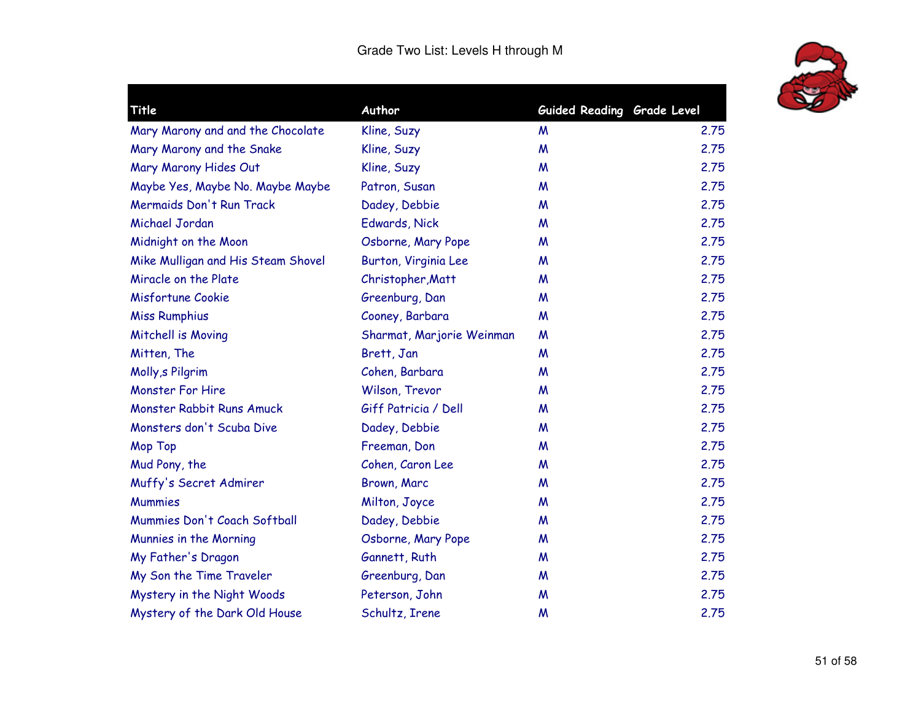Grade Two List: Levels H through M

| Title | Author | Guided Reading | Grade Level |
|---|---|---|---|
| Mary Marony and and the Chocolate | Kline, Suzy | M | 2.75 |
| Mary Marony and the Snake | Kline, Suzy | M | 2.75 |
| Mary Marony Hides Out | Kline, Suzy | M | 2.75 |
| Maybe Yes, Maybe No. Maybe Maybe | Patron, Susan | M | 2.75 |
| Mermaids Don't Run Track | Dadey, Debbie | M | 2.75 |
| Michael Jordan | Edwards, Nick | M | 2.75 |
| Midnight on the Moon | Osborne, Mary Pope | M | 2.75 |
| Mike Mulligan and His Steam Shovel | Burton, Virginia Lee | M | 2.75 |
| Miracle on the Plate | Christopher,Matt | M | 2.75 |
| Misfortune Cookie | Greenburg, Dan | M | 2.75 |
| Miss Rumphius | Cooney, Barbara | M | 2.75 |
| Mitchell is Moving | Sharmat, Marjorie Weinman | M | 2.75 |
| Mitten, The | Brett, Jan | M | 2.75 |
| Molly,s Pilgrim | Cohen, Barbara | M | 2.75 |
| Monster For Hire | Wilson, Trevor | M | 2.75 |
| Monster Rabbit Runs Amuck | Giff Patricia / Dell | M | 2.75 |
| Monsters don't Scuba Dive | Dadey, Debbie | M | 2.75 |
| Mop Top | Freeman, Don | M | 2.75 |
| Mud Pony, the | Cohen, Caron Lee | M | 2.75 |
| Muffy's Secret Admirer | Brown, Marc | M | 2.75 |
| Mummies | Milton, Joyce | M | 2.75 |
| Mummies Don't Coach Softball | Dadey, Debbie | M | 2.75 |
| Munnies in the Morning | Osborne, Mary Pope | M | 2.75 |
| My Father's Dragon | Gannett, Ruth | M | 2.75 |
| My Son the Time Traveler | Greenburg, Dan | M | 2.75 |
| Mystery in the Night Woods | Peterson, John | M | 2.75 |
| Mystery of the Dark Old House | Schultz, Irene | M | 2.75 |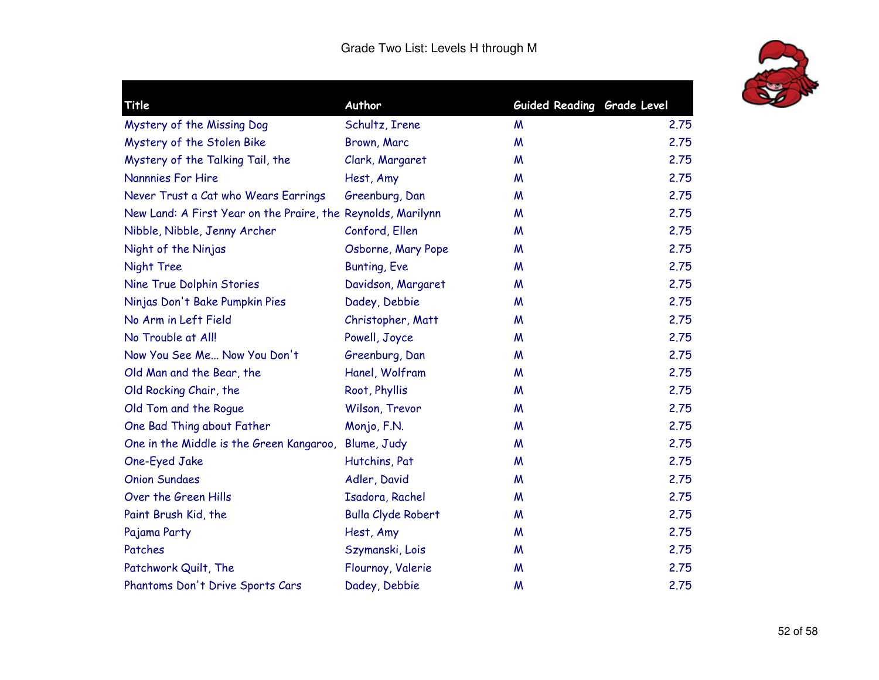# Grade Two List: Levels H through M

| Title | Author | Guided Reading | Grade Level |
|---|---|---|---|
| Mystery of the Missing Dog | Schultz, Irene | M | 2.75 |
| Mystery of the Stolen Bike | Brown, Marc | M | 2.75 |
| Mystery of the Talking Tail, the | Clark, Margaret | M | 2.75 |
| Nannnies For Hire | Hest, Amy | M | 2.75 |
| Never Trust a Cat who Wears Earrings | Greenburg, Dan | M | 2.75 |
| New Land: A First Year on the Praire, the | Reynolds, Marilynn | M | 2.75 |
| Nibble, Nibble, Jenny Archer | Conford, Ellen | M | 2.75 |
| Night of the Ninjas | Osborne, Mary Pope | M | 2.75 |
| Night Tree | Bunting, Eve | M | 2.75 |
| Nine True Dolphin Stories | Davidson, Margaret | M | 2.75 |
| Ninjas Don't Bake Pumpkin Pies | Dadey, Debbie | M | 2.75 |
| No Arm in Left Field | Christopher, Matt | M | 2.75 |
| No Trouble at All! | Powell, Joyce | M | 2.75 |
| Now You See Me... Now You Don't | Greenburg, Dan | M | 2.75 |
| Old Man and the Bear, the | Hanel, Wolfram | M | 2.75 |
| Old Rocking Chair, the | Root, Phyllis | M | 2.75 |
| Old Tom and the Rogue | Wilson, Trevor | M | 2.75 |
| One Bad Thing about Father | Monjo, F.N. | M | 2.75 |
| One in the Middle is the Green Kangaroo, | Blume, Judy | M | 2.75 |
| One-Eyed Jake | Hutchins, Pat | M | 2.75 |
| Onion Sundaes | Adler, David | M | 2.75 |
| Over the Green Hills | Isadora, Rachel | M | 2.75 |
| Paint Brush Kid, the | Bulla Clyde Robert | M | 2.75 |
| Pajama Party | Hest, Amy | M | 2.75 |
| Patches | Szymanski, Lois | M | 2.75 |
| Patchwork Quilt, The | Flournoy, Valerie | M | 2.75 |
| Phantoms Don't Drive Sports Cars | Dadey, Debbie | M | 2.75 |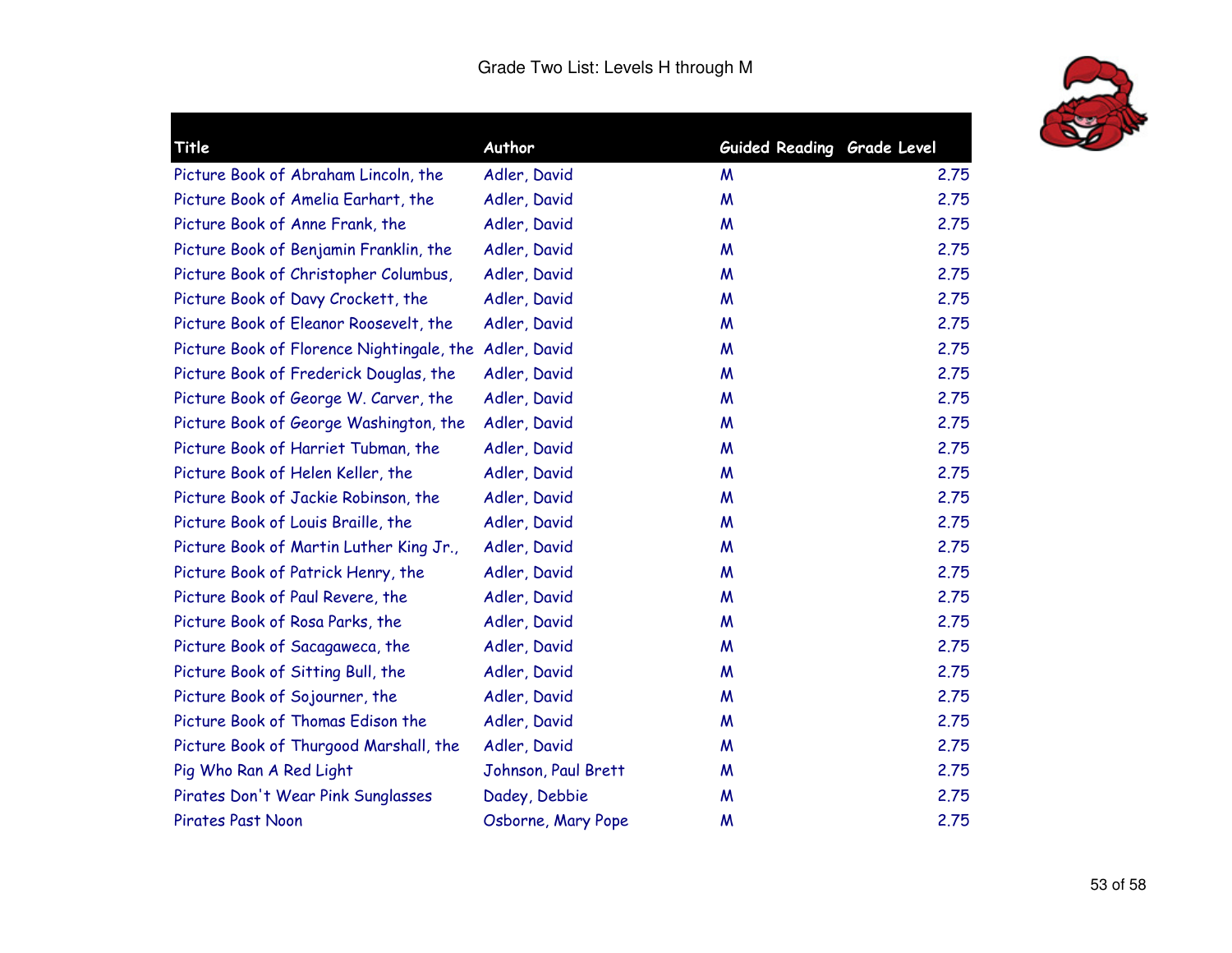Grade Two List: Levels H through M

| Title | Author | Guided Reading | Grade Level |
| --- | --- | --- | --- |
| Picture Book of Abraham Lincoln, the | Adler, David | M | 2.75 |
| Picture Book of Amelia Earhart, the | Adler, David | M | 2.75 |
| Picture Book of Anne Frank, the | Adler, David | M | 2.75 |
| Picture Book of Benjamin Franklin, the | Adler, David | M | 2.75 |
| Picture Book of Christopher Columbus, | Adler, David | M | 2.75 |
| Picture Book of Davy Crockett, the | Adler, David | M | 2.75 |
| Picture Book of Eleanor Roosevelt, the | Adler, David | M | 2.75 |
| Picture Book of Florence Nightingale, the | Adler, David | M | 2.75 |
| Picture Book of Frederick Douglas, the | Adler, David | M | 2.75 |
| Picture Book of George W. Carver, the | Adler, David | M | 2.75 |
| Picture Book of George Washington, the | Adler, David | M | 2.75 |
| Picture Book of Harriet Tubman, the | Adler, David | M | 2.75 |
| Picture Book of Helen Keller, the | Adler, David | M | 2.75 |
| Picture Book of Jackie Robinson, the | Adler, David | M | 2.75 |
| Picture Book of Louis Braille, the | Adler, David | M | 2.75 |
| Picture Book of Martin Luther King Jr., | Adler, David | M | 2.75 |
| Picture Book of Patrick Henry, the | Adler, David | M | 2.75 |
| Picture Book of Paul Revere, the | Adler, David | M | 2.75 |
| Picture Book of Rosa Parks, the | Adler, David | M | 2.75 |
| Picture Book of Sacagaweca, the | Adler, David | M | 2.75 |
| Picture Book of Sitting Bull, the | Adler, David | M | 2.75 |
| Picture Book of Sojourner, the | Adler, David | M | 2.75 |
| Picture Book of Thomas Edison the | Adler, David | M | 2.75 |
| Picture Book of Thurgood Marshall, the | Adler, David | M | 2.75 |
| Pig Who Ran A Red Light | Johnson, Paul Brett | M | 2.75 |
| Pirates Don't Wear Pink Sunglasses | Dadey, Debbie | M | 2.75 |
| Pirates Past Noon | Osborne, Mary Pope | M | 2.75 |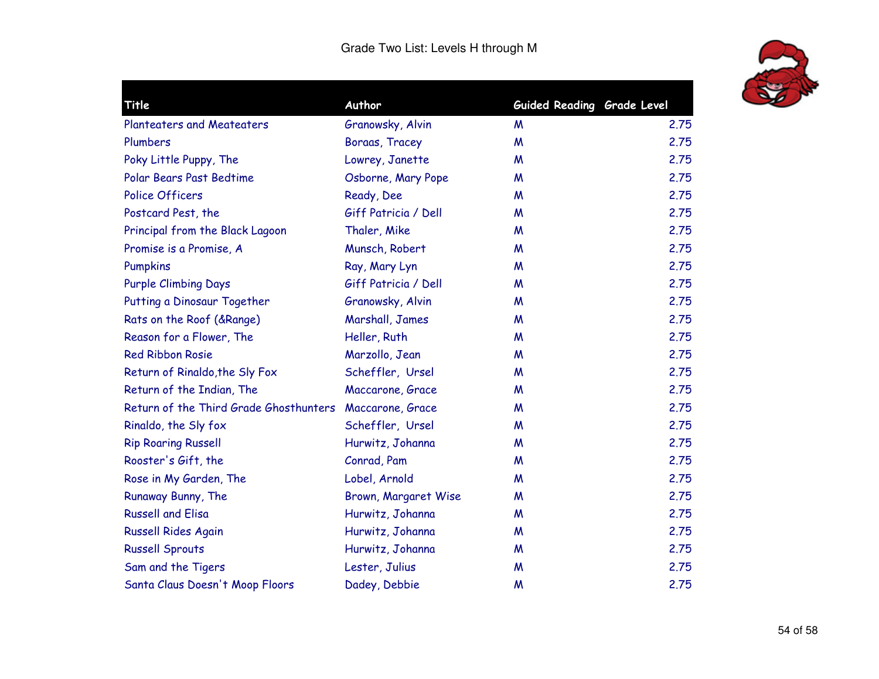Grade Two List: Levels H through M

| Title | Author | Guided Reading | Grade Level |
|---|---|---|---|
| Planteaters and Meateaters | Granowsky, Alvin | M | 2.75 |
| Plumbers | Boraas, Tracey | M | 2.75 |
| Poky Little Puppy, The | Lowrey, Janette | M | 2.75 |
| Polar Bears Past Bedtime | Osborne, Mary Pope | M | 2.75 |
| Police Officers | Ready, Dee | M | 2.75 |
| Postcard Pest, the | Giff Patricia / Dell | M | 2.75 |
| Principal from the Black Lagoon | Thaler, Mike | M | 2.75 |
| Promise is a Promise, A | Munsch, Robert | M | 2.75 |
| Pumpkins | Ray, Mary Lyn | M | 2.75 |
| Purple Climbing Days | Giff Patricia / Dell | M | 2.75 |
| Putting a Dinosaur Together | Granowsky, Alvin | M | 2.75 |
| Rats on the Roof (&Range) | Marshall, James | M | 2.75 |
| Reason for a Flower, The | Heller, Ruth | M | 2.75 |
| Red Ribbon Rosie | Marzollo, Jean | M | 2.75 |
| Return of Rinaldo,the Sly Fox | Scheffler, Ursel | M | 2.75 |
| Return of the Indian, The | Maccarone, Grace | M | 2.75 |
| Return of the Third Grade Ghosthunters | Maccarone, Grace | M | 2.75 |
| Rinaldo, the Sly fox | Scheffler, Ursel | M | 2.75 |
| Rip Roaring Russell | Hurwitz, Johanna | M | 2.75 |
| Rooster's Gift, the | Conrad, Pam | M | 2.75 |
| Rose in My Garden, The | Lobel, Arnold | M | 2.75 |
| Runaway Bunny, The | Brown, Margaret Wise | M | 2.75 |
| Russell and Elisa | Hurwitz, Johanna | M | 2.75 |
| Russell Rides Again | Hurwitz, Johanna | M | 2.75 |
| Russell Sprouts | Hurwitz, Johanna | M | 2.75 |
| Sam and the Tigers | Lester, Julius | M | 2.75 |
| Santa Claus Doesn't Moop Floors | Dadey, Debbie | M | 2.75 |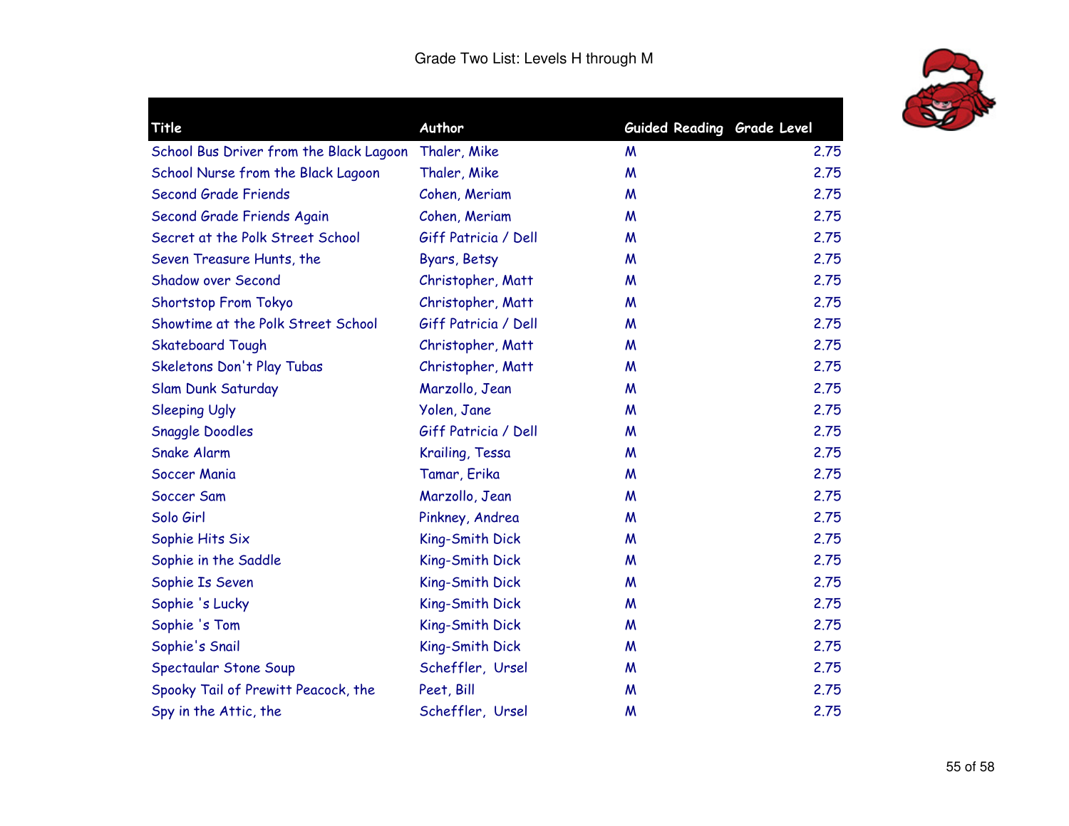# Grade Two List: Levels H through M

| Title | Author | Guided Reading | Grade Level |
|---|---|---|---|
| School Bus Driver from the Black Lagoon | Thaler, Mike | M | 2.75 |
| School Nurse from the Black Lagoon | Thaler, Mike | M | 2.75 |
| Second Grade Friends | Cohen, Meriam | M | 2.75 |
| Second Grade Friends Again | Cohen, Meriam | M | 2.75 |
| Secret at the Polk Street School | Giff Patricia / Dell | M | 2.75 |
| Seven Treasure Hunts, the | Byars, Betsy | M | 2.75 |
| Shadow over Second | Christopher, Matt | M | 2.75 |
| Shortstop From Tokyo | Christopher, Matt | M | 2.75 |
| Showtime at the Polk Street School | Giff Patricia / Dell | M | 2.75 |
| Skateboard Tough | Christopher, Matt | M | 2.75 |
| Skeletons Don't Play Tubas | Christopher, Matt | M | 2.75 |
| Slam Dunk Saturday | Marzollo, Jean | M | 2.75 |
| Sleeping Ugly | Yolen, Jane | M | 2.75 |
| Snaggle Doodles | Giff Patricia / Dell | M | 2.75 |
| Snake Alarm | Krailing, Tessa | M | 2.75 |
| Soccer Mania | Tamar, Erika | M | 2.75 |
| Soccer Sam | Marzollo, Jean | M | 2.75 |
| Solo Girl | Pinkney, Andrea | M | 2.75 |
| Sophie Hits Six | King-Smith Dick | M | 2.75 |
| Sophie in the Saddle | King-Smith Dick | M | 2.75 |
| Sophie Is Seven | King-Smith Dick | M | 2.75 |
| Sophie 's Lucky | King-Smith Dick | M | 2.75 |
| Sophie 's Tom | King-Smith Dick | M | 2.75 |
| Sophie's Snail | King-Smith Dick | M | 2.75 |
| Spectaular Stone Soup | Scheffler, Ursel | M | 2.75 |
| Spooky Tail of Prewitt Peacock, the | Peet, Bill | M | 2.75 |
| Spy in the Attic, the | Scheffler, Ursel | M | 2.75 |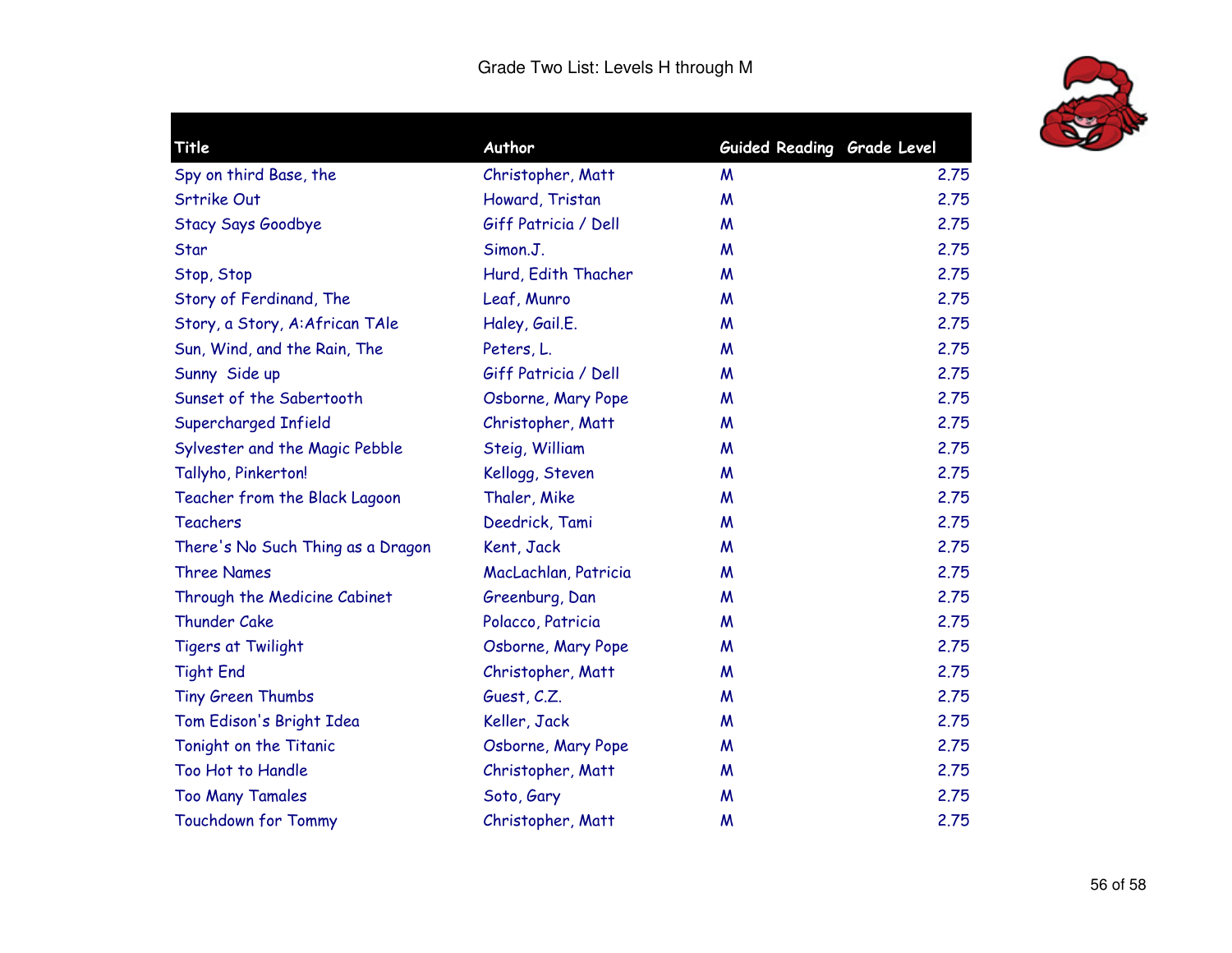Grade Two List: Levels H through M

| Title | Author | Guided Reading | Grade Level |
|---|---|---|---|
| Spy on third Base, the | Christopher, Matt | M | 2.75 |
| Srtrike Out | Howard, Tristan | M | 2.75 |
| Stacy Says Goodbye | Giff Patricia / Dell | M | 2.75 |
| Star | Simon.J. | M | 2.75 |
| Stop, Stop | Hurd, Edith Thacher | M | 2.75 |
| Story of Ferdinand, The | Leaf, Munro | M | 2.75 |
| Story, a Story, A:African TAle | Haley, Gail.E. | M | 2.75 |
| Sun, Wind, and the Rain, The | Peters, L. | M | 2.75 |
| Sunny Side up | Giff Patricia / Dell | M | 2.75 |
| Sunset of the Sabertooth | Osborne, Mary Pope | M | 2.75 |
| Supercharged Infield | Christopher, Matt | M | 2.75 |
| Sylvester and the Magic Pebble | Steig, William | M | 2.75 |
| Tallyho, Pinkerton! | Kellogg, Steven | M | 2.75 |
| Teacher from the Black Lagoon | Thaler, Mike | M | 2.75 |
| Teachers | Deedrick, Tami | M | 2.75 |
| There's No Such Thing as a Dragon | Kent, Jack | M | 2.75 |
| Three Names | MacLachlan, Patricia | M | 2.75 |
| Through the Medicine Cabinet | Greenburg, Dan | M | 2.75 |
| Thunder Cake | Polacco, Patricia | M | 2.75 |
| Tigers at Twilight | Osborne, Mary Pope | M | 2.75 |
| Tight End | Christopher, Matt | M | 2.75 |
| Tiny Green Thumbs | Guest, C.Z. | M | 2.75 |
| Tom Edison's Bright Idea | Keller, Jack | M | 2.75 |
| Tonight on the Titanic | Osborne, Mary Pope | M | 2.75 |
| Too Hot to Handle | Christopher, Matt | M | 2.75 |
| Too Many Tamales | Soto, Gary | M | 2.75 |
| Touchdown for Tommy | Christopher, Matt | M | 2.75 |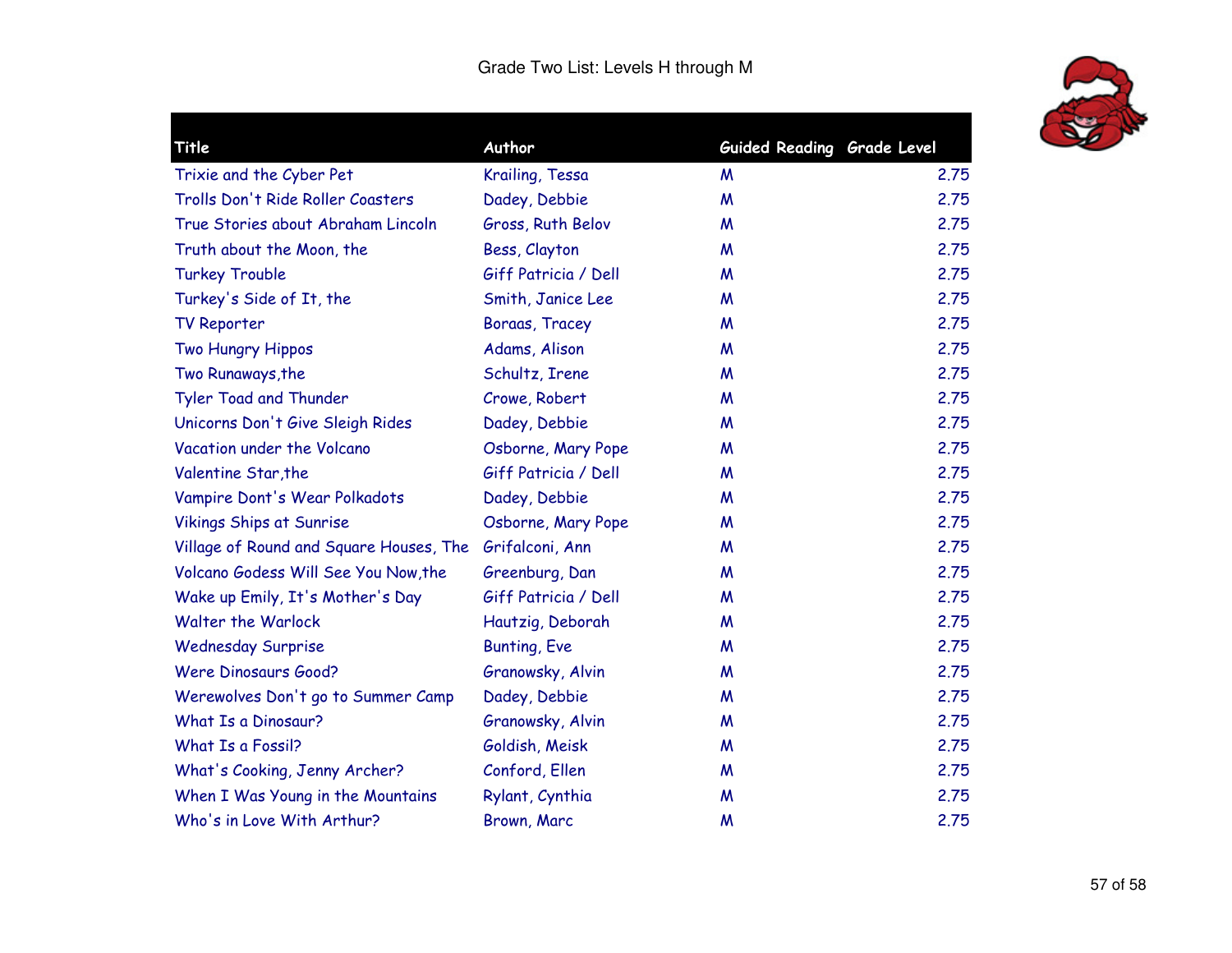# Grade Two List: Levels H through M

| Title | Author | Guided Reading | Grade Level |
|---|---|---|---|
| Trixie and the Cyber Pet | Krailing, Tessa | M | 2.75 |
| Trolls Don't Ride Roller Coasters | Dadey, Debbie | M | 2.75 |
| True Stories about Abraham Lincoln | Gross, Ruth Belov | M | 2.75 |
| Truth about the Moon, the | Bess, Clayton | M | 2.75 |
| Turkey Trouble | Giff Patricia / Dell | M | 2.75 |
| Turkey's Side of It, the | Smith, Janice Lee | M | 2.75 |
| TV Reporter | Boraas, Tracey | M | 2.75 |
| Two Hungry Hippos | Adams, Alison | M | 2.75 |
| Two Runaways,the | Schultz, Irene | M | 2.75 |
| Tyler Toad and Thunder | Crowe, Robert | M | 2.75 |
| Unicorns Don't Give Sleigh Rides | Dadey, Debbie | M | 2.75 |
| Vacation under the Volcano | Osborne, Mary Pope | M | 2.75 |
| Valentine Star,the | Giff Patricia / Dell | M | 2.75 |
| Vampire Dont's Wear Polkadots | Dadey, Debbie | M | 2.75 |
| Vikings Ships at Sunrise | Osborne, Mary Pope | M | 2.75 |
| Village of Round and Square Houses, The | Grifalconi, Ann | M | 2.75 |
| Volcano Godess Will See You Now,the | Greenburg, Dan | M | 2.75 |
| Wake up Emily, It's Mother's Day | Giff Patricia / Dell | M | 2.75 |
| Walter the Warlock | Hautzig, Deborah | M | 2.75 |
| Wednesday Surprise | Bunting, Eve | M | 2.75 |
| Were Dinosaurs Good? | Granowsky, Alvin | M | 2.75 |
| Werewolves Don't go to Summer Camp | Dadey, Debbie | M | 2.75 |
| What Is a Dinosaur? | Granowsky, Alvin | M | 2.75 |
| What Is a Fossil? | Goldish, Meisk | M | 2.75 |
| What's Cooking, Jenny Archer? | Conford, Ellen | M | 2.75 |
| When I Was Young in the Mountains | Rylant, Cynthia | M | 2.75 |
| Who's in Love With Arthur? | Brown, Marc | M | 2.75 |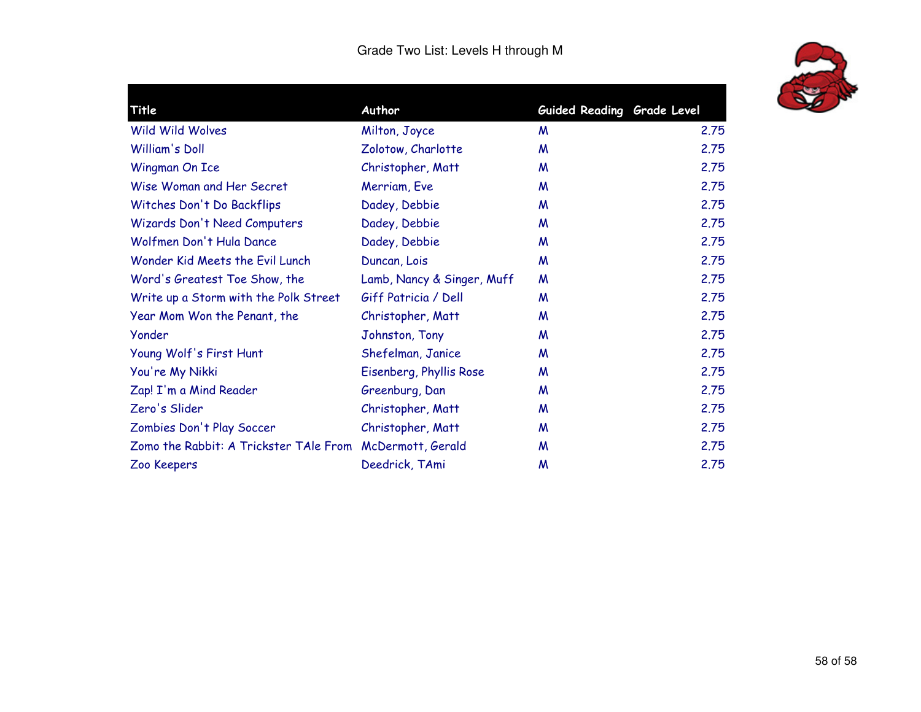# Grade Two List: Levels H through M

| Title | Author | Guided Reading | Grade Level |
|---|---|---|---|
| Wild Wild Wolves | Milton, Joyce | M | 2.75 |
| William's Doll | Zolotow, Charlotte | M | 2.75 |
| Wingman On Ice | Christopher, Matt | M | 2.75 |
| Wise Woman and Her Secret | Merriam, Eve | M | 2.75 |
| Witches Don't Do Backflips | Dadey, Debbie | M | 2.75 |
| Wizards Don't Need Computers | Dadey, Debbie | M | 2.75 |
| Wolfmen Don't Hula Dance | Dadey, Debbie | M | 2.75 |
| Wonder Kid Meets the Evil Lunch | Duncan, Lois | M | 2.75 |
| Word's Greatest Toe Show, the | Lamb, Nancy & Singer, Muff | M | 2.75 |
| Write up a Storm with the Polk Street | Giff Patricia / Dell | M | 2.75 |
| Year Mom Won the Penant, the | Christopher, Matt | M | 2.75 |
| Yonder | Johnston, Tony | M | 2.75 |
| Young Wolf's First Hunt | Shefelman, Janice | M | 2.75 |
| You're My Nikki | Eisenberg, Phyllis Rose | M | 2.75 |
| Zap! I'm a Mind Reader | Greenburg, Dan | M | 2.75 |
| Zero's Slider | Christopher, Matt | M | 2.75 |
| Zombies Don't Play Soccer | Christopher, Matt | M | 2.75 |
| Zomo the Rabbit: A Trickster TAle From | McDermott, Gerald | M | 2.75 |
| Zoo Keepers | Deedrick, TAmi | M | 2.75 |